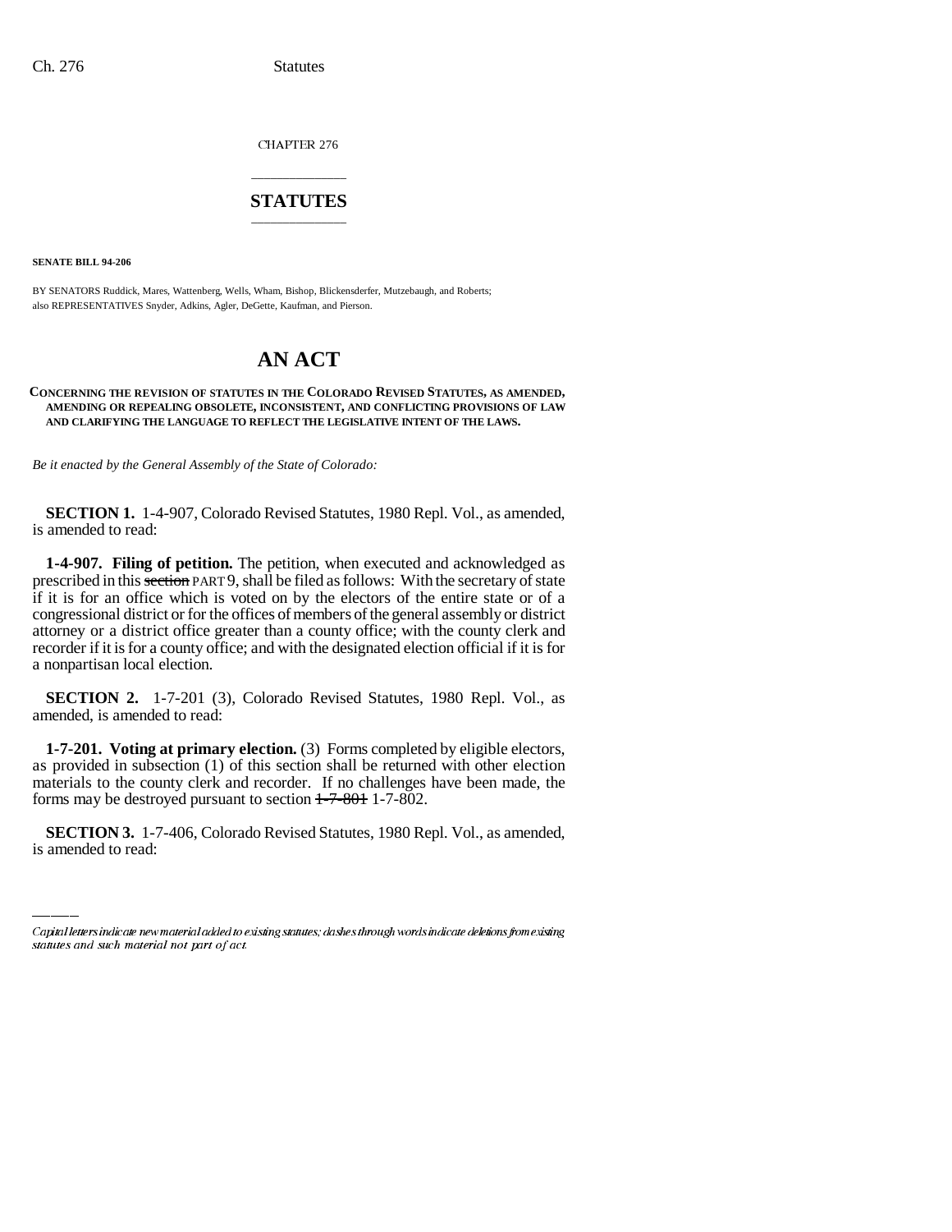CHAPTER 276

# STATUTES

**SENATE BILL 94-206**

BY SENATORS Ruddick, Mares, Wattenberg, Wells, Wham, Bishop, Blickensderfer, Mutzebaugh, and Roberts; also REPRESENTATIVES Snyder, Adkins, Agler, DeGette, Kaufman, and Pierson.

# AN ACT

**CONCERNING THE REVISION OF STATUTES IN THE COLORADO REVISED STATUTES, AS AMENDED, AMENDING OR REPEALING OBSOLETE, INCONSISTENT, AND CONFLICTING PROVISIONS OF LAW AND CLARIFYING THE LANGUAGE TO REFLECT THE LEGISLATIVE INTENT OF THE LAWS.**

*Be it enacted by the General Assembly of the State of Colorado:*

**SECTION 1.** 1-4-907, Colorado Revised Statutes, 1980 Repl. Vol., as amended, is amended to read:

**1-4-907. Filing of petition.** The petition, when executed and acknowledged as prescribed in this ~~section~~ PART 9, shall be filed as follows: With the secretary of state if it is for an office which is voted on by the electors of the entire state or of a congressional district or for the offices of members of the general assembly or district attorney or a district office greater than a county office; with the county clerk and recorder if it is for a county office; and with the designated election official if it is for a nonpartisan local election.

**SECTION 2.** 1-7-201 (3), Colorado Revised Statutes, 1980 Repl. Vol., as amended, is amended to read:

**1-7-201. Voting at primary election.** (3) Forms completed by eligible electors, as provided in subsection (1) of this section shall be returned with other election materials to the county clerk and recorder. If no challenges have been made, the forms may be destroyed pursuant to section ~~1-7-801~~ 1-7-802.

**SECTION 3.** 1-7-406, Colorado Revised Statutes, 1980 Repl. Vol., as amended, is amended to read:

Capital letters indicate new material added to existing statutes; dashes through words indicate deletions from existing statutes and such material not part of act.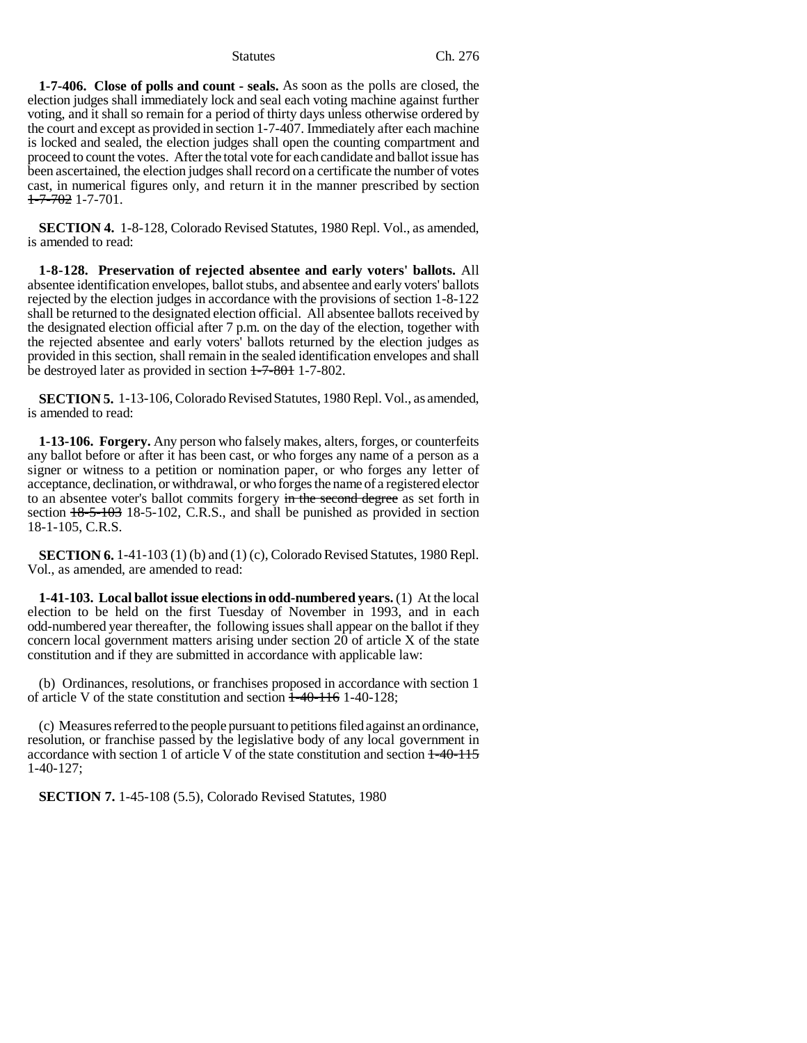**1-7-406. Close of polls and count - seals.** As soon as the polls are closed, the election judges shall immediately lock and seal each voting machine against further voting, and it shall so remain for a period of thirty days unless otherwise ordered by the court and except as provided in section 1-7-407. Immediately after each machine is locked and sealed, the election judges shall open the counting compartment and proceed to count the votes. After the total vote for each candidate and ballot issue has been ascertained, the election judges shall record on a certificate the number of votes cast, in numerical figures only, and return it in the manner prescribed by section ~~1-7-702~~ 1-7-701.

**SECTION 4.** 1-8-128, Colorado Revised Statutes, 1980 Repl. Vol., as amended, is amended to read:

**1-8-128. Preservation of rejected absentee and early voters' ballots.** All absentee identification envelopes, ballot stubs, and absentee and early voters' ballots rejected by the election judges in accordance with the provisions of section 1-8-122 shall be returned to the designated election official. All absentee ballots received by the designated election official after 7 p.m. on the day of the election, together with the rejected absentee and early voters' ballots returned by the election judges as provided in this section, shall remain in the sealed identification envelopes and shall be destroyed later as provided in section ~~1-7-801~~ 1-7-802.

**SECTION 5.** 1-13-106, Colorado Revised Statutes, 1980 Repl. Vol., as amended, is amended to read:

**1-13-106. Forgery.** Any person who falsely makes, alters, forges, or counterfeits any ballot before or after it has been cast, or who forges any name of a person as a signer or witness to a petition or nomination paper, or who forges any letter of acceptance, declination, or withdrawal, or who forges the name of a registered elector to an absentee voter's ballot commits forgery ~~in the second degree~~ as set forth in section ~~18-5-103~~ 18-5-102, C.R.S., and shall be punished as provided in section 18-1-105, C.R.S.

**SECTION 6.** 1-41-103 (1) (b) and (1) (c), Colorado Revised Statutes, 1980 Repl. Vol., as amended, are amended to read:

**1-41-103. Local ballot issue elections in odd-numbered years.** (1) At the local election to be held on the first Tuesday of November in 1993, and in each odd-numbered year thereafter, the following issues shall appear on the ballot if they concern local government matters arising under section 20 of article X of the state constitution and if they are submitted in accordance with applicable law:

(b) Ordinances, resolutions, or franchises proposed in accordance with section 1 of article V of the state constitution and section ~~1-40-116~~ 1-40-128;

(c) Measures referred to the people pursuant to petitions filed against an ordinance, resolution, or franchise passed by the legislative body of any local government in accordance with section 1 of article V of the state constitution and section ~~1-40-115~~ 1-40-127;

**SECTION 7.** 1-45-108 (5.5), Colorado Revised Statutes, 1980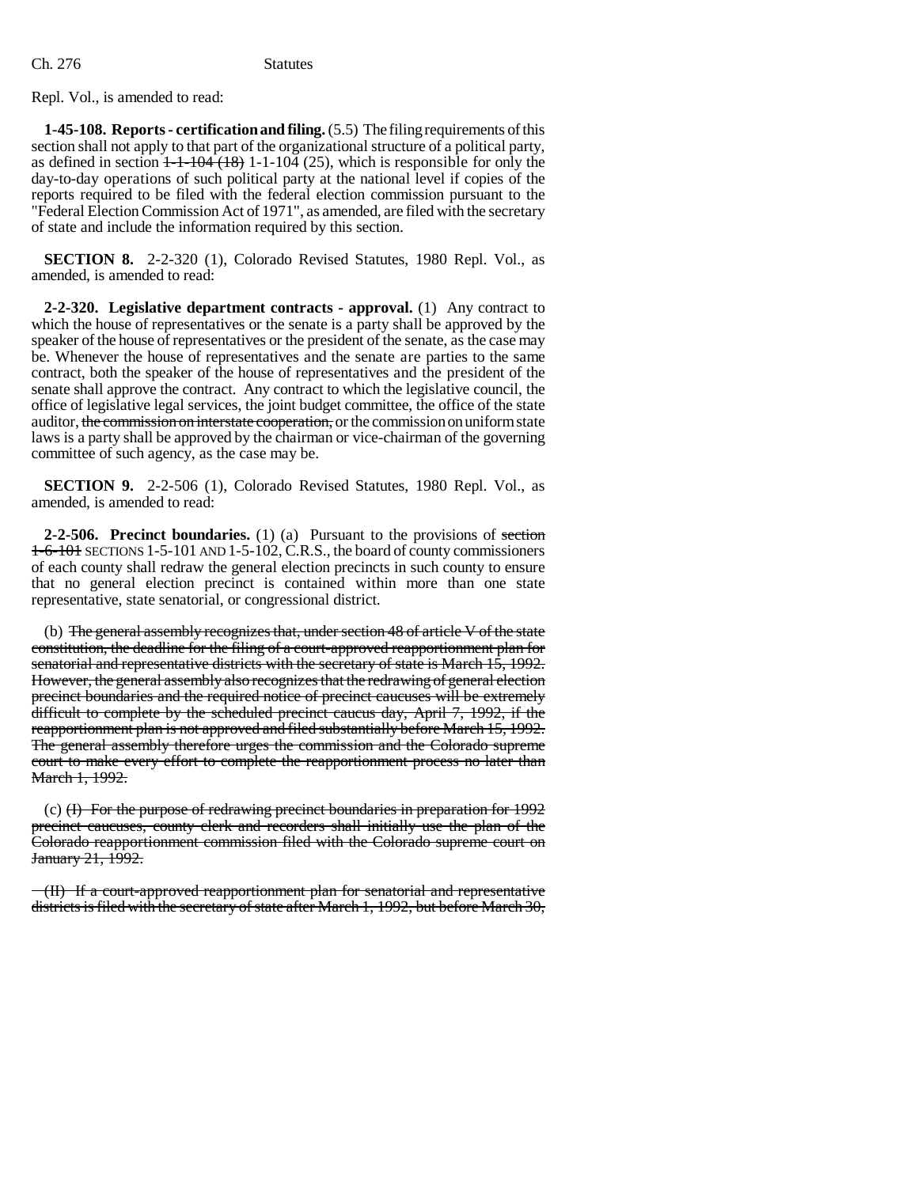Repl. Vol., is amended to read:

**1-45-108. Reports - certification and filing.** (5.5) The filing requirements of this section shall not apply to that part of the organizational structure of a political party, as defined in section ~~1-1-104 (18)~~ 1-1-104 (25), which is responsible for only the day-to-day operations of such political party at the national level if copies of the reports required to be filed with the federal election commission pursuant to the "Federal Election Commission Act of 1971", as amended, are filed with the secretary of state and include the information required by this section.

**SECTION 8.** 2-2-320 (1), Colorado Revised Statutes, 1980 Repl. Vol., as amended, is amended to read:

**2-2-320. Legislative department contracts - approval.** (1) Any contract to which the house of representatives or the senate is a party shall be approved by the speaker of the house of representatives or the president of the senate, as the case may be. Whenever the house of representatives and the senate are parties to the same contract, both the speaker of the house of representatives and the president of the senate shall approve the contract. Any contract to which the legislative council, the office of legislative legal services, the joint budget committee, the office of the state auditor, ~~the commission on interstate cooperation,~~ or the commission on uniform state laws is a party shall be approved by the chairman or vice-chairman of the governing committee of such agency, as the case may be.

**SECTION 9.** 2-2-506 (1), Colorado Revised Statutes, 1980 Repl. Vol., as amended, is amended to read:

**2-2-506. Precinct boundaries.** (1) (a) Pursuant to the provisions of ~~section 1-6-101~~ SECTIONS 1-5-101 AND 1-5-102, C.R.S., the board of county commissioners of each county shall redraw the general election precincts in such county to ensure that no general election precinct is contained within more than one state representative, state senatorial, or congressional district.

(b) ~~The general assembly recognizes that, under section 48 of article V of the state constitution, the deadline for the filing of a court-approved reapportionment plan for senatorial and representative districts with the secretary of state is March 15, 1992. However, the general assembly also recognizes that the redrawing of general election precinct boundaries and the required notice of precinct caucuses will be extremely difficult to complete by the scheduled precinct caucus day, April 7, 1992, if the reapportionment plan is not approved and filed substantially before March 15, 1992. The general assembly therefore urges the commission and the Colorado supreme court to make every effort to complete the reapportionment process no later than March 1, 1992.~~

(c) ~~(I) For the purpose of redrawing precinct boundaries in preparation for 1992 precinct caucuses, county clerk and recorders shall initially use the plan of the Colorado reapportionment commission filed with the Colorado supreme court on January 21, 1992.~~

~~(II) If a court-approved reapportionment plan for senatorial and representative districts is filed with the secretary of state after March 1, 1992, but before March 30,~~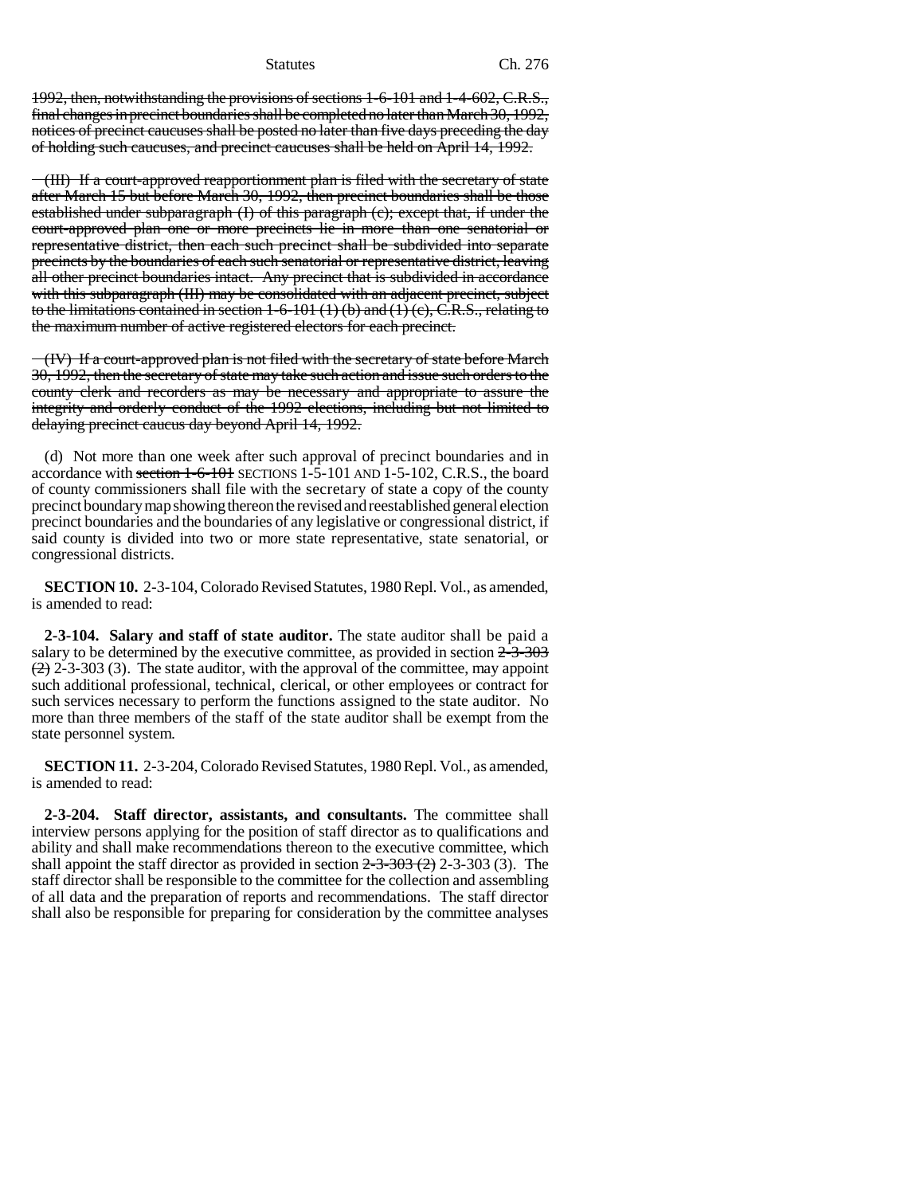~~1992, then, notwithstanding the provisions of sections 1-6-101 and 1-4-602, C.R.S., final changes in precinct boundaries shall be completed no later than March 30, 1992, notices of precinct caucuses shall be posted no later than five days preceding the day of holding such caucuses, and precinct caucuses shall be held on April 14, 1992.~~

~~(III) If a court-approved reapportionment plan is filed with the secretary of state after March 15 but before March 30, 1992, then precinct boundaries shall be those established under subparagraph (I) of this paragraph (c); except that, if under the court-approved plan one or more precincts lie in more than one senatorial or representative district, then each such precinct shall be subdivided into separate precincts by the boundaries of each such senatorial or representative district, leaving all other precinct boundaries intact. Any precinct that is subdivided in accordance with this subparagraph (III) may be consolidated with an adjacent precinct, subject to the limitations contained in section 1-6-101 (1) (b) and (1) (c), C.R.S., relating to the maximum number of active registered electors for each precinct.~~

~~(IV) If a court-approved plan is not filed with the secretary of state before March 30, 1992, then the secretary of state may take such action and issue such orders to the county clerk and recorders as may be necessary and appropriate to assure the integrity and orderly conduct of the 1992 elections, including but not limited to delaying precinct caucus day beyond April 14, 1992.~~

(d) Not more than one week after such approval of precinct boundaries and in accordance with ~~section 1-6-101~~ SECTIONS 1-5-101 AND 1-5-102, C.R.S., the board of county commissioners shall file with the secretary of state a copy of the county precinct boundary map showing thereon the revised and reestablished general election precinct boundaries and the boundaries of any legislative or congressional district, if said county is divided into two or more state representative, state senatorial, or congressional districts.

**SECTION 10.** 2-3-104, Colorado Revised Statutes, 1980 Repl. Vol., as amended, is amended to read:

**2-3-104. Salary and staff of state auditor.** The state auditor shall be paid a salary to be determined by the executive committee, as provided in section ~~2-3-303 (2)~~ 2-3-303 (3). The state auditor, with the approval of the committee, may appoint such additional professional, technical, clerical, or other employees or contract for such services necessary to perform the functions assigned to the state auditor. No more than three members of the staff of the state auditor shall be exempt from the state personnel system.

**SECTION 11.** 2-3-204, Colorado Revised Statutes, 1980 Repl. Vol., as amended, is amended to read:

**2-3-204. Staff director, assistants, and consultants.** The committee shall interview persons applying for the position of staff director as to qualifications and ability and shall make recommendations thereon to the executive committee, which shall appoint the staff director as provided in section ~~2-3-303 (2)~~ 2-3-303 (3). The staff director shall be responsible to the committee for the collection and assembling of all data and the preparation of reports and recommendations. The staff director shall also be responsible for preparing for consideration by the committee analyses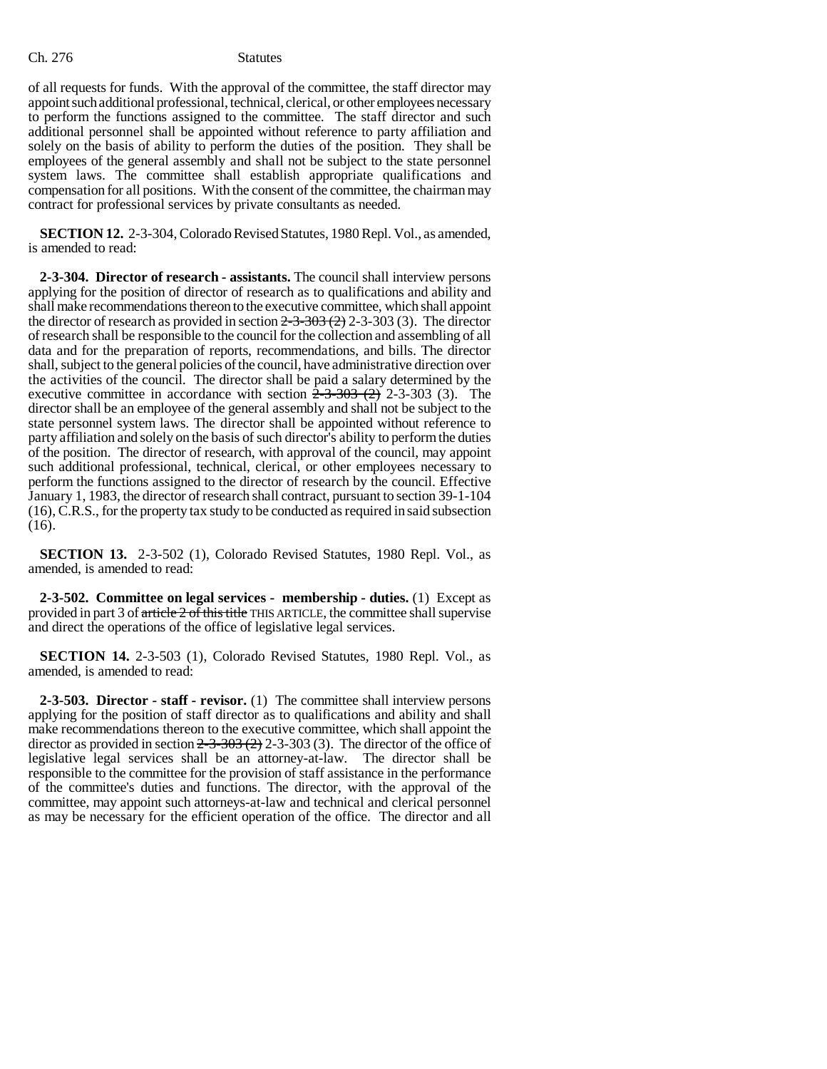of all requests for funds. With the approval of the committee, the staff director may appoint such additional professional, technical, clerical, or other employees necessary to perform the functions assigned to the committee. The staff director and such additional personnel shall be appointed without reference to party affiliation and solely on the basis of ability to perform the duties of the position. They shall be employees of the general assembly and shall not be subject to the state personnel system laws. The committee shall establish appropriate qualifications and compensation for all positions. With the consent of the committee, the chairman may contract for professional services by private consultants as needed.

**SECTION 12.** 2-3-304, Colorado Revised Statutes, 1980 Repl. Vol., as amended, is amended to read:

**2-3-304. Director of research - assistants.** The council shall interview persons applying for the position of director of research as to qualifications and ability and shall make recommendations thereon to the executive committee, which shall appoint the director of research as provided in section ~~2-3-303 (2)~~ 2-3-303 (3). The director of research shall be responsible to the council for the collection and assembling of all data and for the preparation of reports, recommendations, and bills. The director shall, subject to the general policies of the council, have administrative direction over the activities of the council. The director shall be paid a salary determined by the executive committee in accordance with section ~~2-3-303 (2)~~ 2-3-303 (3). The director shall be an employee of the general assembly and shall not be subject to the state personnel system laws. The director shall be appointed without reference to party affiliation and solely on the basis of such director's ability to perform the duties of the position. The director of research, with approval of the council, may appoint such additional professional, technical, clerical, or other employees necessary to perform the functions assigned to the director of research by the council. Effective January 1, 1983, the director of research shall contract, pursuant to section 39-1-104 (16), C.R.S., for the property tax study to be conducted as required in said subsection (16).

**SECTION 13.** 2-3-502 (1), Colorado Revised Statutes, 1980 Repl. Vol., as amended, is amended to read:

**2-3-502. Committee on legal services - membership - duties.** (1) Except as provided in part 3 of ~~article 2 of this title~~ THIS ARTICLE, the committee shall supervise and direct the operations of the office of legislative legal services.

**SECTION 14.** 2-3-503 (1), Colorado Revised Statutes, 1980 Repl. Vol., as amended, is amended to read:

**2-3-503. Director - staff - revisor.** (1) The committee shall interview persons applying for the position of staff director as to qualifications and ability and shall make recommendations thereon to the executive committee, which shall appoint the director as provided in section ~~2-3-303 (2)~~ 2-3-303 (3). The director of the office of legislative legal services shall be an attorney-at-law. The director shall be responsible to the committee for the provision of staff assistance in the performance of the committee's duties and functions. The director, with the approval of the committee, may appoint such attorneys-at-law and technical and clerical personnel as may be necessary for the efficient operation of the office. The director and all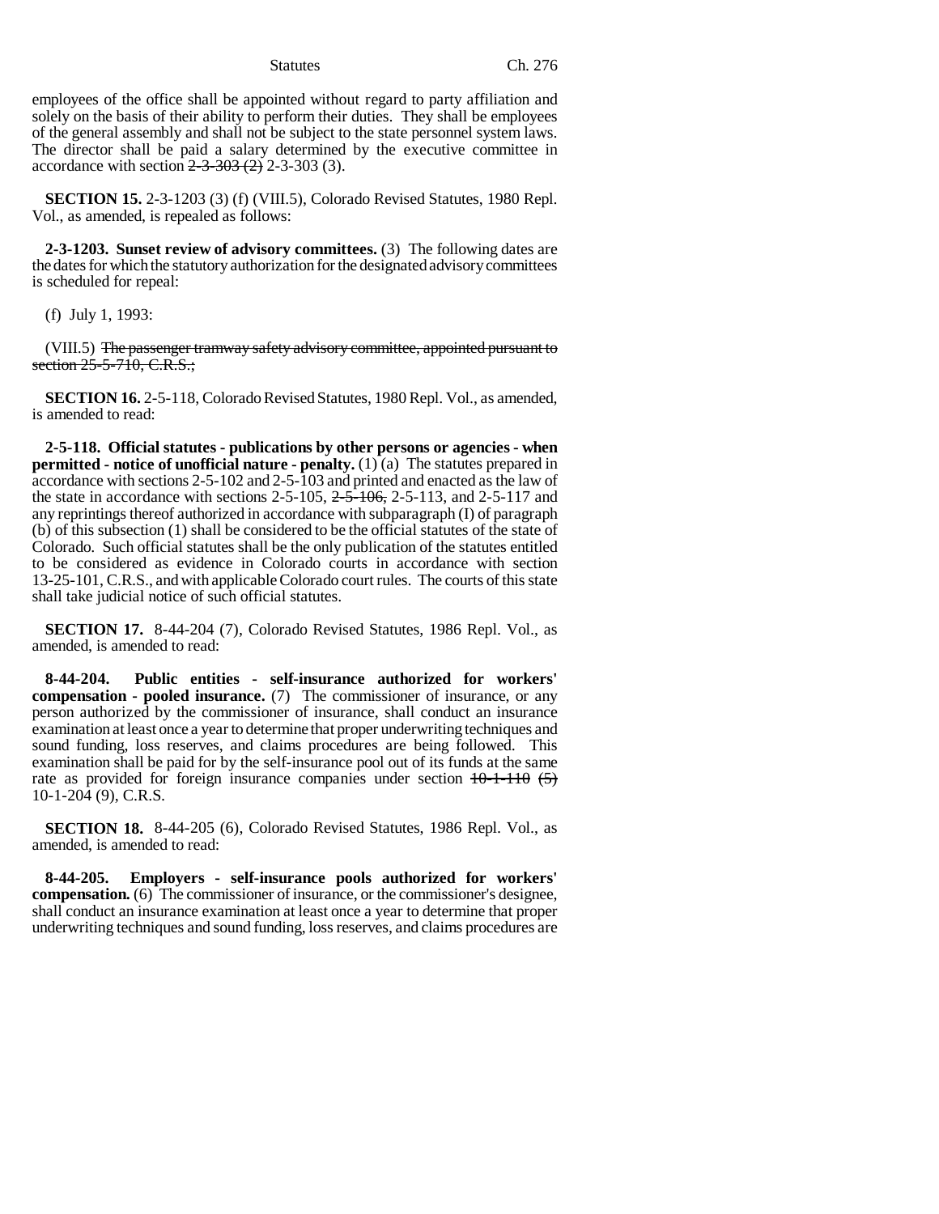employees of the office shall be appointed without regard to party affiliation and solely on the basis of their ability to perform their duties. They shall be employees of the general assembly and shall not be subject to the state personnel system laws. The director shall be paid a salary determined by the executive committee in accordance with section ~~2-3-303 (2)~~ 2-3-303 (3).

**SECTION 15.** 2-3-1203 (3) (f) (VIII.5), Colorado Revised Statutes, 1980 Repl. Vol., as amended, is repealed as follows:

**2-3-1203. Sunset review of advisory committees.** (3) The following dates are the dates for which the statutory authorization for the designated advisory committees is scheduled for repeal:

(f) July 1, 1993:

(VIII.5) ~~The passenger tramway safety advisory committee, appointed pursuant to section 25-5-710, C.R.S.;~~

**SECTION 16.** 2-5-118, Colorado Revised Statutes, 1980 Repl. Vol., as amended, is amended to read:

**2-5-118. Official statutes - publications by other persons or agencies - when permitted - notice of unofficial nature - penalty.** (1) (a) The statutes prepared in accordance with sections 2-5-102 and 2-5-103 and printed and enacted as the law of the state in accordance with sections 2-5-105, ~~2-5-106,~~ 2-5-113, and 2-5-117 and any reprintings thereof authorized in accordance with subparagraph (I) of paragraph (b) of this subsection (1) shall be considered to be the official statutes of the state of Colorado. Such official statutes shall be the only publication of the statutes entitled to be considered as evidence in Colorado courts in accordance with section 13-25-101, C.R.S., and with applicable Colorado court rules. The courts of this state shall take judicial notice of such official statutes.

**SECTION 17.** 8-44-204 (7), Colorado Revised Statutes, 1986 Repl. Vol., as amended, is amended to read:

**8-44-204. Public entities - self-insurance authorized for workers' compensation - pooled insurance.** (7) The commissioner of insurance, or any person authorized by the commissioner of insurance, shall conduct an insurance examination at least once a year to determine that proper underwriting techniques and sound funding, loss reserves, and claims procedures are being followed. This examination shall be paid for by the self-insurance pool out of its funds at the same rate as provided for foreign insurance companies under section ~~10-1-110 (5)~~ 10-1-204 (9), C.R.S.

**SECTION 18.** 8-44-205 (6), Colorado Revised Statutes, 1986 Repl. Vol., as amended, is amended to read:

**8-44-205. Employers - self-insurance pools authorized for workers' compensation.** (6) The commissioner of insurance, or the commissioner's designee, shall conduct an insurance examination at least once a year to determine that proper underwriting techniques and sound funding, loss reserves, and claims procedures are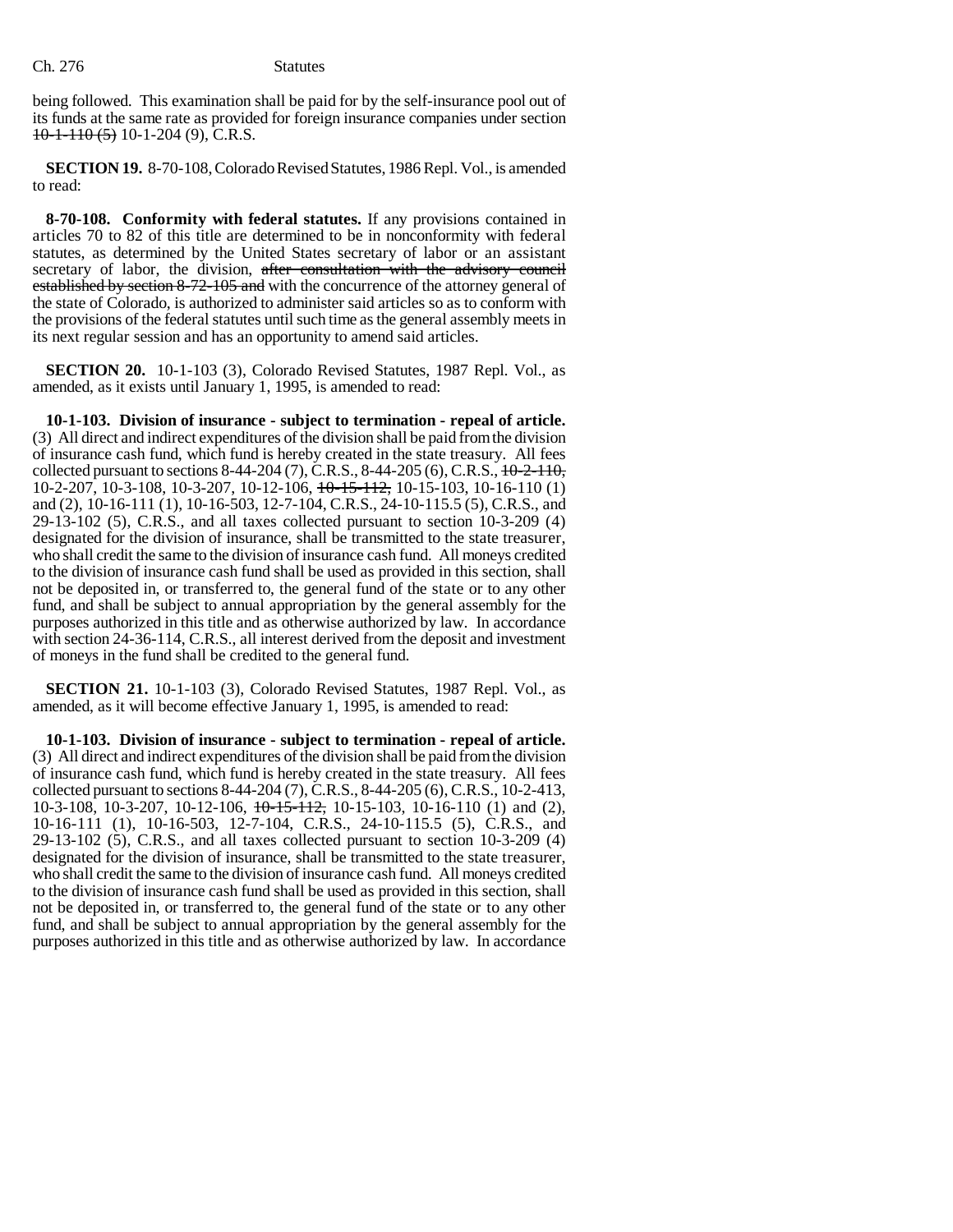being followed. This examination shall be paid for by the self-insurance pool out of its funds at the same rate as provided for foreign insurance companies under section ~~10-1-110 (5)~~ 10-1-204 (9), C.R.S.

**SECTION 19.** 8-70-108, Colorado Revised Statutes, 1986 Repl. Vol., is amended to read:

**8-70-108. Conformity with federal statutes.** If any provisions contained in articles 70 to 82 of this title are determined to be in nonconformity with federal statutes, as determined by the United States secretary of labor or an assistant secretary of labor, the division, ~~after consultation with the advisory council established by section 8-72-105 and~~ with the concurrence of the attorney general of the state of Colorado, is authorized to administer said articles so as to conform with the provisions of the federal statutes until such time as the general assembly meets in its next regular session and has an opportunity to amend said articles.

**SECTION 20.** 10-1-103 (3), Colorado Revised Statutes, 1987 Repl. Vol., as amended, as it exists until January 1, 1995, is amended to read:

**10-1-103. Division of insurance - subject to termination - repeal of article.** (3) All direct and indirect expenditures of the division shall be paid from the division of insurance cash fund, which fund is hereby created in the state treasury. All fees collected pursuant to sections 8-44-204 (7), C.R.S., 8-44-205 (6), C.R.S., ~~10-2-110,~~ 10-2-207, 10-3-108, 10-3-207, 10-12-106, ~~10-15-112,~~ 10-15-103, 10-16-110 (1) and (2), 10-16-111 (1), 10-16-503, 12-7-104, C.R.S., 24-10-115.5 (5), C.R.S., and 29-13-102 (5), C.R.S., and all taxes collected pursuant to section 10-3-209 (4) designated for the division of insurance, shall be transmitted to the state treasurer, who shall credit the same to the division of insurance cash fund. All moneys credited to the division of insurance cash fund shall be used as provided in this section, shall not be deposited in, or transferred to, the general fund of the state or to any other fund, and shall be subject to annual appropriation by the general assembly for the purposes authorized in this title and as otherwise authorized by law. In accordance with section 24-36-114, C.R.S., all interest derived from the deposit and investment of moneys in the fund shall be credited to the general fund.

**SECTION 21.** 10-1-103 (3), Colorado Revised Statutes, 1987 Repl. Vol., as amended, as it will become effective January 1, 1995, is amended to read:

**10-1-103. Division of insurance - subject to termination - repeal of article.** (3) All direct and indirect expenditures of the division shall be paid from the division of insurance cash fund, which fund is hereby created in the state treasury. All fees collected pursuant to sections 8-44-204 (7), C.R.S., 8-44-205 (6), C.R.S., 10-2-413, 10-3-108, 10-3-207, 10-12-106, ~~10-15-112,~~ 10-15-103, 10-16-110 (1) and (2), 10-16-111 (1), 10-16-503, 12-7-104, C.R.S., 24-10-115.5 (5), C.R.S., and 29-13-102 (5), C.R.S., and all taxes collected pursuant to section 10-3-209 (4) designated for the division of insurance, shall be transmitted to the state treasurer, who shall credit the same to the division of insurance cash fund. All moneys credited to the division of insurance cash fund shall be used as provided in this section, shall not be deposited in, or transferred to, the general fund of the state or to any other fund, and shall be subject to annual appropriation by the general assembly for the purposes authorized in this title and as otherwise authorized by law. In accordance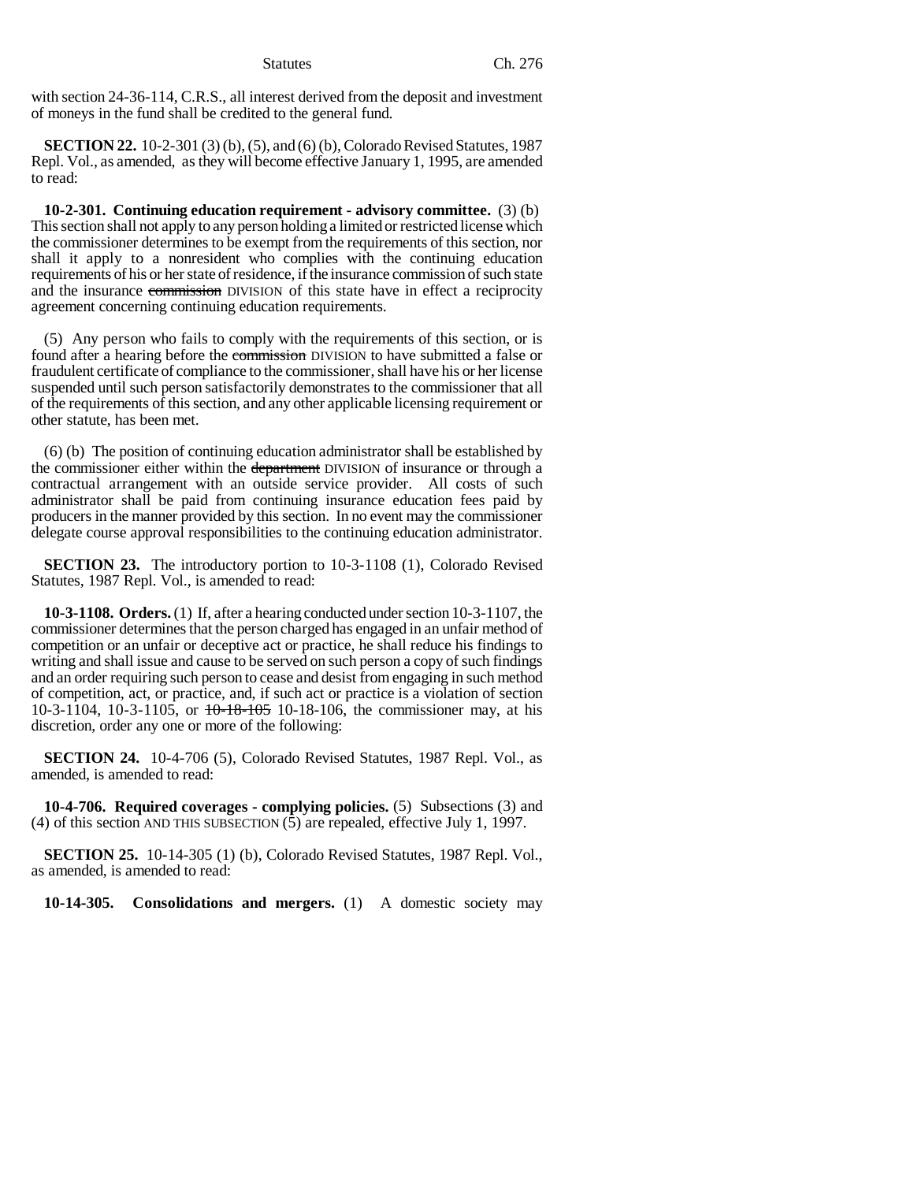with section 24-36-114, C.R.S., all interest derived from the deposit and investment of moneys in the fund shall be credited to the general fund.

**SECTION 22.** 10-2-301 (3) (b), (5), and (6) (b), Colorado Revised Statutes, 1987 Repl. Vol., as amended, as they will become effective January 1, 1995, are amended to read:

**10-2-301. Continuing education requirement - advisory committee.** (3) (b) This section shall not apply to any person holding a limited or restricted license which the commissioner determines to be exempt from the requirements of this section, nor shall it apply to a nonresident who complies with the continuing education requirements of his or her state of residence, if the insurance commission of such state and the insurance ~~commission~~ DIVISION of this state have in effect a reciprocity agreement concerning continuing education requirements.

(5) Any person who fails to comply with the requirements of this section, or is found after a hearing before the ~~commission~~ DIVISION to have submitted a false or fraudulent certificate of compliance to the commissioner, shall have his or her license suspended until such person satisfactorily demonstrates to the commissioner that all of the requirements of this section, and any other applicable licensing requirement or other statute, has been met.

(6) (b) The position of continuing education administrator shall be established by the commissioner either within the ~~department~~ DIVISION of insurance or through a contractual arrangement with an outside service provider. All costs of such administrator shall be paid from continuing insurance education fees paid by producers in the manner provided by this section. In no event may the commissioner delegate course approval responsibilities to the continuing education administrator.

**SECTION 23.** The introductory portion to 10-3-1108 (1), Colorado Revised Statutes, 1987 Repl. Vol., is amended to read:

**10-3-1108. Orders.** (1) If, after a hearing conducted under section 10-3-1107, the commissioner determines that the person charged has engaged in an unfair method of competition or an unfair or deceptive act or practice, he shall reduce his findings to writing and shall issue and cause to be served on such person a copy of such findings and an order requiring such person to cease and desist from engaging in such method of competition, act, or practice, and, if such act or practice is a violation of section 10-3-1104, 10-3-1105, or ~~10-18-105~~ 10-18-106, the commissioner may, at his discretion, order any one or more of the following:

**SECTION 24.** 10-4-706 (5), Colorado Revised Statutes, 1987 Repl. Vol., as amended, is amended to read:

**10-4-706. Required coverages - complying policies.** (5) Subsections (3) and (4) of this section AND THIS SUBSECTION (5) are repealed, effective July 1, 1997.

**SECTION 25.** 10-14-305 (1) (b), Colorado Revised Statutes, 1987 Repl. Vol., as amended, is amended to read:

**10-14-305. Consolidations and mergers.** (1) A domestic society may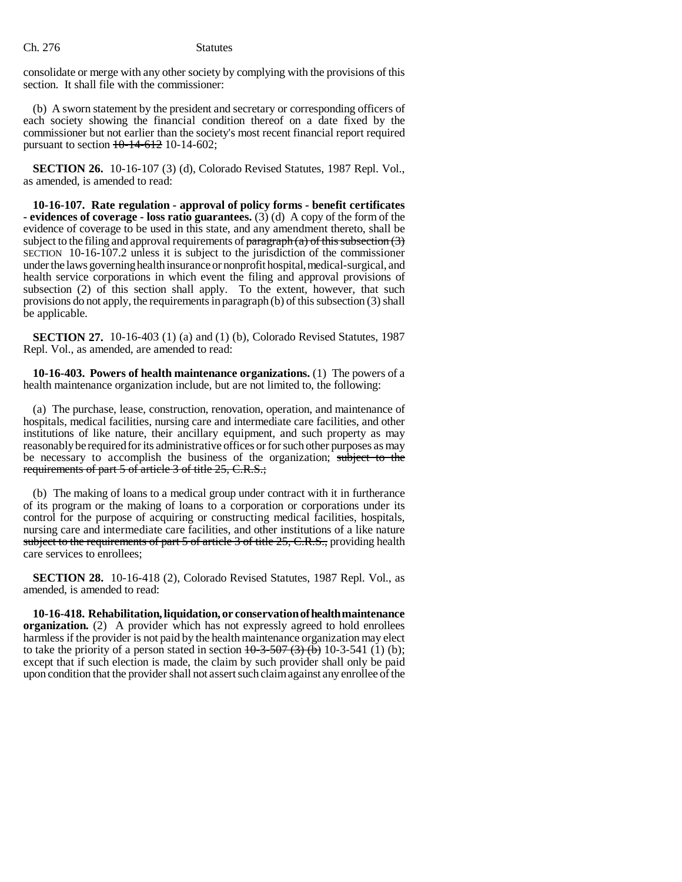consolidate or merge with any other society by complying with the provisions of this section. It shall file with the commissioner:

(b) A sworn statement by the president and secretary or corresponding officers of each society showing the financial condition thereof on a date fixed by the commissioner but not earlier than the society's most recent financial report required pursuant to section ~~10-14-612~~ 10-14-602;

**SECTION 26.** 10-16-107 (3) (d), Colorado Revised Statutes, 1987 Repl. Vol., as amended, is amended to read:

**10-16-107. Rate regulation - approval of policy forms - benefit certificates - evidences of coverage - loss ratio guarantees.** (3) (d) A copy of the form of the evidence of coverage to be used in this state, and any amendment thereto, shall be subject to the filing and approval requirements of ~~paragraph (a) of this subsection (3)~~ SECTION 10-16-107.2 unless it is subject to the jurisdiction of the commissioner under the laws governing health insurance or nonprofit hospital, medical-surgical, and health service corporations in which event the filing and approval provisions of subsection (2) of this section shall apply. To the extent, however, that such provisions do not apply, the requirements in paragraph (b) of this subsection (3) shall be applicable.

**SECTION 27.** 10-16-403 (1) (a) and (1) (b), Colorado Revised Statutes, 1987 Repl. Vol., as amended, are amended to read:

**10-16-403. Powers of health maintenance organizations.** (1) The powers of a health maintenance organization include, but are not limited to, the following:

(a) The purchase, lease, construction, renovation, operation, and maintenance of hospitals, medical facilities, nursing care and intermediate care facilities, and other institutions of like nature, their ancillary equipment, and such property as may reasonably be required for its administrative offices or for such other purposes as may be necessary to accomplish the business of the organization; ~~subject to the requirements of part 5 of article 3 of title 25, C.R.S.;~~

(b) The making of loans to a medical group under contract with it in furtherance of its program or the making of loans to a corporation or corporations under its control for the purpose of acquiring or constructing medical facilities, hospitals, nursing care and intermediate care facilities, and other institutions of a like nature ~~subject to the requirements of part 5 of article 3 of title 25, C.R.S.,~~ providing health care services to enrollees;

**SECTION 28.** 10-16-418 (2), Colorado Revised Statutes, 1987 Repl. Vol., as amended, is amended to read:

**10-16-418. Rehabilitation, liquidation, or conservation of health maintenance organization.** (2) A provider which has not expressly agreed to hold enrollees harmless if the provider is not paid by the health maintenance organization may elect to take the priority of a person stated in section ~~10-3-507 (3) (b)~~ 10-3-541 (1) (b); except that if such election is made, the claim by such provider shall only be paid upon condition that the provider shall not assert such claim against any enrollee of the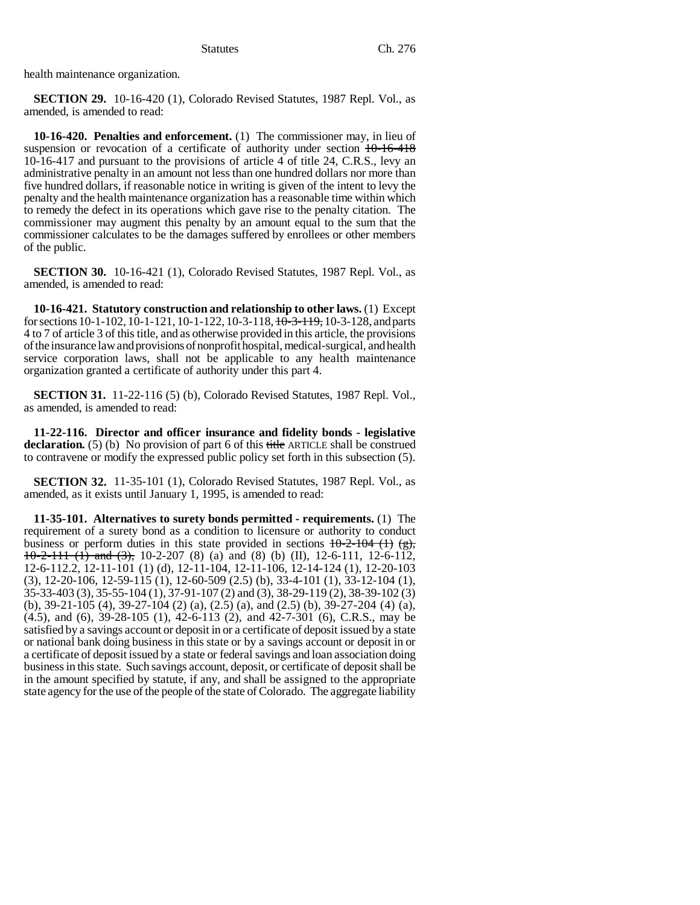health maintenance organization.

**SECTION 29.** 10-16-420 (1), Colorado Revised Statutes, 1987 Repl. Vol., as amended, is amended to read:

**10-16-420. Penalties and enforcement.** (1) The commissioner may, in lieu of suspension or revocation of a certificate of authority under section ~~10-16-418~~ 10-16-417 and pursuant to the provisions of article 4 of title 24, C.R.S., levy an administrative penalty in an amount not less than one hundred dollars nor more than five hundred dollars, if reasonable notice in writing is given of the intent to levy the penalty and the health maintenance organization has a reasonable time within which to remedy the defect in its operations which gave rise to the penalty citation. The commissioner may augment this penalty by an amount equal to the sum that the commissioner calculates to be the damages suffered by enrollees or other members of the public.

**SECTION 30.** 10-16-421 (1), Colorado Revised Statutes, 1987 Repl. Vol., as amended, is amended to read:

**10-16-421. Statutory construction and relationship to other laws.** (1) Except for sections 10-1-102, 10-1-121, 10-1-122, 10-3-118, ~~10-3-119,~~ 10-3-128, and parts 4 to 7 of article 3 of this title, and as otherwise provided in this article, the provisions of the insurance law and provisions of nonprofit hospital, medical-surgical, and health service corporation laws, shall not be applicable to any health maintenance organization granted a certificate of authority under this part 4.

**SECTION 31.** 11-22-116 (5) (b), Colorado Revised Statutes, 1987 Repl. Vol., as amended, is amended to read:

**11-22-116. Director and officer insurance and fidelity bonds - legislative declaration.** (5) (b) No provision of part 6 of this ~~title~~ ARTICLE shall be construed to contravene or modify the expressed public policy set forth in this subsection (5).

**SECTION 32.** 11-35-101 (1), Colorado Revised Statutes, 1987 Repl. Vol., as amended, as it exists until January 1, 1995, is amended to read:

**11-35-101. Alternatives to surety bonds permitted - requirements.** (1) The requirement of a surety bond as a condition to licensure or authority to conduct business or perform duties in this state provided in sections ~~10-2-104 (1) (g), 10-2-111 (1) and (3),~~ 10-2-207 (8) (a) and (8) (b) (II), 12-6-111, 12-6-112, 12-6-112.2, 12-11-101 (1) (d), 12-11-104, 12-11-106, 12-14-124 (1), 12-20-103 (3), 12-20-106, 12-59-115 (1), 12-60-509 (2.5) (b), 33-4-101 (1), 33-12-104 (1), 35-33-403 (3), 35-55-104 (1), 37-91-107 (2) and (3), 38-29-119 (2), 38-39-102 (3) (b), 39-21-105 (4), 39-27-104 (2) (a), (2.5) (a), and (2.5) (b), 39-27-204 (4) (a), (4.5), and (6), 39-28-105 (1), 42-6-113 (2), and 42-7-301 (6), C.R.S., may be satisfied by a savings account or deposit in or a certificate of deposit issued by a state or national bank doing business in this state or by a savings account or deposit in or a certificate of deposit issued by a state or federal savings and loan association doing business in this state. Such savings account, deposit, or certificate of deposit shall be in the amount specified by statute, if any, and shall be assigned to the appropriate state agency for the use of the people of the state of Colorado. The aggregate liability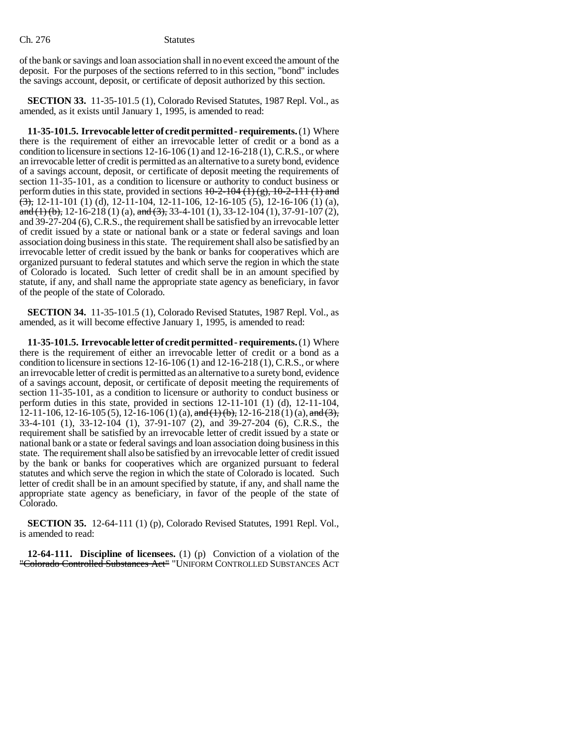of the bank or savings and loan association shall in no event exceed the amount of the deposit. For the purposes of the sections referred to in this section, "bond" includes the savings account, deposit, or certificate of deposit authorized by this section.

**SECTION 33.** 11-35-101.5 (1), Colorado Revised Statutes, 1987 Repl. Vol., as amended, as it exists until January 1, 1995, is amended to read:

**11-35-101.5. Irrevocable letter of credit permitted - requirements.** (1) Where there is the requirement of either an irrevocable letter of credit or a bond as a condition to licensure in sections 12-16-106 (1) and 12-16-218 (1), C.R.S., or where an irrevocable letter of credit is permitted as an alternative to a surety bond, evidence of a savings account, deposit, or certificate of deposit meeting the requirements of section 11-35-101, as a condition to licensure or authority to conduct business or perform duties in this state, provided in sections ~~10-2-104 (1) (g), 10-2-111 (1) and (3),~~ 12-11-101 (1) (d), 12-11-104, 12-11-106, 12-16-105 (5), 12-16-106 (1) (a), ~~and (1) (b),~~ 12-16-218 (1) (a), ~~and (3),~~ 33-4-101 (1), 33-12-104 (1), 37-91-107 (2), and 39-27-204 (6), C.R.S., the requirement shall be satisfied by an irrevocable letter of credit issued by a state or national bank or a state or federal savings and loan association doing business in this state. The requirement shall also be satisfied by an irrevocable letter of credit issued by the bank or banks for cooperatives which are organized pursuant to federal statutes and which serve the region in which the state of Colorado is located. Such letter of credit shall be in an amount specified by statute, if any, and shall name the appropriate state agency as beneficiary, in favor of the people of the state of Colorado.

**SECTION 34.** 11-35-101.5 (1), Colorado Revised Statutes, 1987 Repl. Vol., as amended, as it will become effective January 1, 1995, is amended to read:

**11-35-101.5. Irrevocable letter of credit permitted - requirements.** (1) Where there is the requirement of either an irrevocable letter of credit or a bond as a condition to licensure in sections 12-16-106 (1) and 12-16-218 (1), C.R.S., or where an irrevocable letter of credit is permitted as an alternative to a surety bond, evidence of a savings account, deposit, or certificate of deposit meeting the requirements of section 11-35-101, as a condition to licensure or authority to conduct business or perform duties in this state, provided in sections 12-11-101 (1) (d), 12-11-104, 12-11-106, 12-16-105 (5), 12-16-106 (1) (a), ~~and (1) (b),~~ 12-16-218 (1) (a), ~~and (3),~~ 33-4-101 (1), 33-12-104 (1), 37-91-107 (2), and 39-27-204 (6), C.R.S., the requirement shall be satisfied by an irrevocable letter of credit issued by a state or national bank or a state or federal savings and loan association doing business in this state. The requirement shall also be satisfied by an irrevocable letter of credit issued by the bank or banks for cooperatives which are organized pursuant to federal statutes and which serve the region in which the state of Colorado is located. Such letter of credit shall be in an amount specified by statute, if any, and shall name the appropriate state agency as beneficiary, in favor of the people of the state of Colorado.

**SECTION 35.** 12-64-111 (1) (p), Colorado Revised Statutes, 1991 Repl. Vol., is amended to read:

**12-64-111. Discipline of licensees.** (1) (p) Conviction of a violation of the ~~"Colorado Controlled Substances Act"~~ "UNIFORM CONTROLLED SUBSTANCES ACT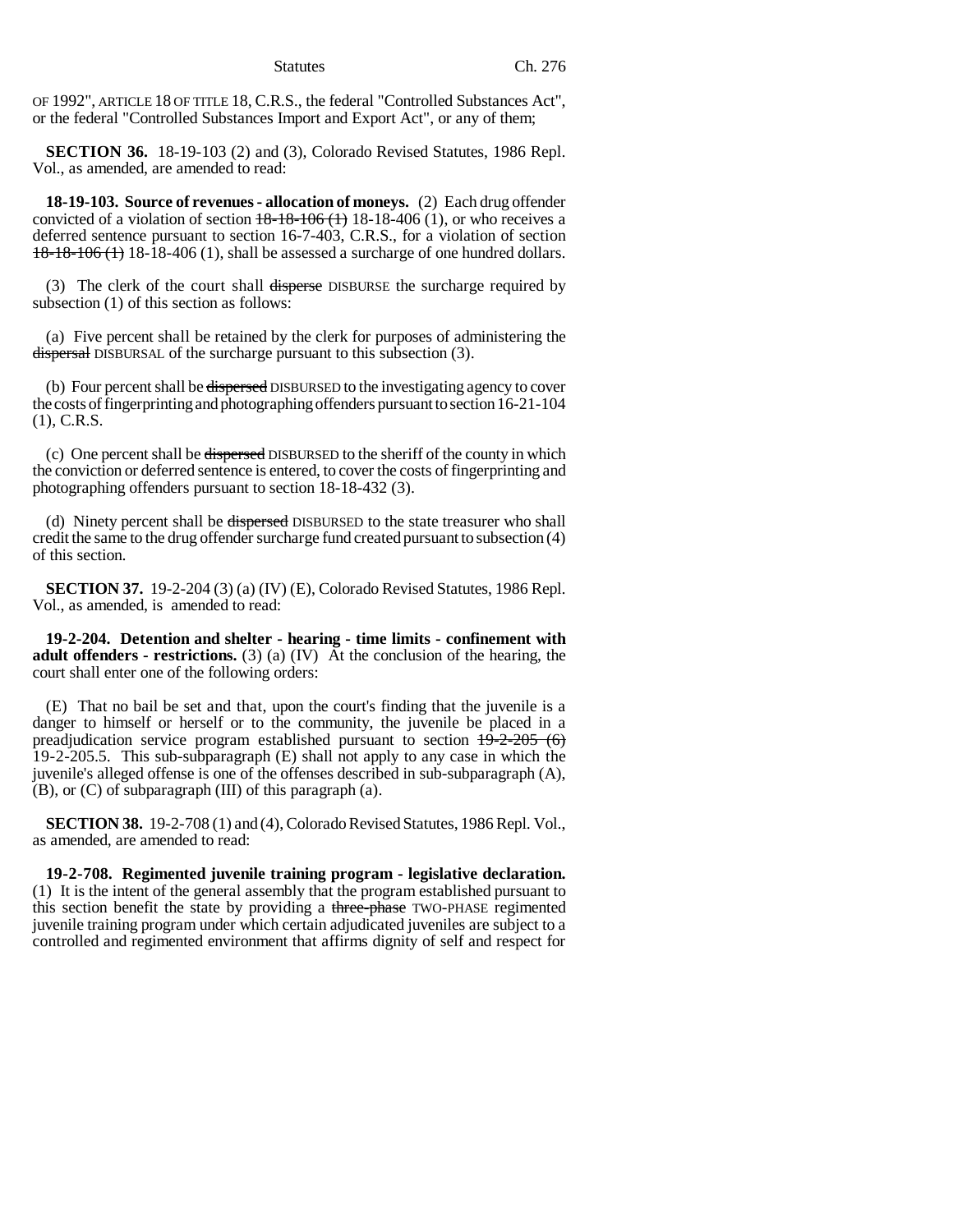OF 1992", ARTICLE 18 OF TITLE 18, C.R.S., the federal "Controlled Substances Act", or the federal "Controlled Substances Import and Export Act", or any of them;

**SECTION 36.** 18-19-103 (2) and (3), Colorado Revised Statutes, 1986 Repl. Vol., as amended, are amended to read:

**18-19-103. Source of revenues - allocation of moneys.** (2) Each drug offender convicted of a violation of section ~~18-18-106 (1)~~ 18-18-406 (1), or who receives a deferred sentence pursuant to section 16-7-403, C.R.S., for a violation of section ~~18-18-106 (1)~~ 18-18-406 (1), shall be assessed a surcharge of one hundred dollars.

(3) The clerk of the court shall ~~disperse~~ DISBURSE the surcharge required by subsection (1) of this section as follows:

(a) Five percent shall be retained by the clerk for purposes of administering the ~~dispersal~~ DISBURSAL of the surcharge pursuant to this subsection (3).

(b) Four percent shall be ~~dispersed~~ DISBURSED to the investigating agency to cover the costs of fingerprinting and photographing offenders pursuant to section 16-21-104 (1), C.R.S.

(c) One percent shall be ~~dispersed~~ DISBURSED to the sheriff of the county in which the conviction or deferred sentence is entered, to cover the costs of fingerprinting and photographing offenders pursuant to section 18-18-432 (3).

(d) Ninety percent shall be ~~dispersed~~ DISBURSED to the state treasurer who shall credit the same to the drug offender surcharge fund created pursuant to subsection (4) of this section.

**SECTION 37.** 19-2-204 (3) (a) (IV) (E), Colorado Revised Statutes, 1986 Repl. Vol., as amended, is amended to read:

**19-2-204. Detention and shelter - hearing - time limits - confinement with adult offenders - restrictions.** (3) (a) (IV) At the conclusion of the hearing, the court shall enter one of the following orders:

(E) That no bail be set and that, upon the court's finding that the juvenile is a danger to himself or herself or to the community, the juvenile be placed in a preadjudication service program established pursuant to section ~~19-2-205 (6)~~ 19-2-205.5. This sub-subparagraph (E) shall not apply to any case in which the juvenile's alleged offense is one of the offenses described in sub-subparagraph (A), (B), or (C) of subparagraph (III) of this paragraph (a).

**SECTION 38.** 19-2-708 (1) and (4), Colorado Revised Statutes, 1986 Repl. Vol., as amended, are amended to read:

**19-2-708. Regimented juvenile training program - legislative declaration.** (1) It is the intent of the general assembly that the program established pursuant to this section benefit the state by providing a ~~three-phase~~ TWO-PHASE regimented juvenile training program under which certain adjudicated juveniles are subject to a controlled and regimented environment that affirms dignity of self and respect for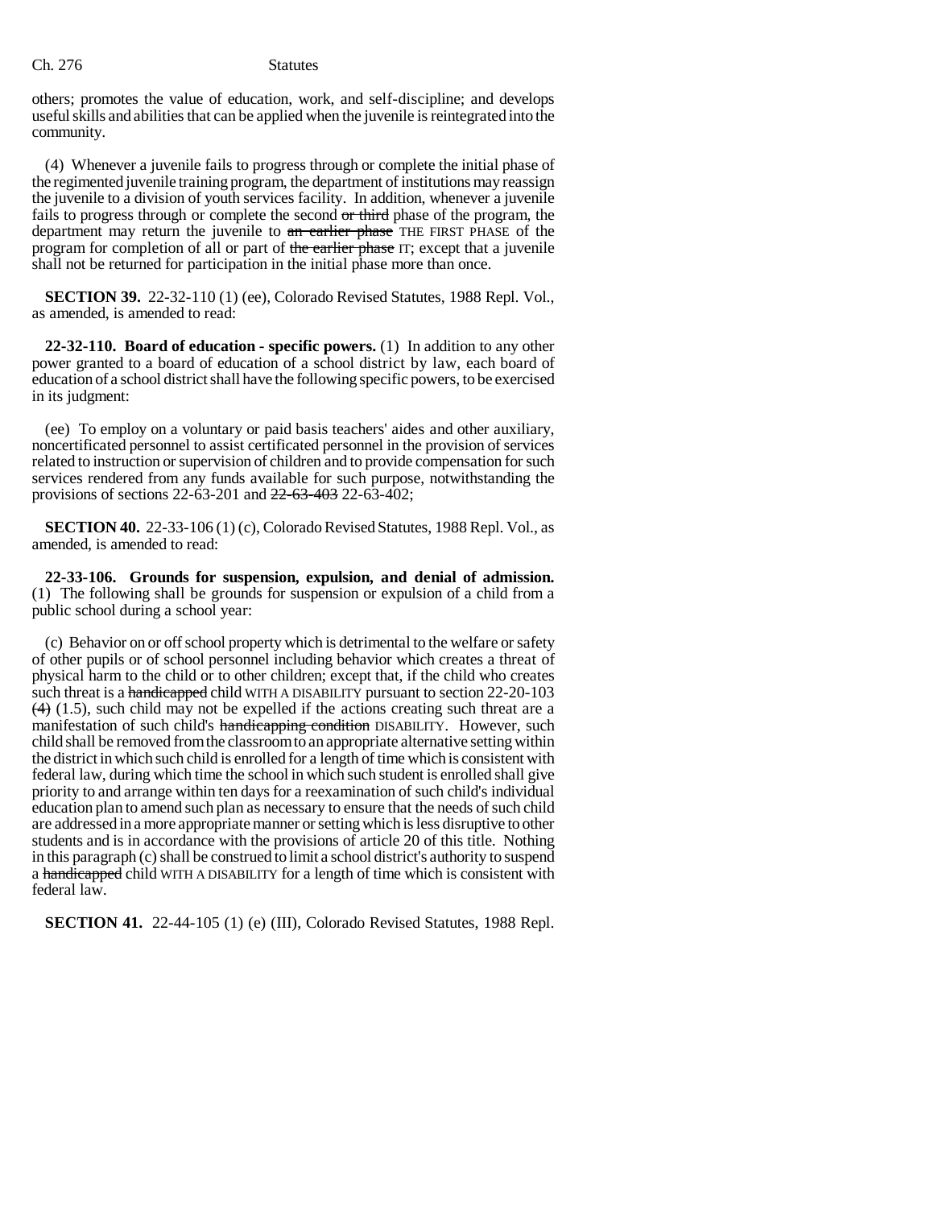others; promotes the value of education, work, and self-discipline; and develops useful skills and abilities that can be applied when the juvenile is reintegrated into the community.

(4) Whenever a juvenile fails to progress through or complete the initial phase of the regimented juvenile training program, the department of institutions may reassign the juvenile to a division of youth services facility. In addition, whenever a juvenile fails to progress through or complete the second ~~or third~~ phase of the program, the department may return the juvenile to ~~an earlier phase~~ THE FIRST PHASE of the program for completion of all or part of ~~the earlier phase~~ IT; except that a juvenile shall not be returned for participation in the initial phase more than once.

**SECTION 39.** 22-32-110 (1) (ee), Colorado Revised Statutes, 1988 Repl. Vol., as amended, is amended to read:

**22-32-110. Board of education - specific powers.** (1) In addition to any other power granted to a board of education of a school district by law, each board of education of a school district shall have the following specific powers, to be exercised in its judgment:

(ee) To employ on a voluntary or paid basis teachers' aides and other auxiliary, noncertificated personnel to assist certificated personnel in the provision of services related to instruction or supervision of children and to provide compensation for such services rendered from any funds available for such purpose, notwithstanding the provisions of sections 22-63-201 and ~~22-63-403~~ 22-63-402;

**SECTION 40.** 22-33-106 (1) (c), Colorado Revised Statutes, 1988 Repl. Vol., as amended, is amended to read:

**22-33-106. Grounds for suspension, expulsion, and denial of admission.** (1) The following shall be grounds for suspension or expulsion of a child from a public school during a school year:

(c) Behavior on or off school property which is detrimental to the welfare or safety of other pupils or of school personnel including behavior which creates a threat of physical harm to the child or to other children; except that, if the child who creates such threat is a ~~handicapped~~ child WITH A DISABILITY pursuant to section 22-20-103 ~~(4)~~ (1.5), such child may not be expelled if the actions creating such threat are a manifestation of such child's ~~handicapping condition~~ DISABILITY. However, such child shall be removed from the classroom to an appropriate alternative setting within the district in which such child is enrolled for a length of time which is consistent with federal law, during which time the school in which such student is enrolled shall give priority to and arrange within ten days for a reexamination of such child's individual education plan to amend such plan as necessary to ensure that the needs of such child are addressed in a more appropriate manner or setting which is less disruptive to other students and is in accordance with the provisions of article 20 of this title. Nothing in this paragraph (c) shall be construed to limit a school district's authority to suspend a ~~handicapped~~ child WITH A DISABILITY for a length of time which is consistent with federal law.

**SECTION 41.** 22-44-105 (1) (e) (III), Colorado Revised Statutes, 1988 Repl.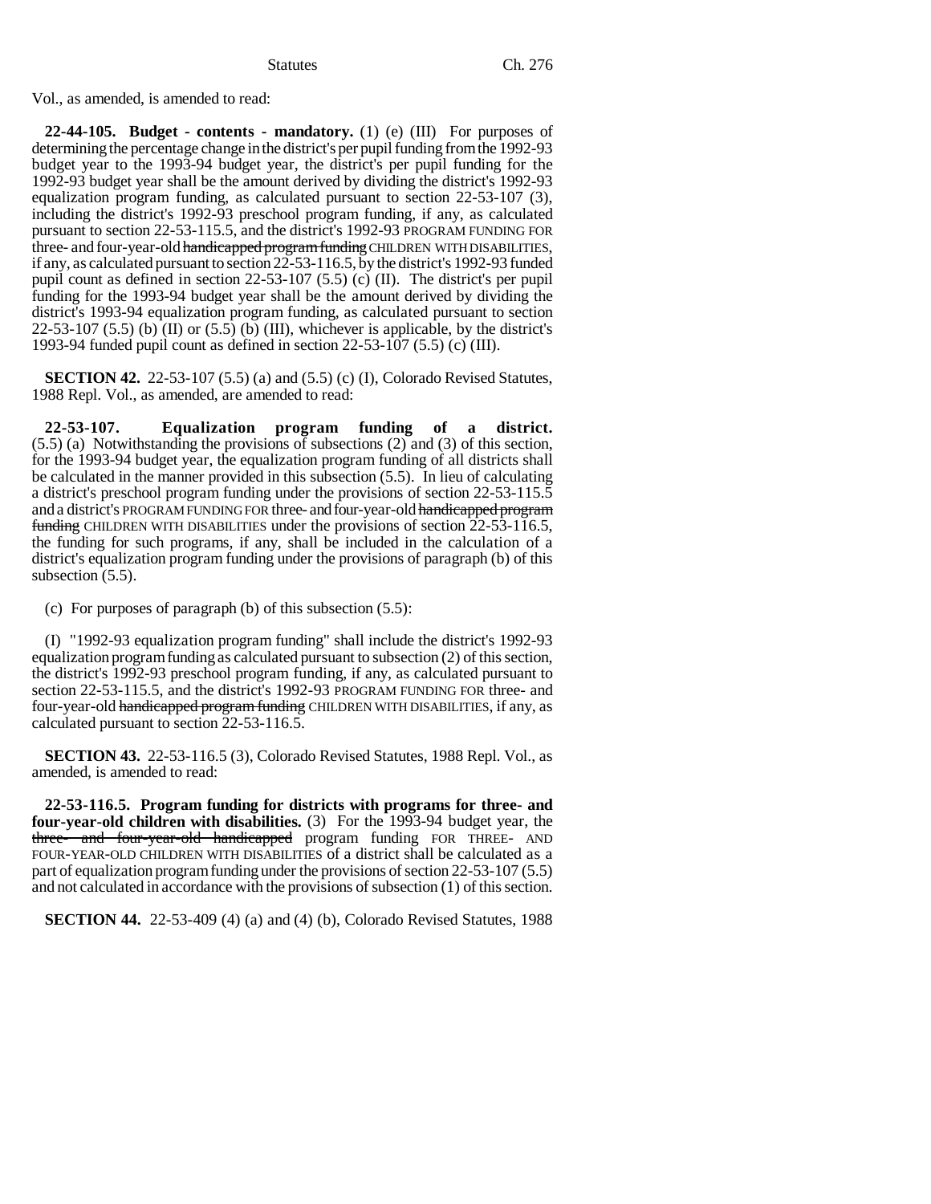Vol., as amended, is amended to read:

**22-44-105. Budget - contents - mandatory.** (1) (e) (III) For purposes of determining the percentage change in the district's per pupil funding from the 1992-93 budget year to the 1993-94 budget year, the district's per pupil funding for the 1992-93 budget year shall be the amount derived by dividing the district's 1992-93 equalization program funding, as calculated pursuant to section 22-53-107 (3), including the district's 1992-93 preschool program funding, if any, as calculated pursuant to section 22-53-115.5, and the district's 1992-93 PROGRAM FUNDING FOR three- and four-year-old ~~handicapped program funding~~ CHILDREN WITH DISABILITIES, if any, as calculated pursuant to section 22-53-116.5, by the district's 1992-93 funded pupil count as defined in section 22-53-107 (5.5) (c) (II). The district's per pupil funding for the 1993-94 budget year shall be the amount derived by dividing the district's 1993-94 equalization program funding, as calculated pursuant to section 22-53-107 (5.5) (b) (II) or (5.5) (b) (III), whichever is applicable, by the district's 1993-94 funded pupil count as defined in section 22-53-107 (5.5) (c) (III).

**SECTION 42.** 22-53-107 (5.5) (a) and (5.5) (c) (I), Colorado Revised Statutes, 1988 Repl. Vol., as amended, are amended to read:

**22-53-107. Equalization program funding of a district.** (5.5) (a) Notwithstanding the provisions of subsections (2) and (3) of this section, for the 1993-94 budget year, the equalization program funding of all districts shall be calculated in the manner provided in this subsection (5.5). In lieu of calculating a district's preschool program funding under the provisions of section 22-53-115.5 and a district's PROGRAM FUNDING FOR three- and four-year-old ~~handicapped program funding~~ CHILDREN WITH DISABILITIES under the provisions of section 22-53-116.5, the funding for such programs, if any, shall be included in the calculation of a district's equalization program funding under the provisions of paragraph (b) of this subsection (5.5).

(c) For purposes of paragraph (b) of this subsection (5.5):

(I) "1992-93 equalization program funding" shall include the district's 1992-93 equalization program funding as calculated pursuant to subsection (2) of this section, the district's 1992-93 preschool program funding, if any, as calculated pursuant to section 22-53-115.5, and the district's 1992-93 PROGRAM FUNDING FOR three- and four-year-old ~~handicapped program funding~~ CHILDREN WITH DISABILITIES, if any, as calculated pursuant to section 22-53-116.5.

**SECTION 43.** 22-53-116.5 (3), Colorado Revised Statutes, 1988 Repl. Vol., as amended, is amended to read:

**22-53-116.5. Program funding for districts with programs for three- and four-year-old children with disabilities.** (3) For the 1993-94 budget year, the ~~three- and four-year-old handicapped~~ program funding FOR THREE- AND FOUR-YEAR-OLD CHILDREN WITH DISABILITIES of a district shall be calculated as a part of equalization program funding under the provisions of section 22-53-107 (5.5) and not calculated in accordance with the provisions of subsection (1) of this section.

**SECTION 44.** 22-53-409 (4) (a) and (4) (b), Colorado Revised Statutes, 1988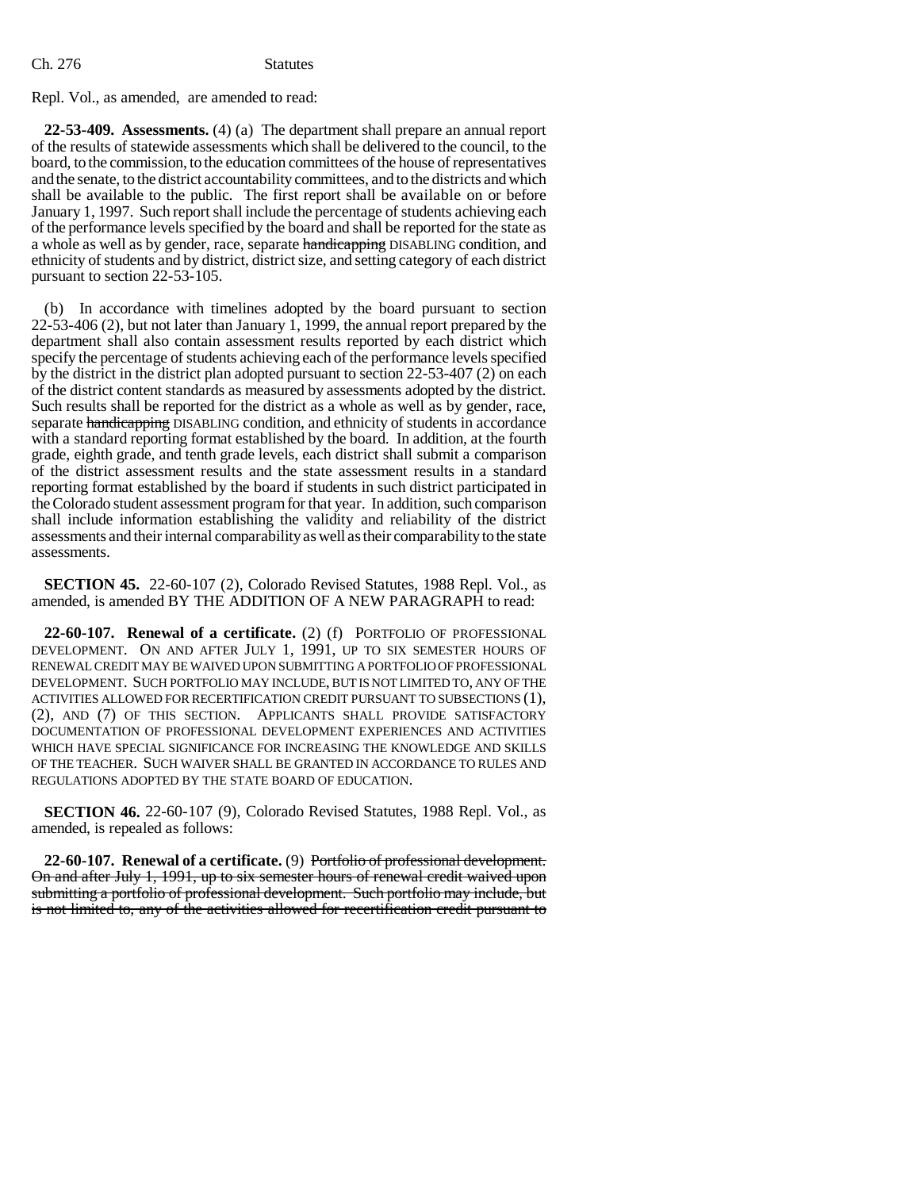Repl. Vol., as amended, are amended to read:

**22-53-409. Assessments.** (4) (a) The department shall prepare an annual report of the results of statewide assessments which shall be delivered to the council, to the board, to the commission, to the education committees of the house of representatives and the senate, to the district accountability committees, and to the districts and which shall be available to the public. The first report shall be available on or before January 1, 1997. Such report shall include the percentage of students achieving each of the performance levels specified by the board and shall be reported for the state as a whole as well as by gender, race, separate ~~handicapping~~ DISABLING condition, and ethnicity of students and by district, district size, and setting category of each district pursuant to section 22-53-105.

(b) In accordance with timelines adopted by the board pursuant to section 22-53-406 (2), but not later than January 1, 1999, the annual report prepared by the department shall also contain assessment results reported by each district which specify the percentage of students achieving each of the performance levels specified by the district in the district plan adopted pursuant to section 22-53-407 (2) on each of the district content standards as measured by assessments adopted by the district. Such results shall be reported for the district as a whole as well as by gender, race, separate ~~handicapping~~ DISABLING condition, and ethnicity of students in accordance with a standard reporting format established by the board. In addition, at the fourth grade, eighth grade, and tenth grade levels, each district shall submit a comparison of the district assessment results and the state assessment results in a standard reporting format established by the board if students in such district participated in the Colorado student assessment program for that year. In addition, such comparison shall include information establishing the validity and reliability of the district assessments and their internal comparability as well as their comparability to the state assessments.

**SECTION 45.** 22-60-107 (2), Colorado Revised Statutes, 1988 Repl. Vol., as amended, is amended BY THE ADDITION OF A NEW PARAGRAPH to read:

**22-60-107. Renewal of a certificate.** (2) (f) PORTFOLIO OF PROFESSIONAL DEVELOPMENT. ON AND AFTER JULY 1, 1991, UP TO SIX SEMESTER HOURS OF RENEWAL CREDIT MAY BE WAIVED UPON SUBMITTING A PORTFOLIO OF PROFESSIONAL DEVELOPMENT. SUCH PORTFOLIO MAY INCLUDE, BUT IS NOT LIMITED TO, ANY OF THE ACTIVITIES ALLOWED FOR RECERTIFICATION CREDIT PURSUANT TO SUBSECTIONS (1), (2), AND (7) OF THIS SECTION. APPLICANTS SHALL PROVIDE SATISFACTORY DOCUMENTATION OF PROFESSIONAL DEVELOPMENT EXPERIENCES AND ACTIVITIES WHICH HAVE SPECIAL SIGNIFICANCE FOR INCREASING THE KNOWLEDGE AND SKILLS OF THE TEACHER. SUCH WAIVER SHALL BE GRANTED IN ACCORDANCE TO RULES AND REGULATIONS ADOPTED BY THE STATE BOARD OF EDUCATION.

**SECTION 46.** 22-60-107 (9), Colorado Revised Statutes, 1988 Repl. Vol., as amended, is repealed as follows:

**22-60-107. Renewal of a certificate.** (9) ~~Portfolio of professional development. On and after July 1, 1991, up to six semester hours of renewal credit waived upon submitting a portfolio of professional development. Such portfolio may include, but is not limited to, any of the activities allowed for recertification credit pursuant to~~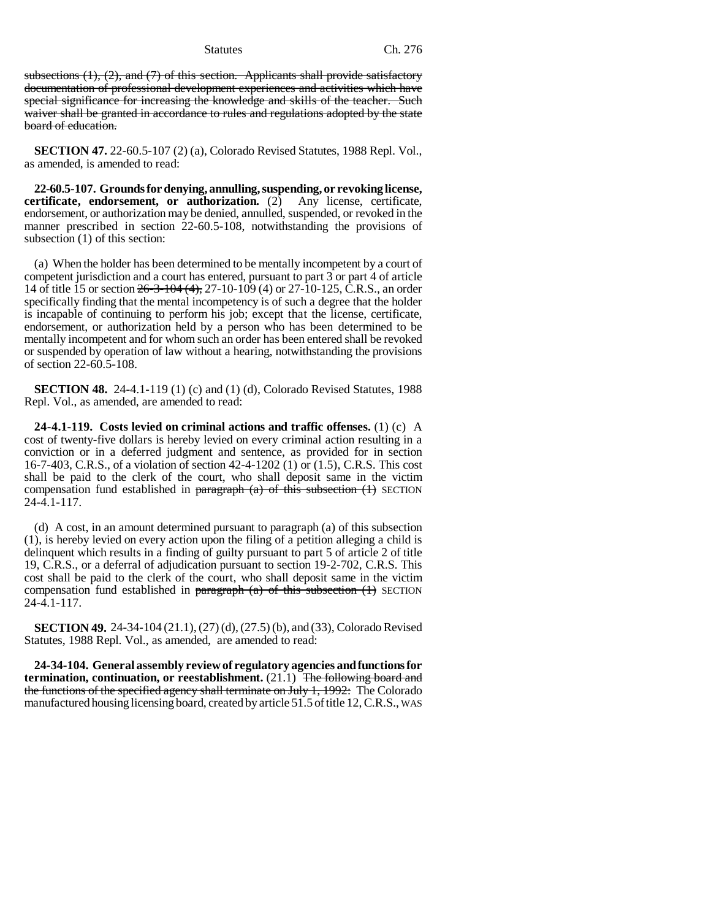subsections (1), (2), and (7) of this section. Applicants shall provide satisfactory documentation of professional development experiences and activities which have special significance for increasing the knowledge and skills of the teacher. Such waiver shall be granted in accordance to rules and regulations adopted by the state board of education.

**SECTION 47.** 22-60.5-107 (2) (a), Colorado Revised Statutes, 1988 Repl. Vol., as amended, is amended to read:

**22-60.5-107. Grounds for denying, annulling, suspending, or revoking license, certificate, endorsement, or authorization.** (2) Any license, certificate, endorsement, or authorization may be denied, annulled, suspended, or revoked in the manner prescribed in section 22-60.5-108, notwithstanding the provisions of subsection (1) of this section:

(a) When the holder has been determined to be mentally incompetent by a court of competent jurisdiction and a court has entered, pursuant to part 3 or part 4 of article 14 of title 15 or section 26-3-104 (4), 27-10-109 (4) or 27-10-125, C.R.S., an order specifically finding that the mental incompetency is of such a degree that the holder is incapable of continuing to perform his job; except that the license, certificate, endorsement, or authorization held by a person who has been determined to be mentally incompetent and for whom such an order has been entered shall be revoked or suspended by operation of law without a hearing, notwithstanding the provisions of section 22-60.5-108.

**SECTION 48.** 24-4.1-119 (1) (c) and (1) (d), Colorado Revised Statutes, 1988 Repl. Vol., as amended, are amended to read:

**24-4.1-119. Costs levied on criminal actions and traffic offenses.** (1) (c) A cost of twenty-five dollars is hereby levied on every criminal action resulting in a conviction or in a deferred judgment and sentence, as provided for in section 16-7-403, C.R.S., of a violation of section 42-4-1202 (1) or (1.5), C.R.S. This cost shall be paid to the clerk of the court, who shall deposit same in the victim compensation fund established in paragraph (a) of this subsection (1) SECTION 24-4.1-117.

(d) A cost, in an amount determined pursuant to paragraph (a) of this subsection (1), is hereby levied on every action upon the filing of a petition alleging a child is delinquent which results in a finding of guilty pursuant to part 5 of article 2 of title 19, C.R.S., or a deferral of adjudication pursuant to section 19-2-702, C.R.S. This cost shall be paid to the clerk of the court, who shall deposit same in the victim compensation fund established in paragraph (a) of this subsection (1) SECTION 24-4.1-117.

**SECTION 49.** 24-34-104 (21.1), (27) (d), (27.5) (b), and (33), Colorado Revised Statutes, 1988 Repl. Vol., as amended, are amended to read:

**24-34-104. General assembly review of regulatory agencies and functions for termination, continuation, or reestablishment.** (21.1) The following board and the functions of the specified agency shall terminate on July 1, 1992: The Colorado manufactured housing licensing board, created by article 51.5 of title 12, C.R.S., WAS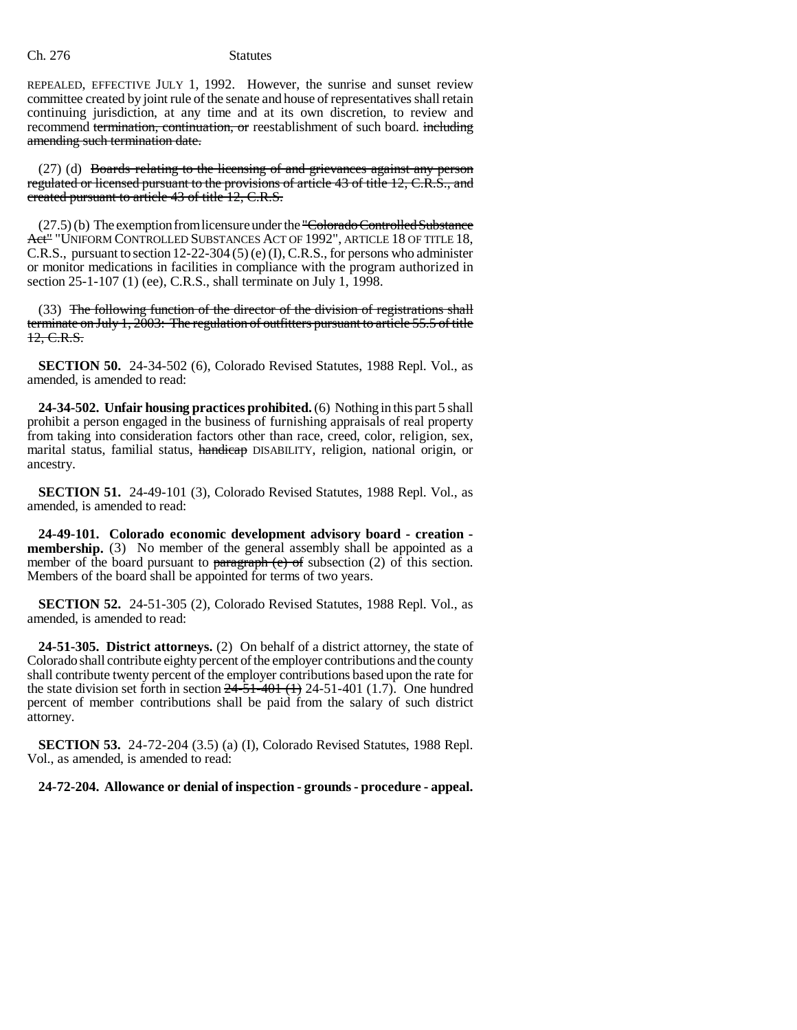REPEALED, EFFECTIVE JULY 1, 1992. However, the sunrise and sunset review committee created by joint rule of the senate and house of representatives shall retain continuing jurisdiction, at any time and at its own discretion, to review and recommend ~~termination, continuation, or~~ reestablishment of such board. ~~including amending such termination date.~~

(27) (d) ~~Boards relating to the licensing of and grievances against any person regulated or licensed pursuant to the provisions of article 43 of title 12, C.R.S., and created pursuant to article 43 of title 12, C.R.S.~~

(27.5) (b) The exemption from licensure under the ~~"Colorado Controlled Substance Act"~~ "UNIFORM CONTROLLED SUBSTANCES ACT OF 1992", ARTICLE 18 OF TITLE 18, C.R.S., pursuant to section 12-22-304 (5) (e) (I), C.R.S., for persons who administer or monitor medications in facilities in compliance with the program authorized in section 25-1-107 (1) (ee), C.R.S., shall terminate on July 1, 1998.

(33) ~~The following function of the director of the division of registrations shall terminate on July 1, 2003: The regulation of outfitters pursuant to article 55.5 of title 12, C.R.S.~~

**SECTION 50.** 24-34-502 (6), Colorado Revised Statutes, 1988 Repl. Vol., as amended, is amended to read:

**24-34-502. Unfair housing practices prohibited.** (6) Nothing in this part 5 shall prohibit a person engaged in the business of furnishing appraisals of real property from taking into consideration factors other than race, creed, color, religion, sex, marital status, familial status, ~~handicap~~ DISABILITY, religion, national origin, or ancestry.

**SECTION 51.** 24-49-101 (3), Colorado Revised Statutes, 1988 Repl. Vol., as amended, is amended to read:

**24-49-101. Colorado economic development advisory board - creation - membership.** (3) No member of the general assembly shall be appointed as a member of the board pursuant to ~~paragraph (e) of~~ subsection (2) of this section. Members of the board shall be appointed for terms of two years.

**SECTION 52.** 24-51-305 (2), Colorado Revised Statutes, 1988 Repl. Vol., as amended, is amended to read:

**24-51-305. District attorneys.** (2) On behalf of a district attorney, the state of Colorado shall contribute eighty percent of the employer contributions and the county shall contribute twenty percent of the employer contributions based upon the rate for the state division set forth in section ~~24-51-401 (1)~~ 24-51-401 (1.7). One hundred percent of member contributions shall be paid from the salary of such district attorney.

**SECTION 53.** 24-72-204 (3.5) (a) (I), Colorado Revised Statutes, 1988 Repl. Vol., as amended, is amended to read:

**24-72-204. Allowance or denial of inspection - grounds - procedure - appeal.**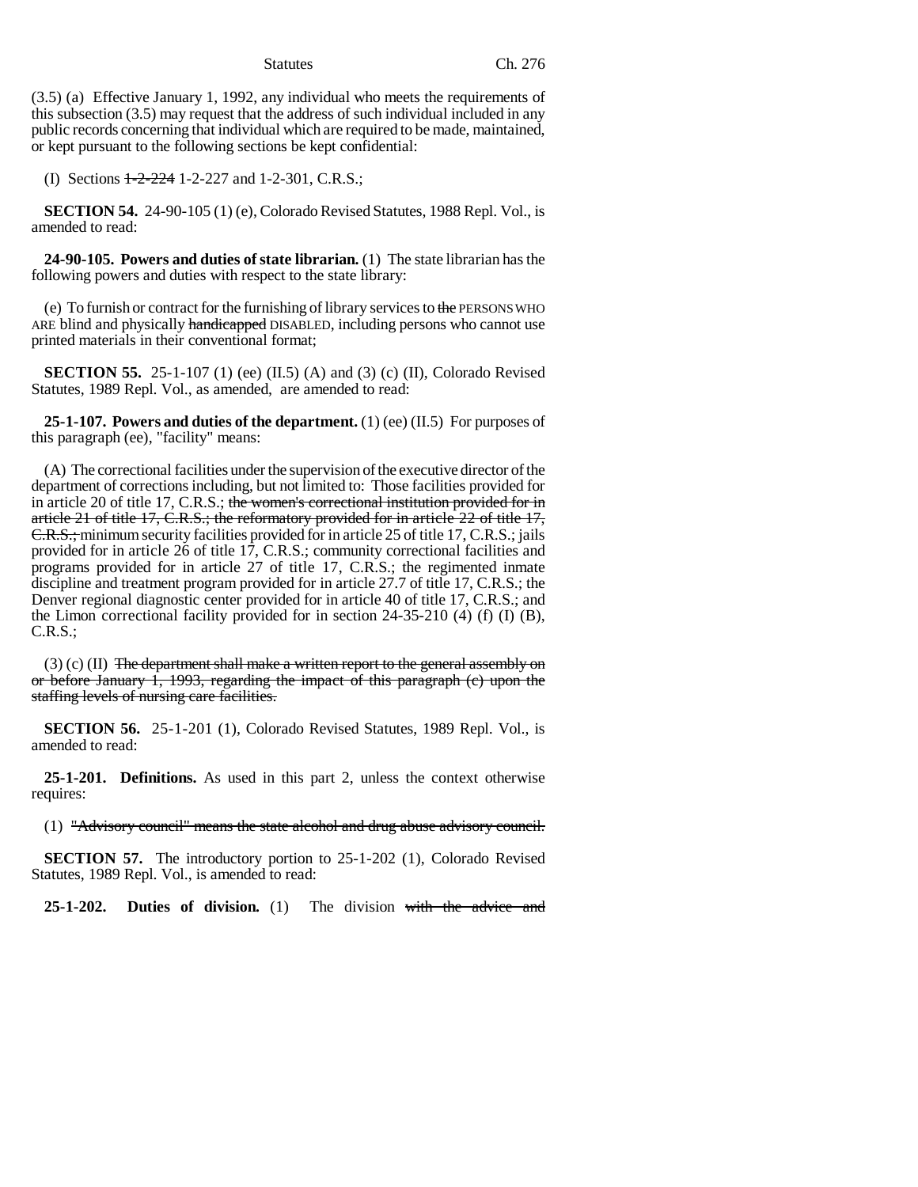(3.5) (a) Effective January 1, 1992, any individual who meets the requirements of this subsection (3.5) may request that the address of such individual included in any public records concerning that individual which are required to be made, maintained, or kept pursuant to the following sections be kept confidential:

(I) Sections ~~1-2-224~~ 1-2-227 and 1-2-301, C.R.S.;

**SECTION 54.** 24-90-105 (1) (e), Colorado Revised Statutes, 1988 Repl. Vol., is amended to read:

**24-90-105. Powers and duties of state librarian.** (1) The state librarian has the following powers and duties with respect to the state library:

(e) To furnish or contract for the furnishing of library services to ~~the~~ PERSONS WHO ARE blind and physically ~~handicapped~~ DISABLED, including persons who cannot use printed materials in their conventional format;

**SECTION 55.** 25-1-107 (1) (ee) (II.5) (A) and (3) (c) (II), Colorado Revised Statutes, 1989 Repl. Vol., as amended, are amended to read:

**25-1-107. Powers and duties of the department.** (1) (ee) (II.5) For purposes of this paragraph (ee), "facility" means:

(A) The correctional facilities under the supervision of the executive director of the department of corrections including, but not limited to: Those facilities provided for in article 20 of title 17, C.R.S.; ~~the women's correctional institution provided for in article 21 of title 17, C.R.S.; the reformatory provided for in article 22 of title 17, C.R.S.;~~ minimum security facilities provided for in article 25 of title 17, C.R.S.; jails provided for in article 26 of title 17, C.R.S.; community correctional facilities and programs provided for in article 27 of title 17, C.R.S.; the regimented inmate discipline and treatment program provided for in article 27.7 of title 17, C.R.S.; the Denver regional diagnostic center provided for in article 40 of title 17, C.R.S.; and the Limon correctional facility provided for in section 24-35-210 (4) (f) (I) (B), C.R.S.;

(3) (c) (II) ~~The department shall make a written report to the general assembly on or before January 1, 1993, regarding the impact of this paragraph (c) upon the staffing levels of nursing care facilities.~~

**SECTION 56.** 25-1-201 (1), Colorado Revised Statutes, 1989 Repl. Vol., is amended to read:

**25-1-201. Definitions.** As used in this part 2, unless the context otherwise requires:

(1) ~~"Advisory council" means the state alcohol and drug abuse advisory council.~~

**SECTION 57.** The introductory portion to 25-1-202 (1), Colorado Revised Statutes, 1989 Repl. Vol., is amended to read:

**25-1-202. Duties of division.** (1) The division ~~with the advice and~~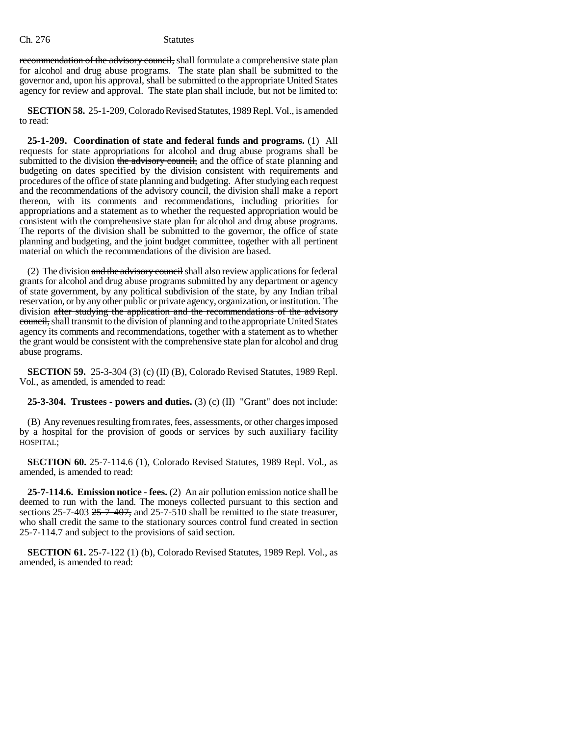~~recommendation of the advisory council,~~ shall formulate a comprehensive state plan for alcohol and drug abuse programs. The state plan shall be submitted to the governor and, upon his approval, shall be submitted to the appropriate United States agency for review and approval. The state plan shall include, but not be limited to:

**SECTION 58.** 25-1-209, Colorado Revised Statutes, 1989 Repl. Vol., is amended to read:

**25-1-209. Coordination of state and federal funds and programs.** (1) All requests for state appropriations for alcohol and drug abuse programs shall be submitted to the division ~~the advisory council,~~ and the office of state planning and budgeting on dates specified by the division consistent with requirements and procedures of the office of state planning and budgeting. After studying each request and the recommendations of the advisory council, the division shall make a report thereon, with its comments and recommendations, including priorities for appropriations and a statement as to whether the requested appropriation would be consistent with the comprehensive state plan for alcohol and drug abuse programs. The reports of the division shall be submitted to the governor, the office of state planning and budgeting, and the joint budget committee, together with all pertinent material on which the recommendations of the division are based.

(2) The division ~~and the advisory council~~ shall also review applications for federal grants for alcohol and drug abuse programs submitted by any department or agency of state government, by any political subdivision of the state, by any Indian tribal reservation, or by any other public or private agency, organization, or institution. The division ~~after studying the application and the recommendations of the advisory council,~~ shall transmit to the division of planning and to the appropriate United States agency its comments and recommendations, together with a statement as to whether the grant would be consistent with the comprehensive state plan for alcohol and drug abuse programs.

**SECTION 59.** 25-3-304 (3) (c) (II) (B), Colorado Revised Statutes, 1989 Repl. Vol., as amended, is amended to read:

**25-3-304. Trustees - powers and duties.** (3) (c) (II) "Grant" does not include:

(B) Any revenues resulting from rates, fees, assessments, or other charges imposed by a hospital for the provision of goods or services by such ~~auxiliary facility~~ HOSPITAL;

**SECTION 60.** 25-7-114.6 (1), Colorado Revised Statutes, 1989 Repl. Vol., as amended, is amended to read:

**25-7-114.6. Emission notice - fees.** (2) An air pollution emission notice shall be deemed to run with the land. The moneys collected pursuant to this section and sections 25-7-403 ~~25-7-407,~~ and 25-7-510 shall be remitted to the state treasurer, who shall credit the same to the stationary sources control fund created in section 25-7-114.7 and subject to the provisions of said section.

**SECTION 61.** 25-7-122 (1) (b), Colorado Revised Statutes, 1989 Repl. Vol., as amended, is amended to read: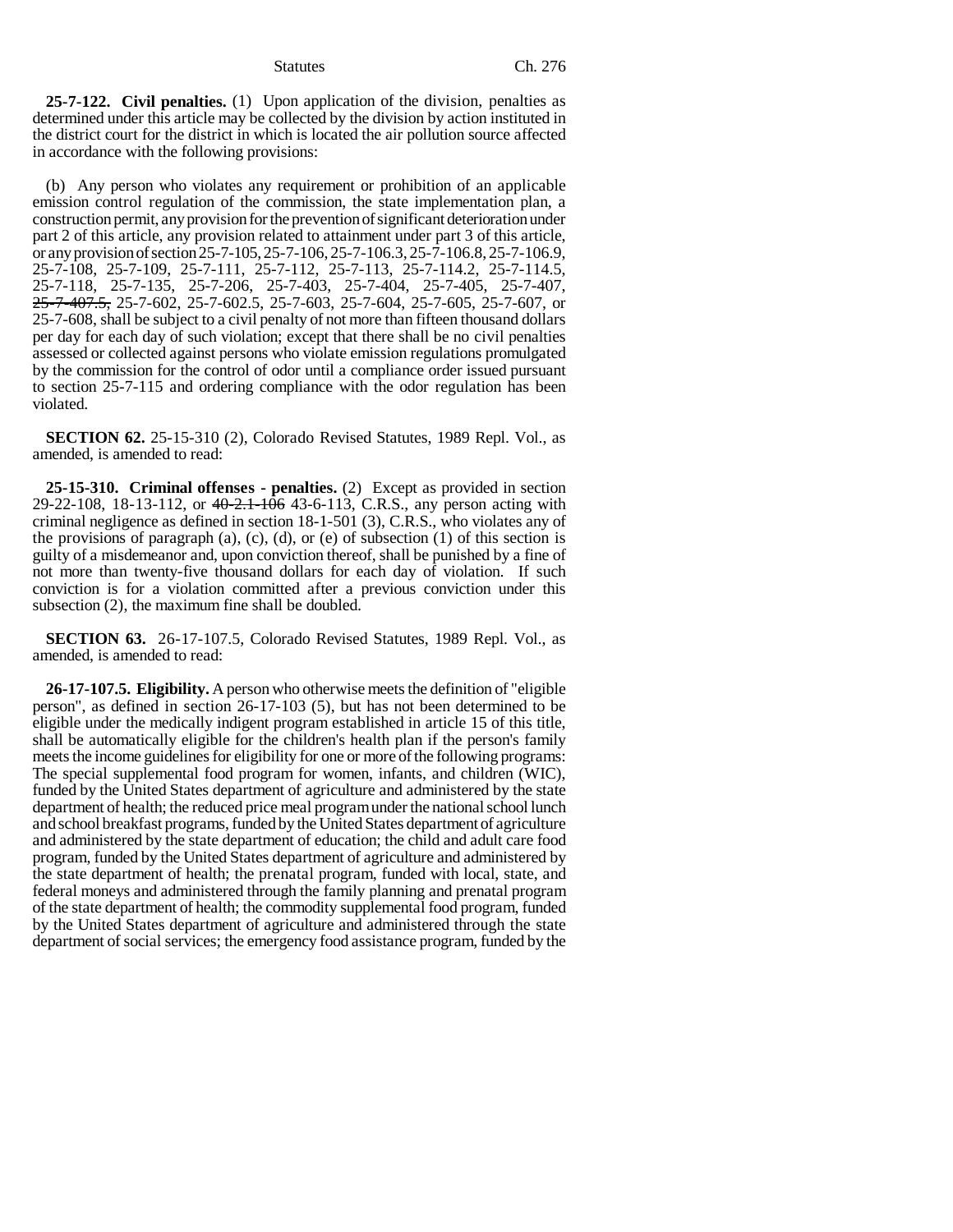**25-7-122. Civil penalties.** (1) Upon application of the division, penalties as determined under this article may be collected by the division by action instituted in the district court for the district in which is located the air pollution source affected in accordance with the following provisions:

(b) Any person who violates any requirement or prohibition of an applicable emission control regulation of the commission, the state implementation plan, a construction permit, any provision for the prevention of significant deterioration under part 2 of this article, any provision related to attainment under part 3 of this article, or any provision of section 25-7-105, 25-7-106, 25-7-106.3, 25-7-106.8, 25-7-106.9, 25-7-108, 25-7-109, 25-7-111, 25-7-112, 25-7-113, 25-7-114.2, 25-7-114.5, 25-7-118, 25-7-135, 25-7-206, 25-7-403, 25-7-404, 25-7-405, 25-7-407, ~~25-7-407.5,~~ 25-7-602, 25-7-602.5, 25-7-603, 25-7-604, 25-7-605, 25-7-607, or 25-7-608, shall be subject to a civil penalty of not more than fifteen thousand dollars per day for each day of such violation; except that there shall be no civil penalties assessed or collected against persons who violate emission regulations promulgated by the commission for the control of odor until a compliance order issued pursuant to section 25-7-115 and ordering compliance with the odor regulation has been violated.

**SECTION 62.** 25-15-310 (2), Colorado Revised Statutes, 1989 Repl. Vol., as amended, is amended to read:

**25-15-310. Criminal offenses - penalties.** (2) Except as provided in section 29-22-108, 18-13-112, or ~~40-2.1-106~~ 43-6-113, C.R.S., any person acting with criminal negligence as defined in section 18-1-501 (3), C.R.S., who violates any of the provisions of paragraph (a), (c), (d), or (e) of subsection (1) of this section is guilty of a misdemeanor and, upon conviction thereof, shall be punished by a fine of not more than twenty-five thousand dollars for each day of violation. If such conviction is for a violation committed after a previous conviction under this subsection (2), the maximum fine shall be doubled.

**SECTION 63.** 26-17-107.5, Colorado Revised Statutes, 1989 Repl. Vol., as amended, is amended to read:

**26-17-107.5. Eligibility.** A person who otherwise meets the definition of "eligible person", as defined in section 26-17-103 (5), but has not been determined to be eligible under the medically indigent program established in article 15 of this title, shall be automatically eligible for the children's health plan if the person's family meets the income guidelines for eligibility for one or more of the following programs: The special supplemental food program for women, infants, and children (WIC), funded by the United States department of agriculture and administered by the state department of health; the reduced price meal program under the national school lunch and school breakfast programs, funded by the United States department of agriculture and administered by the state department of education; the child and adult care food program, funded by the United States department of agriculture and administered by the state department of health; the prenatal program, funded with local, state, and federal moneys and administered through the family planning and prenatal program of the state department of health; the commodity supplemental food program, funded by the United States department of agriculture and administered through the state department of social services; the emergency food assistance program, funded by the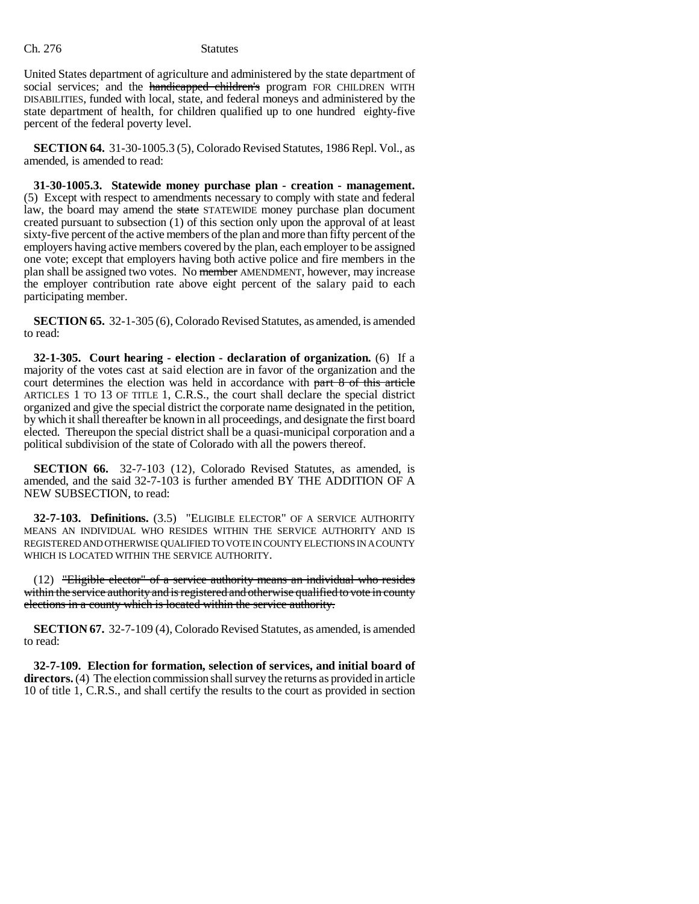United States department of agriculture and administered by the state department of social services; and the ~~handicapped children's~~ program FOR CHILDREN WITH DISABILITIES, funded with local, state, and federal moneys and administered by the state department of health, for children qualified up to one hundred eighty-five percent of the federal poverty level.

**SECTION 64.** 31-30-1005.3 (5), Colorado Revised Statutes, 1986 Repl. Vol., as amended, is amended to read:

**31-30-1005.3. Statewide money purchase plan - creation - management.** (5) Except with respect to amendments necessary to comply with state and federal law, the board may amend the ~~state~~ STATEWIDE money purchase plan document created pursuant to subsection (1) of this section only upon the approval of at least sixty-five percent of the active members of the plan and more than fifty percent of the employers having active members covered by the plan, each employer to be assigned one vote; except that employers having both active police and fire members in the plan shall be assigned two votes. No ~~member~~ AMENDMENT, however, may increase the employer contribution rate above eight percent of the salary paid to each participating member.

**SECTION 65.** 32-1-305 (6), Colorado Revised Statutes, as amended, is amended to read:

**32-1-305. Court hearing - election - declaration of organization.** (6) If a majority of the votes cast at said election are in favor of the organization and the court determines the election was held in accordance with ~~part 8 of this article~~ ARTICLES 1 TO 13 OF TITLE 1, C.R.S., the court shall declare the special district organized and give the special district the corporate name designated in the petition, by which it shall thereafter be known in all proceedings, and designate the first board elected. Thereupon the special district shall be a quasi-municipal corporation and a political subdivision of the state of Colorado with all the powers thereof.

**SECTION 66.** 32-7-103 (12), Colorado Revised Statutes, as amended, is amended, and the said 32-7-103 is further amended BY THE ADDITION OF A NEW SUBSECTION, to read:

**32-7-103. Definitions.** (3.5) "ELIGIBLE ELECTOR" OF A SERVICE AUTHORITY MEANS AN INDIVIDUAL WHO RESIDES WITHIN THE SERVICE AUTHORITY AND IS REGISTERED AND OTHERWISE QUALIFIED TO VOTE IN COUNTY ELECTIONS IN A COUNTY WHICH IS LOCATED WITHIN THE SERVICE AUTHORITY.

(12) ~~"Eligible elector" of a service authority means an individual who resides within the service authority and is registered and otherwise qualified to vote in county elections in a county which is located within the service authority.~~

**SECTION 67.** 32-7-109 (4), Colorado Revised Statutes, as amended, is amended to read:

**32-7-109. Election for formation, selection of services, and initial board of directors.** (4) The election commission shall survey the returns as provided in article 10 of title 1, C.R.S., and shall certify the results to the court as provided in section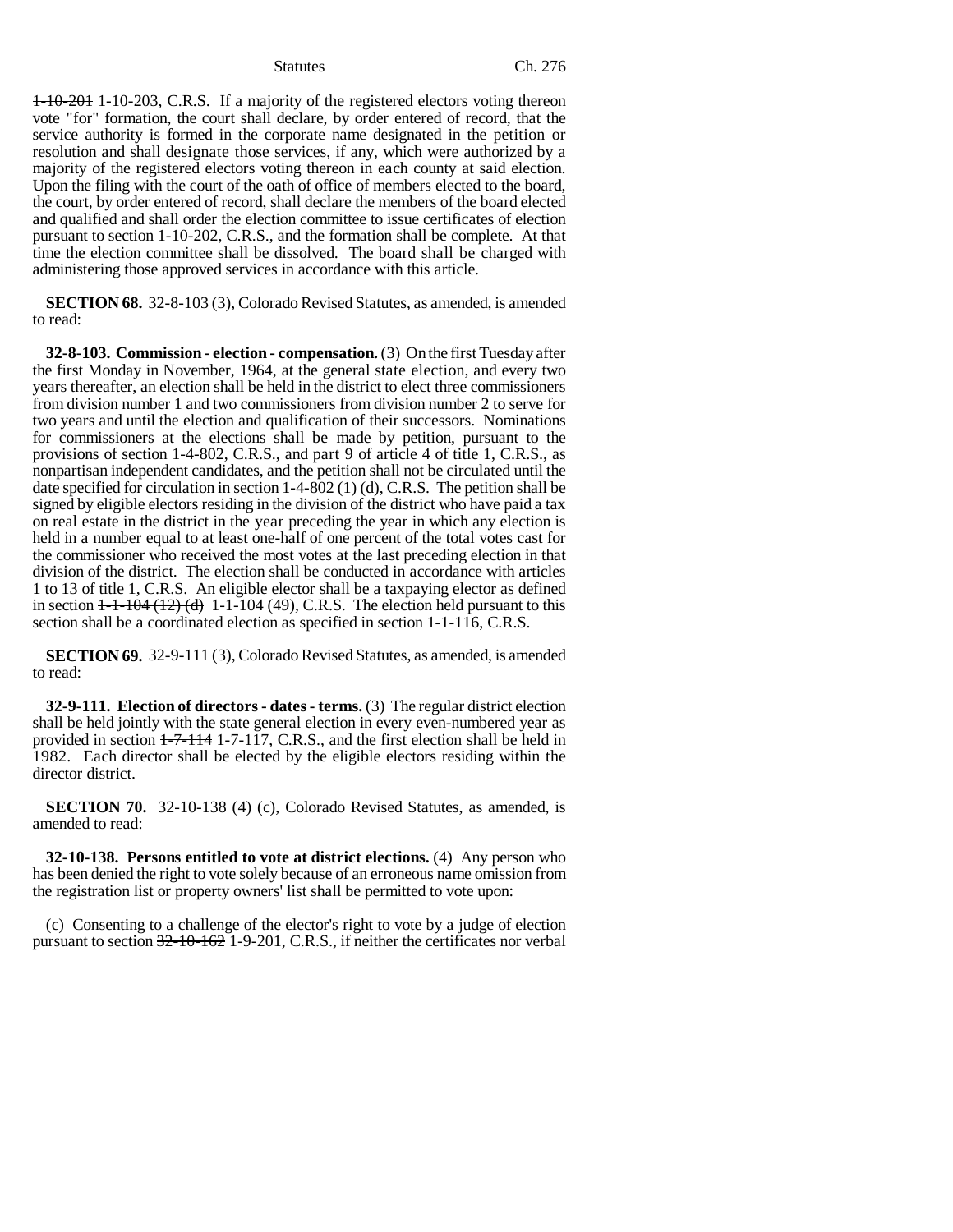~~1-10-201~~ 1-10-203, C.R.S. If a majority of the registered electors voting thereon vote "for" formation, the court shall declare, by order entered of record, that the service authority is formed in the corporate name designated in the petition or resolution and shall designate those services, if any, which were authorized by a majority of the registered electors voting thereon in each county at said election. Upon the filing with the court of the oath of office of members elected to the board, the court, by order entered of record, shall declare the members of the board elected and qualified and shall order the election committee to issue certificates of election pursuant to section 1-10-202, C.R.S., and the formation shall be complete. At that time the election committee shall be dissolved. The board shall be charged with administering those approved services in accordance with this article.

**SECTION 68.** 32-8-103 (3), Colorado Revised Statutes, as amended, is amended to read:

**32-8-103. Commission - election - compensation.** (3) On the first Tuesday after the first Monday in November, 1964, at the general state election, and every two years thereafter, an election shall be held in the district to elect three commissioners from division number 1 and two commissioners from division number 2 to serve for two years and until the election and qualification of their successors. Nominations for commissioners at the elections shall be made by petition, pursuant to the provisions of section 1-4-802, C.R.S., and part 9 of article 4 of title 1, C.R.S., as nonpartisan independent candidates, and the petition shall not be circulated until the date specified for circulation in section 1-4-802 (1) (d), C.R.S. The petition shall be signed by eligible electors residing in the division of the district who have paid a tax on real estate in the district in the year preceding the year in which any election is held in a number equal to at least one-half of one percent of the total votes cast for the commissioner who received the most votes at the last preceding election in that division of the district. The election shall be conducted in accordance with articles 1 to 13 of title 1, C.R.S. An eligible elector shall be a taxpaying elector as defined in section ~~1-1-104 (12) (d)~~ 1-1-104 (49), C.R.S. The election held pursuant to this section shall be a coordinated election as specified in section 1-1-116, C.R.S.

**SECTION 69.** 32-9-111 (3), Colorado Revised Statutes, as amended, is amended to read:

**32-9-111. Election of directors - dates - terms.** (3) The regular district election shall be held jointly with the state general election in every even-numbered year as provided in section ~~1-7-114~~ 1-7-117, C.R.S., and the first election shall be held in 1982. Each director shall be elected by the eligible electors residing within the director district.

**SECTION 70.** 32-10-138 (4) (c), Colorado Revised Statutes, as amended, is amended to read:

**32-10-138. Persons entitled to vote at district elections.** (4) Any person who has been denied the right to vote solely because of an erroneous name omission from the registration list or property owners' list shall be permitted to vote upon:

(c) Consenting to a challenge of the elector's right to vote by a judge of election pursuant to section ~~32-10-162~~ 1-9-201, C.R.S., if neither the certificates nor verbal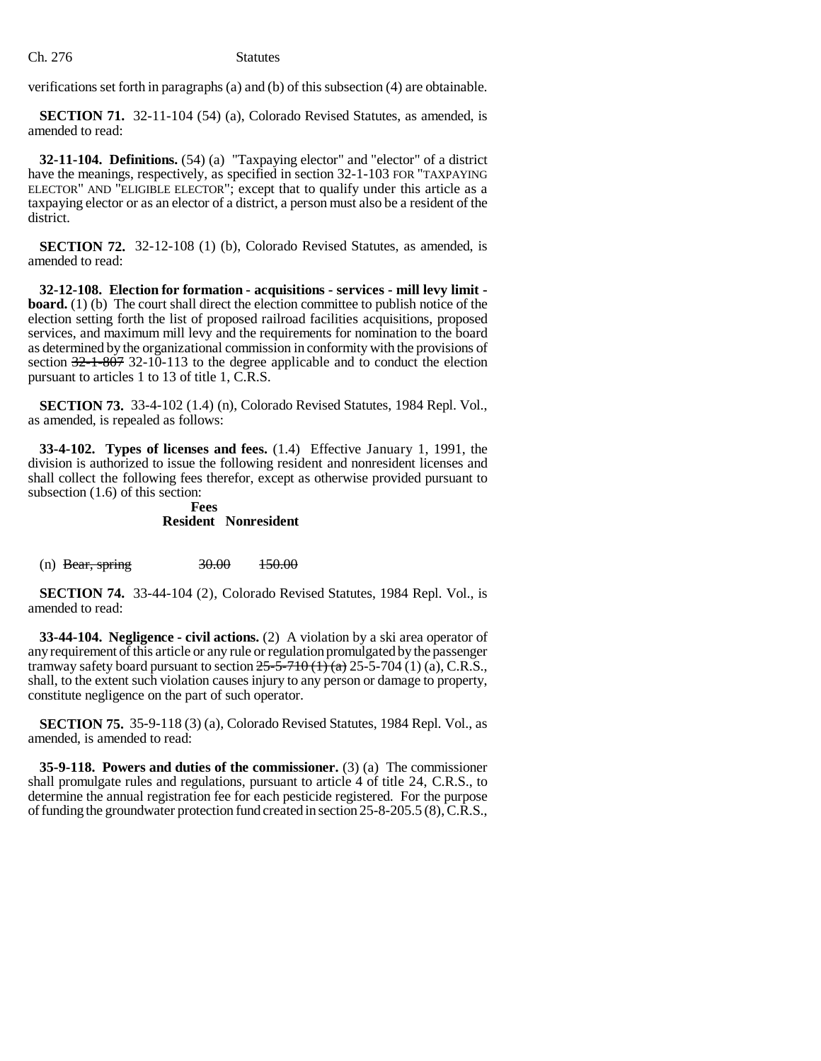verifications set forth in paragraphs (a) and (b) of this subsection (4) are obtainable.

**SECTION 71.** 32-11-104 (54) (a), Colorado Revised Statutes, as amended, is amended to read:

**32-11-104. Definitions.** (54) (a) "Taxpaying elector" and "elector" of a district have the meanings, respectively, as specified in section 32-1-103 FOR "TAXPAYING ELECTOR" AND "ELIGIBLE ELECTOR"; except that to qualify under this article as a taxpaying elector or as an elector of a district, a person must also be a resident of the district.

**SECTION 72.** 32-12-108 (1) (b), Colorado Revised Statutes, as amended, is amended to read:

**32-12-108. Election for formation - acquisitions - services - mill levy limit - board.** (1) (b) The court shall direct the election committee to publish notice of the election setting forth the list of proposed railroad facilities acquisitions, proposed services, and maximum mill levy and the requirements for nomination to the board as determined by the organizational commission in conformity with the provisions of section ~~32-1-807~~ 32-10-113 to the degree applicable and to conduct the election pursuant to articles 1 to 13 of title 1, C.R.S.

**SECTION 73.** 33-4-102 (1.4) (n), Colorado Revised Statutes, 1984 Repl. Vol., as amended, is repealed as follows:

**33-4-102. Types of licenses and fees.** (1.4) Effective January 1, 1991, the division is authorized to issue the following resident and nonresident licenses and shall collect the following fees therefor, except as otherwise provided pursuant to subsection (1.6) of this section:

| | Fees | |
|---|---|---|
| | **Resident** | **Nonresident** |
| (n) ~~Bear, spring~~ | ~~30.00~~ | ~~150.00~~ |

**SECTION 74.** 33-44-104 (2), Colorado Revised Statutes, 1984 Repl. Vol., is amended to read:

**33-44-104. Negligence - civil actions.** (2) A violation by a ski area operator of any requirement of this article or any rule or regulation promulgated by the passenger tramway safety board pursuant to section ~~25-5-710 (1) (a)~~ 25-5-704 (1) (a), C.R.S., shall, to the extent such violation causes injury to any person or damage to property, constitute negligence on the part of such operator.

**SECTION 75.** 35-9-118 (3) (a), Colorado Revised Statutes, 1984 Repl. Vol., as amended, is amended to read:

**35-9-118. Powers and duties of the commissioner.** (3) (a) The commissioner shall promulgate rules and regulations, pursuant to article 4 of title 24, C.R.S., to determine the annual registration fee for each pesticide registered. For the purpose of funding the groundwater protection fund created in section 25-8-205.5 (8), C.R.S.,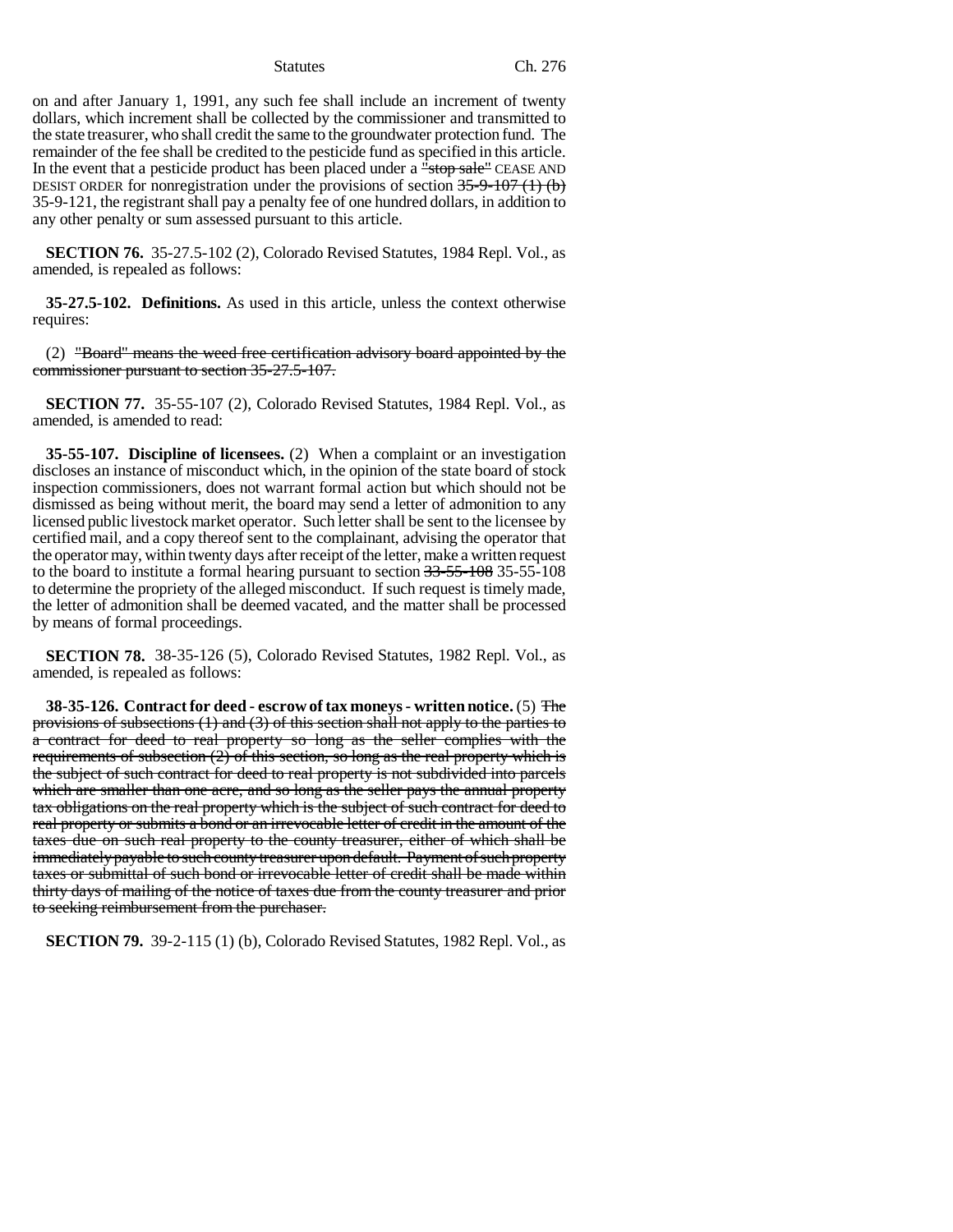on and after January 1, 1991, any such fee shall include an increment of twenty dollars, which increment shall be collected by the commissioner and transmitted to the state treasurer, who shall credit the same to the groundwater protection fund. The remainder of the fee shall be credited to the pesticide fund as specified in this article. In the event that a pesticide product has been placed under a ~~"stop sale"~~ CEASE AND DESIST ORDER for nonregistration under the provisions of section ~~35-9-107 (1) (b)~~ 35-9-121, the registrant shall pay a penalty fee of one hundred dollars, in addition to any other penalty or sum assessed pursuant to this article.

**SECTION 76.** 35-27.5-102 (2), Colorado Revised Statutes, 1984 Repl. Vol., as amended, is repealed as follows:

**35-27.5-102. Definitions.** As used in this article, unless the context otherwise requires:

(2) ~~"Board" means the weed free certification advisory board appointed by the commissioner pursuant to section 35-27.5-107.~~

**SECTION 77.** 35-55-107 (2), Colorado Revised Statutes, 1984 Repl. Vol., as amended, is amended to read:

**35-55-107. Discipline of licensees.** (2) When a complaint or an investigation discloses an instance of misconduct which, in the opinion of the state board of stock inspection commissioners, does not warrant formal action but which should not be dismissed as being without merit, the board may send a letter of admonition to any licensed public livestock market operator. Such letter shall be sent to the licensee by certified mail, and a copy thereof sent to the complainant, advising the operator that the operator may, within twenty days after receipt of the letter, make a written request to the board to institute a formal hearing pursuant to section ~~33-55-108~~ 35-55-108 to determine the propriety of the alleged misconduct. If such request is timely made, the letter of admonition shall be deemed vacated, and the matter shall be processed by means of formal proceedings.

**SECTION 78.** 38-35-126 (5), Colorado Revised Statutes, 1982 Repl. Vol., as amended, is repealed as follows:

**38-35-126. Contract for deed - escrow of tax moneys - written notice.** (5) ~~The provisions of subsections (1) and (3) of this section shall not apply to the parties to a contract for deed to real property so long as the seller complies with the requirements of subsection (2) of this section, so long as the real property which is the subject of such contract for deed to real property is not subdivided into parcels which are smaller than one acre, and so long as the seller pays the annual property tax obligations on the real property which is the subject of such contract for deed to real property or submits a bond or an irrevocable letter of credit in the amount of the taxes due on such real property to the county treasurer, either of which shall be immediately payable to such county treasurer upon default. Payment of such property taxes or submittal of such bond or irrevocable letter of credit shall be made within thirty days of mailing of the notice of taxes due from the county treasurer and prior to seeking reimbursement from the purchaser.~~

**SECTION 79.** 39-2-115 (1) (b), Colorado Revised Statutes, 1982 Repl. Vol., as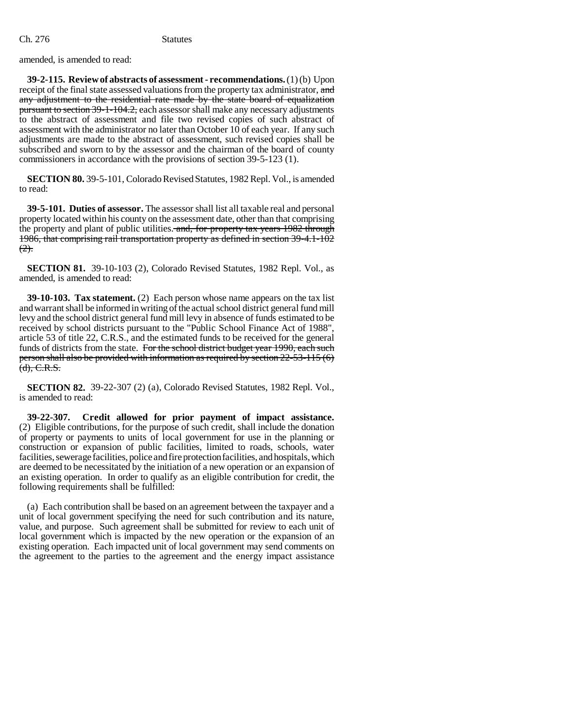amended, is amended to read:

**39-2-115. Review of abstracts of assessment - recommendations.** (1) (b) Upon receipt of the final state assessed valuations from the property tax administrator, ~~and any adjustment to the residential rate made by the state board of equalization pursuant to section 39-1-104.2,~~ each assessor shall make any necessary adjustments to the abstract of assessment and file two revised copies of such abstract of assessment with the administrator no later than October 10 of each year. If any such adjustments are made to the abstract of assessment, such revised copies shall be subscribed and sworn to by the assessor and the chairman of the board of county commissioners in accordance with the provisions of section 39-5-123 (1).

**SECTION 80.** 39-5-101, Colorado Revised Statutes, 1982 Repl. Vol., is amended to read:

**39-5-101. Duties of assessor.** The assessor shall list all taxable real and personal property located within his county on the assessment date, other than that comprising the property and plant of public utilities. ~~and, for property tax years 1982 through 1986, that comprising rail transportation property as defined in section 39-4.1-102 (2).~~

**SECTION 81.** 39-10-103 (2), Colorado Revised Statutes, 1982 Repl. Vol., as amended, is amended to read:

**39-10-103. Tax statement.** (2) Each person whose name appears on the tax list and warrant shall be informed in writing of the actual school district general fund mill levy and the school district general fund mill levy in absence of funds estimated to be received by school districts pursuant to the "Public School Finance Act of 1988", article 53 of title 22, C.R.S., and the estimated funds to be received for the general funds of districts from the state. ~~For the school district budget year 1990, each such person shall also be provided with information as required by section 22-53-115 (6) (d), C.R.S.~~

**SECTION 82.** 39-22-307 (2) (a), Colorado Revised Statutes, 1982 Repl. Vol., is amended to read:

**39-22-307. Credit allowed for prior payment of impact assistance.** (2) Eligible contributions, for the purpose of such credit, shall include the donation of property or payments to units of local government for use in the planning or construction or expansion of public facilities, limited to roads, schools, water facilities, sewerage facilities, police and fire protection facilities, and hospitals, which are deemed to be necessitated by the initiation of a new operation or an expansion of an existing operation. In order to qualify as an eligible contribution for credit, the following requirements shall be fulfilled:

(a) Each contribution shall be based on an agreement between the taxpayer and a unit of local government specifying the need for such contribution and its nature, value, and purpose. Such agreement shall be submitted for review to each unit of local government which is impacted by the new operation or the expansion of an existing operation. Each impacted unit of local government may send comments on the agreement to the parties to the agreement and the energy impact assistance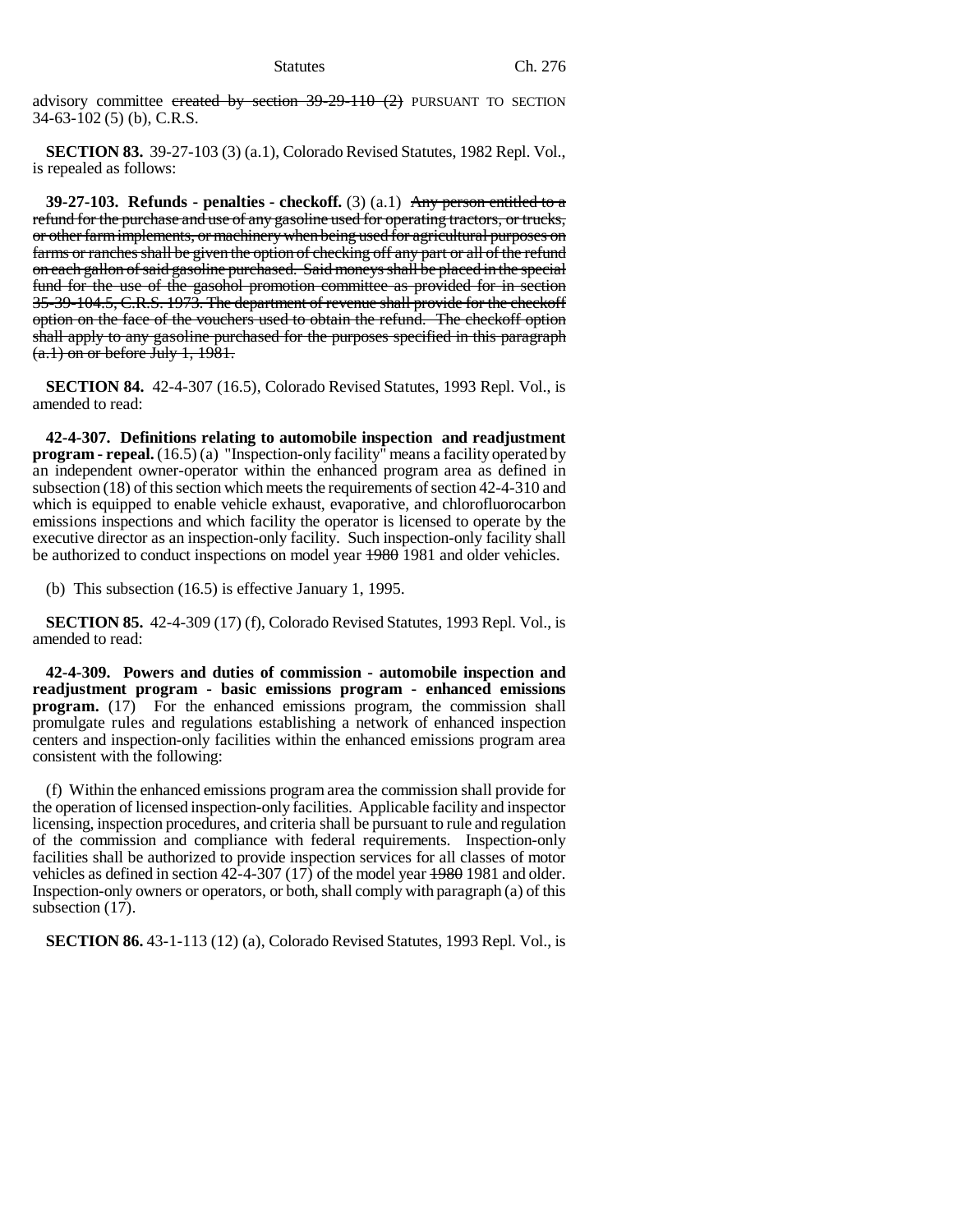advisory committee ~~created by section 39-29-110 (2)~~ PURSUANT TO SECTION 34-63-102 (5) (b), C.R.S.

**SECTION 83.** 39-27-103 (3) (a.1), Colorado Revised Statutes, 1982 Repl. Vol., is repealed as follows:

**39-27-103. Refunds - penalties - checkoff.** (3) (a.1) ~~Any person entitled to a refund for the purchase and use of any gasoline used for operating tractors, or trucks, or other farm implements, or machinery when being used for agricultural purposes on farms or ranches shall be given the option of checking off any part or all of the refund on each gallon of said gasoline purchased. Said moneys shall be placed in the special fund for the use of the gasohol promotion committee as provided for in section 35-39-104.5, C.R.S. 1973. The department of revenue shall provide for the checkoff option on the face of the vouchers used to obtain the refund. The checkoff option shall apply to any gasoline purchased for the purposes specified in this paragraph (a.1) on or before July 1, 1981.~~

**SECTION 84.** 42-4-307 (16.5), Colorado Revised Statutes, 1993 Repl. Vol., is amended to read:

**42-4-307. Definitions relating to automobile inspection and readjustment program - repeal.** (16.5) (a) "Inspection-only facility" means a facility operated by an independent owner-operator within the enhanced program area as defined in subsection (18) of this section which meets the requirements of section 42-4-310 and which is equipped to enable vehicle exhaust, evaporative, and chlorofluorocarbon emissions inspections and which facility the operator is licensed to operate by the executive director as an inspection-only facility. Such inspection-only facility shall be authorized to conduct inspections on model year ~~1980~~ 1981 and older vehicles.

(b) This subsection (16.5) is effective January 1, 1995.

**SECTION 85.** 42-4-309 (17) (f), Colorado Revised Statutes, 1993 Repl. Vol., is amended to read:

**42-4-309. Powers and duties of commission - automobile inspection and readjustment program - basic emissions program - enhanced emissions program.** (17) For the enhanced emissions program, the commission shall promulgate rules and regulations establishing a network of enhanced inspection centers and inspection-only facilities within the enhanced emissions program area consistent with the following:

(f) Within the enhanced emissions program area the commission shall provide for the operation of licensed inspection-only facilities. Applicable facility and inspector licensing, inspection procedures, and criteria shall be pursuant to rule and regulation of the commission and compliance with federal requirements. Inspection-only facilities shall be authorized to provide inspection services for all classes of motor vehicles as defined in section 42-4-307 (17) of the model year ~~1980~~ 1981 and older. Inspection-only owners or operators, or both, shall comply with paragraph (a) of this subsection (17).

**SECTION 86.** 43-1-113 (12) (a), Colorado Revised Statutes, 1993 Repl. Vol., is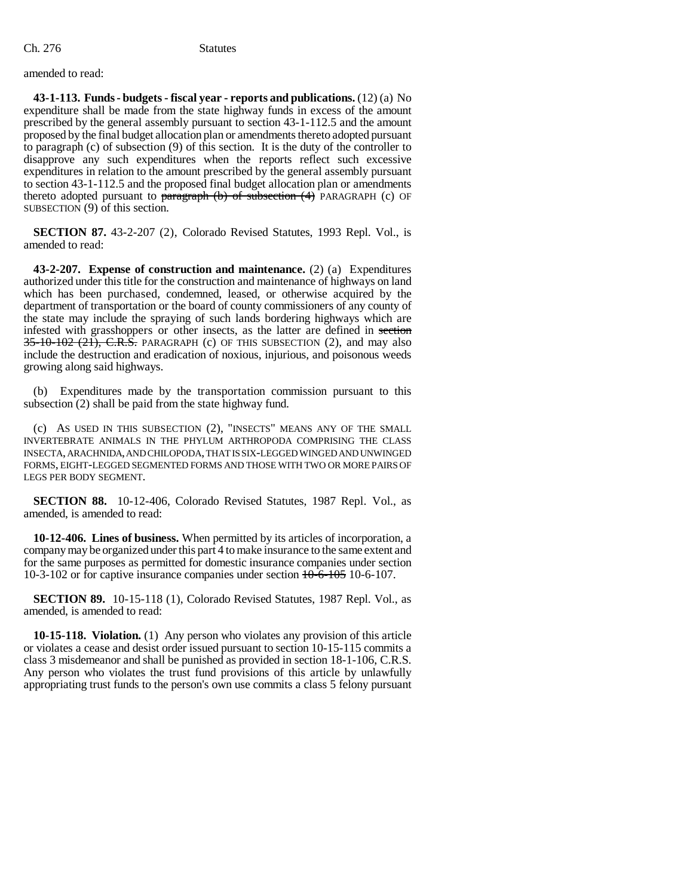amended to read:

**43-1-113. Funds - budgets - fiscal year - reports and publications.** (12) (a) No expenditure shall be made from the state highway funds in excess of the amount prescribed by the general assembly pursuant to section 43-1-112.5 and the amount proposed by the final budget allocation plan or amendments thereto adopted pursuant to paragraph (c) of subsection (9) of this section. It is the duty of the controller to disapprove any such expenditures when the reports reflect such excessive expenditures in relation to the amount prescribed by the general assembly pursuant to section 43-1-112.5 and the proposed final budget allocation plan or amendments thereto adopted pursuant to ~~paragraph (b) of subsection (4)~~ PARAGRAPH (c) OF SUBSECTION (9) of this section.

**SECTION 87.** 43-2-207 (2), Colorado Revised Statutes, 1993 Repl. Vol., is amended to read:

**43-2-207. Expense of construction and maintenance.** (2) (a) Expenditures authorized under this title for the construction and maintenance of highways on land which has been purchased, condemned, leased, or otherwise acquired by the department of transportation or the board of county commissioners of any county of the state may include the spraying of such lands bordering highways which are infested with grasshoppers or other insects, as the latter are defined in ~~section 35-10-102 (21), C.R.S.~~ PARAGRAPH (c) OF THIS SUBSECTION (2), and may also include the destruction and eradication of noxious, injurious, and poisonous weeds growing along said highways.

(b) Expenditures made by the transportation commission pursuant to this subsection (2) shall be paid from the state highway fund.

(c) AS USED IN THIS SUBSECTION (2), "INSECTS" MEANS ANY OF THE SMALL INVERTEBRATE ANIMALS IN THE PHYLUM ARTHROPODA COMPRISING THE CLASS INSECTA, ARACHNIDA, AND CHILOPODA, THAT IS SIX-LEGGED WINGED AND UNWINGED FORMS, EIGHT-LEGGED SEGMENTED FORMS AND THOSE WITH TWO OR MORE PAIRS OF LEGS PER BODY SEGMENT.

**SECTION 88.** 10-12-406, Colorado Revised Statutes, 1987 Repl. Vol., as amended, is amended to read:

**10-12-406. Lines of business.** When permitted by its articles of incorporation, a company may be organized under this part 4 to make insurance to the same extent and for the same purposes as permitted for domestic insurance companies under section 10-3-102 or for captive insurance companies under section ~~10-6-105~~ 10-6-107.

**SECTION 89.** 10-15-118 (1), Colorado Revised Statutes, 1987 Repl. Vol., as amended, is amended to read:

**10-15-118. Violation.** (1) Any person who violates any provision of this article or violates a cease and desist order issued pursuant to section 10-15-115 commits a class 3 misdemeanor and shall be punished as provided in section 18-1-106, C.R.S. Any person who violates the trust fund provisions of this article by unlawfully appropriating trust funds to the person's own use commits a class 5 felony pursuant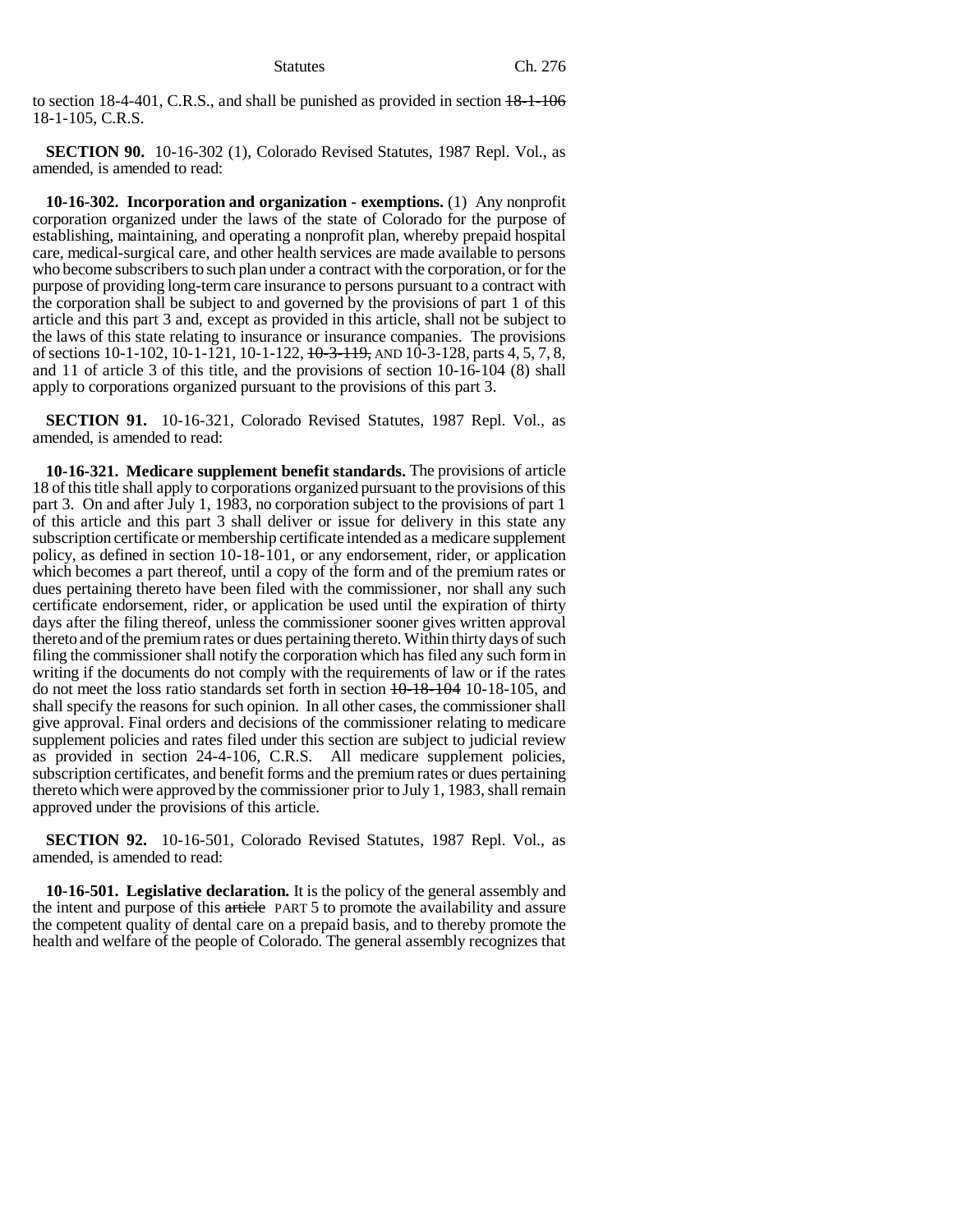to section 18-4-401, C.R.S., and shall be punished as provided in section ~~18-1-106~~ 18-1-105, C.R.S.

**SECTION 90.** 10-16-302 (1), Colorado Revised Statutes, 1987 Repl. Vol., as amended, is amended to read:

**10-16-302. Incorporation and organization - exemptions.** (1) Any nonprofit corporation organized under the laws of the state of Colorado for the purpose of establishing, maintaining, and operating a nonprofit plan, whereby prepaid hospital care, medical-surgical care, and other health services are made available to persons who become subscribers to such plan under a contract with the corporation, or for the purpose of providing long-term care insurance to persons pursuant to a contract with the corporation shall be subject to and governed by the provisions of part 1 of this article and this part 3 and, except as provided in this article, shall not be subject to the laws of this state relating to insurance or insurance companies. The provisions of sections 10-1-102, 10-1-121, 10-1-122, ~~10-3-119,~~ AND 10-3-128, parts 4, 5, 7, 8, and 11 of article 3 of this title, and the provisions of section 10-16-104 (8) shall apply to corporations organized pursuant to the provisions of this part 3.

**SECTION 91.** 10-16-321, Colorado Revised Statutes, 1987 Repl. Vol., as amended, is amended to read:

**10-16-321. Medicare supplement benefit standards.** The provisions of article 18 of this title shall apply to corporations organized pursuant to the provisions of this part 3. On and after July 1, 1983, no corporation subject to the provisions of part 1 of this article and this part 3 shall deliver or issue for delivery in this state any subscription certificate or membership certificate intended as a medicare supplement policy, as defined in section 10-18-101, or any endorsement, rider, or application which becomes a part thereof, until a copy of the form and of the premium rates or dues pertaining thereto have been filed with the commissioner, nor shall any such certificate endorsement, rider, or application be used until the expiration of thirty days after the filing thereof, unless the commissioner sooner gives written approval thereto and of the premium rates or dues pertaining thereto. Within thirty days of such filing the commissioner shall notify the corporation which has filed any such form in writing if the documents do not comply with the requirements of law or if the rates do not meet the loss ratio standards set forth in section ~~10-18-104~~ 10-18-105, and shall specify the reasons for such opinion. In all other cases, the commissioner shall give approval. Final orders and decisions of the commissioner relating to medicare supplement policies and rates filed under this section are subject to judicial review as provided in section 24-4-106, C.R.S. All medicare supplement policies, subscription certificates, and benefit forms and the premium rates or dues pertaining thereto which were approved by the commissioner prior to July 1, 1983, shall remain approved under the provisions of this article.

**SECTION 92.** 10-16-501, Colorado Revised Statutes, 1987 Repl. Vol., as amended, is amended to read:

**10-16-501. Legislative declaration.** It is the policy of the general assembly and the intent and purpose of this ~~article~~ PART 5 to promote the availability and assure the competent quality of dental care on a prepaid basis, and to thereby promote the health and welfare of the people of Colorado. The general assembly recognizes that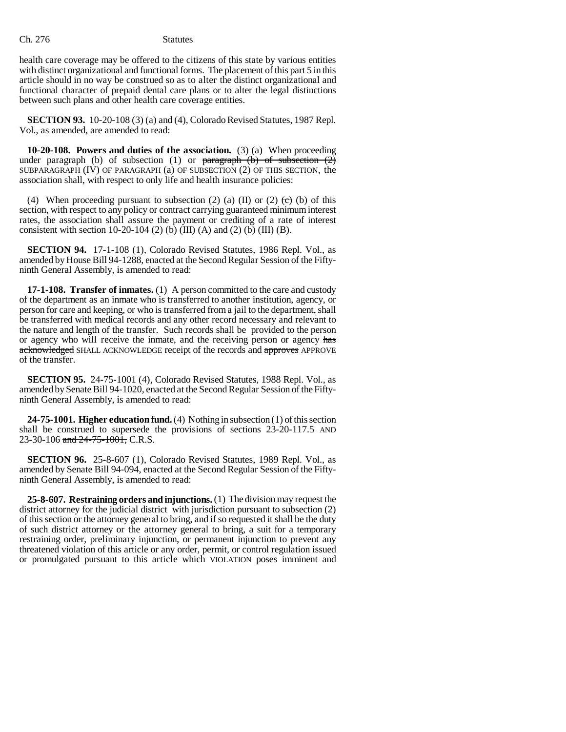health care coverage may be offered to the citizens of this state by various entities with distinct organizational and functional forms. The placement of this part 5 in this article should in no way be construed so as to alter the distinct organizational and functional character of prepaid dental care plans or to alter the legal distinctions between such plans and other health care coverage entities.

**SECTION 93.** 10-20-108 (3) (a) and (4), Colorado Revised Statutes, 1987 Repl. Vol., as amended, are amended to read:

**10-20-108. Powers and duties of the association.** (3) (a) When proceeding under paragraph (b) of subsection (1) or ~~paragraph (b) of subsection (2)~~ SUBPARAGRAPH (IV) OF PARAGRAPH (a) OF SUBSECTION (2) OF THIS SECTION, the association shall, with respect to only life and health insurance policies:

(4) When proceeding pursuant to subsection (2) (a) (II) or (2) ~~(c)~~ (b) of this section, with respect to any policy or contract carrying guaranteed minimum interest rates, the association shall assure the payment or crediting of a rate of interest consistent with section 10-20-104 (2) (b) (III) (A) and (2) (b) (III) (B).

**SECTION 94.** 17-1-108 (1), Colorado Revised Statutes, 1986 Repl. Vol., as amended by House Bill 94-1288, enacted at the Second Regular Session of the Fifty-ninth General Assembly, is amended to read:

**17-1-108. Transfer of inmates.** (1) A person committed to the care and custody of the department as an inmate who is transferred to another institution, agency, or person for care and keeping, or who is transferred from a jail to the department, shall be transferred with medical records and any other record necessary and relevant to the nature and length of the transfer. Such records shall be provided to the person or agency who will receive the inmate, and the receiving person or agency ~~has acknowledged~~ SHALL ACKNOWLEDGE receipt of the records and ~~approves~~ APPROVE of the transfer.

**SECTION 95.** 24-75-1001 (4), Colorado Revised Statutes, 1988 Repl. Vol., as amended by Senate Bill 94-1020, enacted at the Second Regular Session of the Fifty-ninth General Assembly, is amended to read:

**24-75-1001. Higher education fund.** (4) Nothing in subsection (1) of this section shall be construed to supersede the provisions of sections 23-20-117.5 AND 23-30-106 ~~and 24-75-1001,~~ C.R.S.

**SECTION 96.** 25-8-607 (1), Colorado Revised Statutes, 1989 Repl. Vol., as amended by Senate Bill 94-094, enacted at the Second Regular Session of the Fifty-ninth General Assembly, is amended to read:

**25-8-607. Restraining orders and injunctions.** (1) The division may request the district attorney for the judicial district with jurisdiction pursuant to subsection (2) of this section or the attorney general to bring, and if so requested it shall be the duty of such district attorney or the attorney general to bring, a suit for a temporary restraining order, preliminary injunction, or permanent injunction to prevent any threatened violation of this article or any order, permit, or control regulation issued or promulgated pursuant to this article which VIOLATION poses imminent and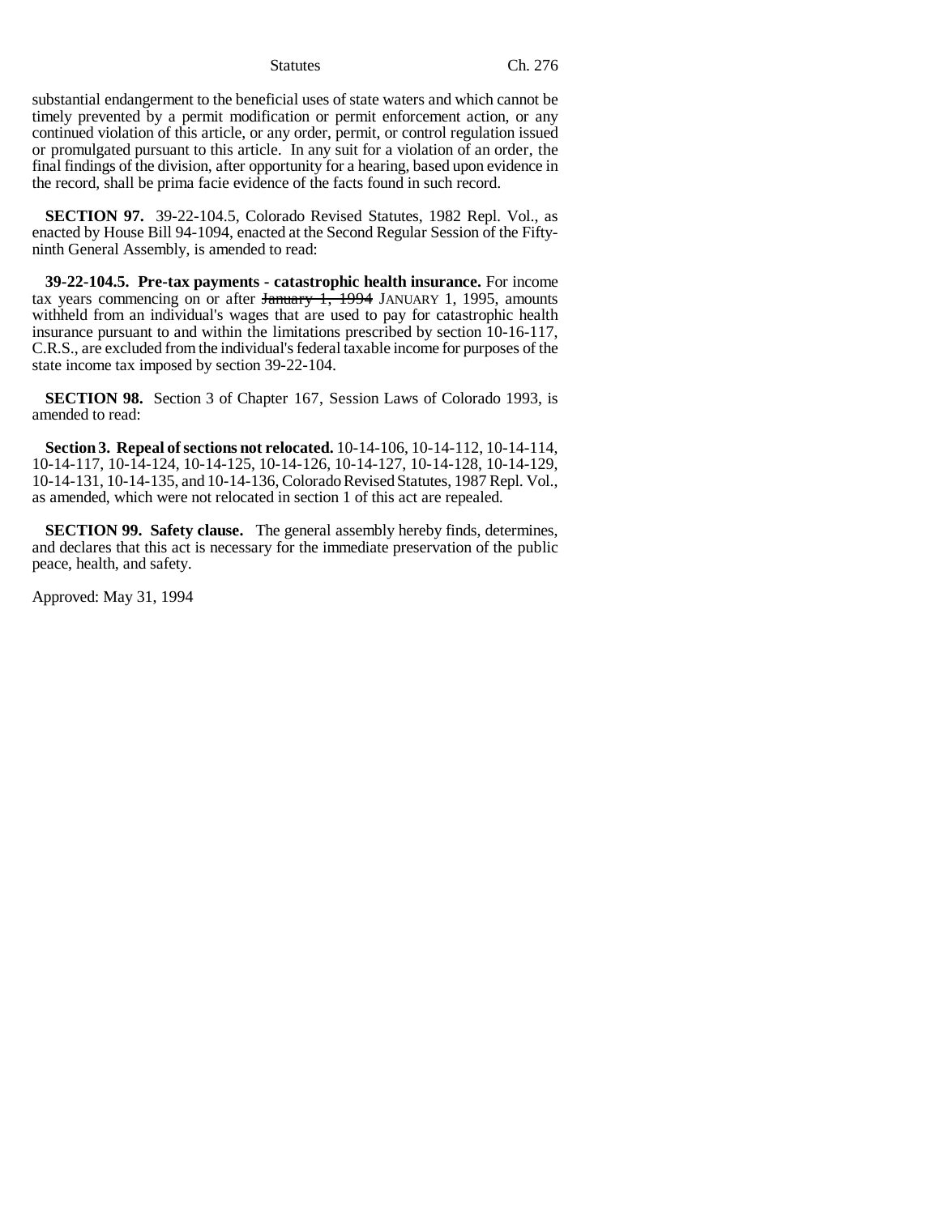substantial endangerment to the beneficial uses of state waters and which cannot be timely prevented by a permit modification or permit enforcement action, or any continued violation of this article, or any order, permit, or control regulation issued or promulgated pursuant to this article. In any suit for a violation of an order, the final findings of the division, after opportunity for a hearing, based upon evidence in the record, shall be prima facie evidence of the facts found in such record.

**SECTION 97.** 39-22-104.5, Colorado Revised Statutes, 1982 Repl. Vol., as enacted by House Bill 94-1094, enacted at the Second Regular Session of the Fifty-ninth General Assembly, is amended to read:

**39-22-104.5. Pre-tax payments - catastrophic health insurance.** For income tax years commencing on or after ~~January 1, 1994~~ JANUARY 1, 1995, amounts withheld from an individual's wages that are used to pay for catastrophic health insurance pursuant to and within the limitations prescribed by section 10-16-117, C.R.S., are excluded from the individual's federal taxable income for purposes of the state income tax imposed by section 39-22-104.

**SECTION 98.** Section 3 of Chapter 167, Session Laws of Colorado 1993, is amended to read:

**Section 3. Repeal of sections not relocated.** 10-14-106, 10-14-112, 10-14-114, 10-14-117, 10-14-124, 10-14-125, 10-14-126, 10-14-127, 10-14-128, 10-14-129, 10-14-131, 10-14-135, and 10-14-136, Colorado Revised Statutes, 1987 Repl. Vol., as amended, which were not relocated in section 1 of this act are repealed.

**SECTION 99. Safety clause.** The general assembly hereby finds, determines, and declares that this act is necessary for the immediate preservation of the public peace, health, and safety.

Approved: May 31, 1994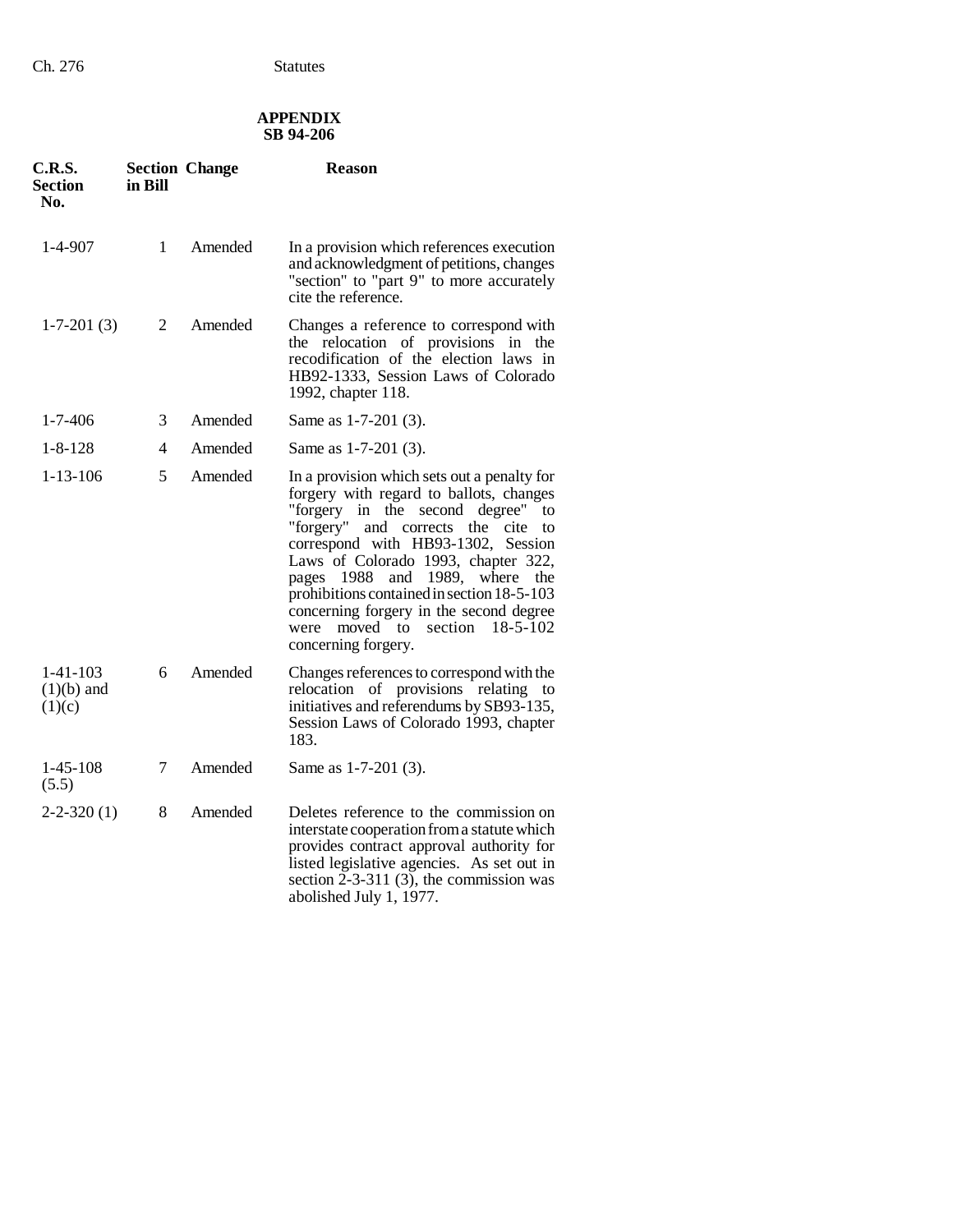## APPENDIX
## SB 94-206

| C.R.S. Section No. | Section in Bill | Change | Reason |
|---|---|---|---|
| 1-4-907 | 1 | Amended | In a provision which references execution and acknowledgment of petitions, changes "section" to "part 9" to more accurately cite the reference. |
| 1-7-201 (3) | 2 | Amended | Changes a reference to correspond with the relocation of provisions in the recodification of the election laws in HB92-1333, Session Laws of Colorado 1992, chapter 118. |
| 1-7-406 | 3 | Amended | Same as 1-7-201 (3). |
| 1-8-128 | 4 | Amended | Same as 1-7-201 (3). |
| 1-13-106 | 5 | Amended | In a provision which sets out a penalty for forgery with regard to ballots, changes "forgery in the second degree" to "forgery" and corrects the cite to correspond with HB93-1302, Session Laws of Colorado 1993, chapter 322, pages 1988 and 1989, where the prohibitions contained in section 18-5-103 concerning forgery in the second degree were moved to section 18-5-102 concerning forgery. |
| 1-41-103 (1)(b) and (1)(c) | 6 | Amended | Changes references to correspond with the relocation of provisions relating to initiatives and referendums by SB93-135, Session Laws of Colorado 1993, chapter 183. |
| 1-45-108 (5.5) | 7 | Amended | Same as 1-7-201 (3). |
| 2-2-320 (1) | 8 | Amended | Deletes reference to the commission on interstate cooperation from a statute which provides contract approval authority for listed legislative agencies. As set out in section 2-3-311 (3), the commission was abolished July 1, 1977. |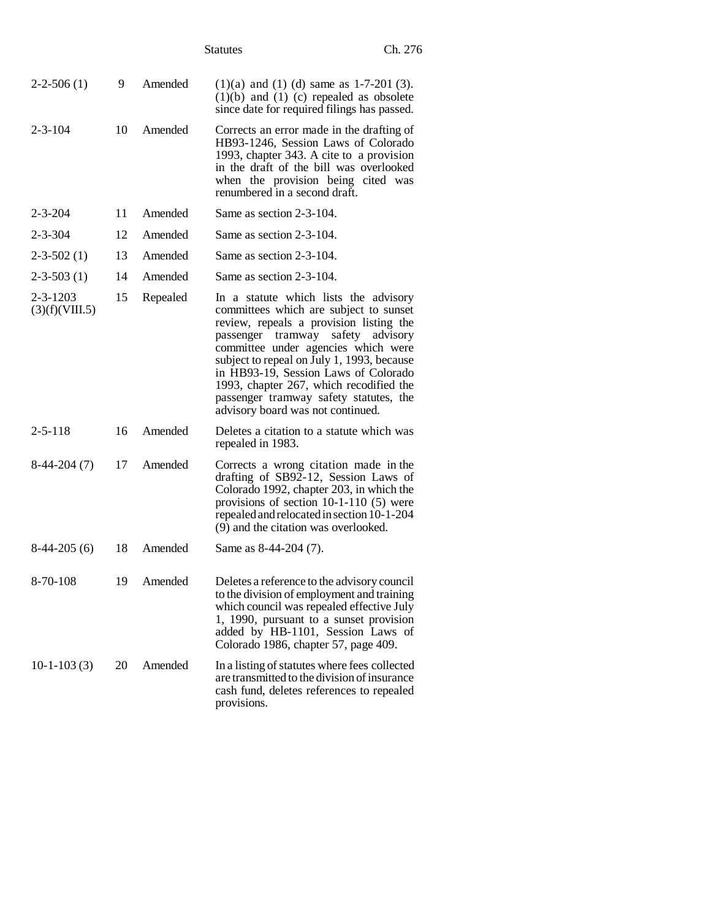| | | | |
|---|---|---|---|
| 2-2-506 (1) | 9 | Amended | (1)(a) and (1) (d) same as 1-7-201 (3). (1)(b) and (1) (c) repealed as obsolete since date for required filings has passed. |
| 2-3-104 | 10 | Amended | Corrects an error made in the drafting of HB93-1246, Session Laws of Colorado 1993, chapter 343. A cite to a provision in the draft of the bill was overlooked when the provision being cited was renumbered in a second draft. |
| 2-3-204 | 11 | Amended | Same as section 2-3-104. |
| 2-3-304 | 12 | Amended | Same as section 2-3-104. |
| 2-3-502 (1) | 13 | Amended | Same as section 2-3-104. |
| 2-3-503 (1) | 14 | Amended | Same as section 2-3-104. |
| 2-3-1203 (3)(f)(VIII.5) | 15 | Repealed | In a statute which lists the advisory committees which are subject to sunset review, repeals a provision listing the passenger tramway safety advisory committee under agencies which were subject to repeal on July 1, 1993, because in HB93-19, Session Laws of Colorado 1993, chapter 267, which recodified the passenger tramway safety statutes, the advisory board was not continued. |
| 2-5-118 | 16 | Amended | Deletes a citation to a statute which was repealed in 1983. |
| 8-44-204 (7) | 17 | Amended | Corrects a wrong citation made in the drafting of SB92-12, Session Laws of Colorado 1992, chapter 203, in which the provisions of section 10-1-110 (5) were repealed and relocated in section 10-1-204 (9) and the citation was overlooked. |
| 8-44-205 (6) | 18 | Amended | Same as 8-44-204 (7). |
| 8-70-108 | 19 | Amended | Deletes a reference to the advisory council to the division of employment and training which council was repealed effective July 1, 1990, pursuant to a sunset provision added by HB-1101, Session Laws of Colorado 1986, chapter 57, page 409. |
| 10-1-103 (3) | 20 | Amended | In a listing of statutes where fees collected are transmitted to the division of insurance cash fund, deletes references to repealed provisions. |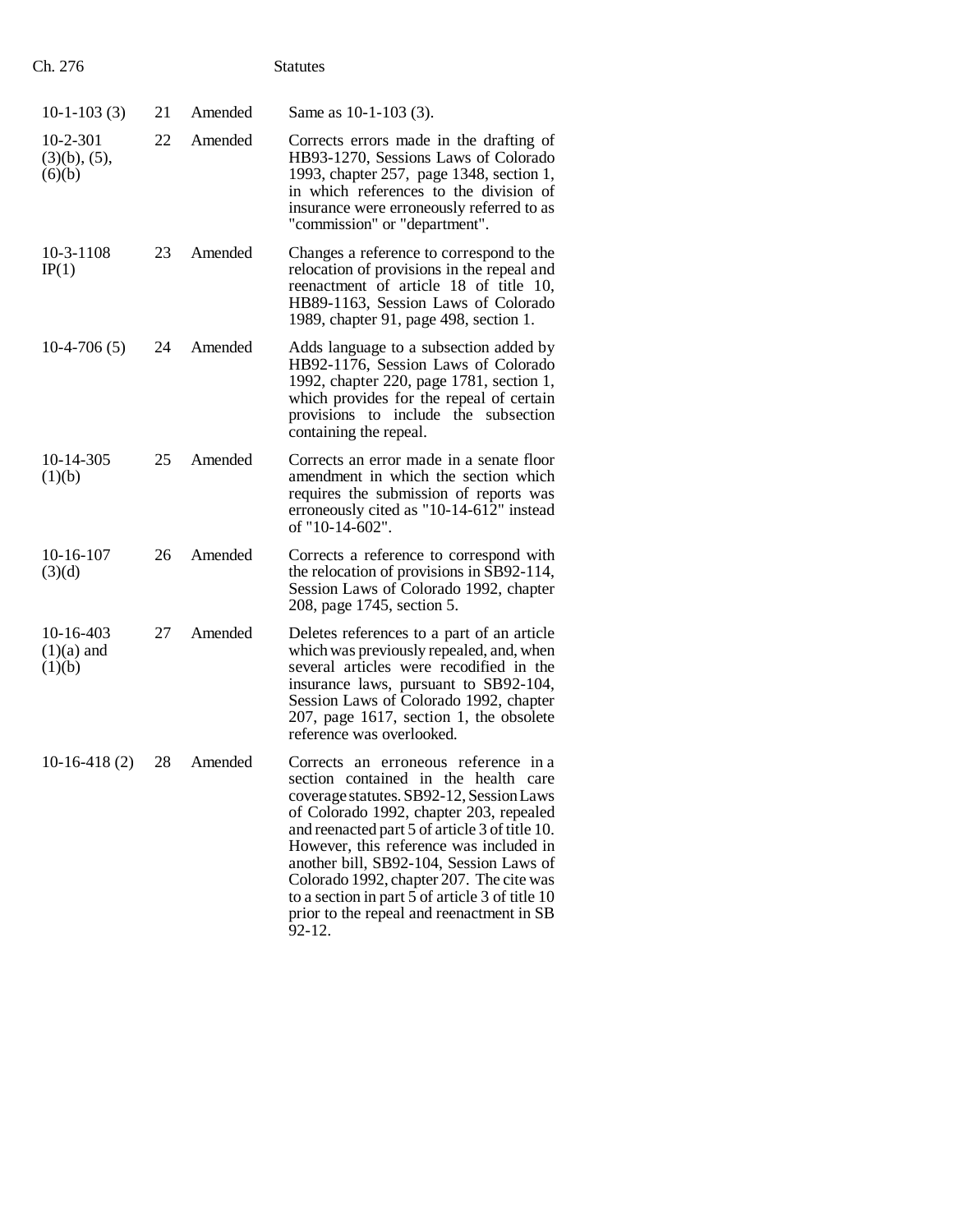| | | | |
|---|---|---|---|
| 10-1-103 (3) | 21 | Amended | Same as 10-1-103 (3). |
| 10-2-301 (3)(b), (5), (6)(b) | 22 | Amended | Corrects errors made in the drafting of HB93-1270, Sessions Laws of Colorado 1993, chapter 257, page 1348, section 1, in which references to the division of insurance were erroneously referred to as "commission" or "department". |
| 10-3-1108 IP(1) | 23 | Amended | Changes a reference to correspond to the relocation of provisions in the repeal and reenactment of article 18 of title 10, HB89-1163, Session Laws of Colorado 1989, chapter 91, page 498, section 1. |
| 10-4-706 (5) | 24 | Amended | Adds language to a subsection added by HB92-1176, Session Laws of Colorado 1992, chapter 220, page 1781, section 1, which provides for the repeal of certain provisions to include the subsection containing the repeal. |
| 10-14-305 (1)(b) | 25 | Amended | Corrects an error made in a senate floor amendment in which the section which requires the submission of reports was erroneously cited as "10-14-612" instead of "10-14-602". |
| 10-16-107 (3)(d) | 26 | Amended | Corrects a reference to correspond with the relocation of provisions in SB92-114, Session Laws of Colorado 1992, chapter 208, page 1745, section 5. |
| 10-16-403 (1)(a) and (1)(b) | 27 | Amended | Deletes references to a part of an article which was previously repealed, and, when several articles were recodified in the insurance laws, pursuant to SB92-104, Session Laws of Colorado 1992, chapter 207, page 1617, section 1, the obsolete reference was overlooked. |
| 10-16-418 (2) | 28 | Amended | Corrects an erroneous reference in a section contained in the health care coverage statutes. SB92-12, Session Laws of Colorado 1992, chapter 203, repealed and reenacted part 5 of article 3 of title 10. However, this reference was included in another bill, SB92-104, Session Laws of Colorado 1992, chapter 207. The cite was to a section in part 5 of article 3 of title 10 prior to the repeal and reenactment in SB 92-12. |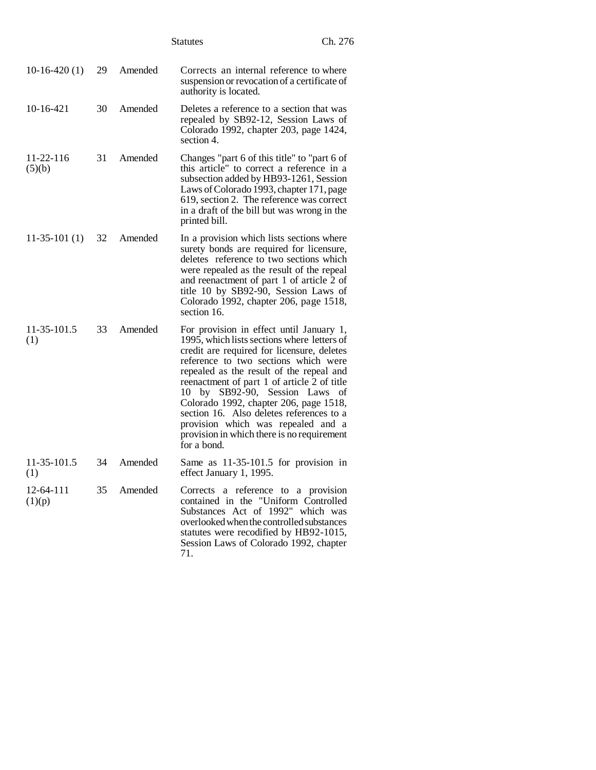| | | | |
|---|---|---|---|
| 10-16-420 (1) | 29 | Amended | Corrects an internal reference to where suspension or revocation of a certificate of authority is located. |
| 10-16-421 | 30 | Amended | Deletes a reference to a section that was repealed by SB92-12, Session Laws of Colorado 1992, chapter 203, page 1424, section 4. |
| 11-22-116 (5)(b) | 31 | Amended | Changes "part 6 of this title" to "part 6 of this article" to correct a reference in a subsection added by HB93-1261, Session Laws of Colorado 1993, chapter 171, page 619, section 2. The reference was correct in a draft of the bill but was wrong in the printed bill. |
| 11-35-101 (1) | 32 | Amended | In a provision which lists sections where surety bonds are required for licensure, deletes reference to two sections which were repealed as the result of the repeal and reenactment of part 1 of article 2 of title 10 by SB92-90, Session Laws of Colorado 1992, chapter 206, page 1518, section 16. |
| 11-35-101.5 (1) | 33 | Amended | For provision in effect until January 1, 1995, which lists sections where letters of credit are required for licensure, deletes reference to two sections which were repealed as the result of the repeal and reenactment of part 1 of article 2 of title 10 by SB92-90, Session Laws of Colorado 1992, chapter 206, page 1518, section 16. Also deletes references to a provision which was repealed and a provision in which there is no requirement for a bond. |
| 11-35-101.5 (1) | 34 | Amended | Same as 11-35-101.5 for provision in effect January 1, 1995. |
| 12-64-111 (1)(p) | 35 | Amended | Corrects a reference to a provision contained in the "Uniform Controlled Substances Act of 1992" which was overlooked when the controlled substances statutes were recodified by HB92-1015, Session Laws of Colorado 1992, chapter 71. |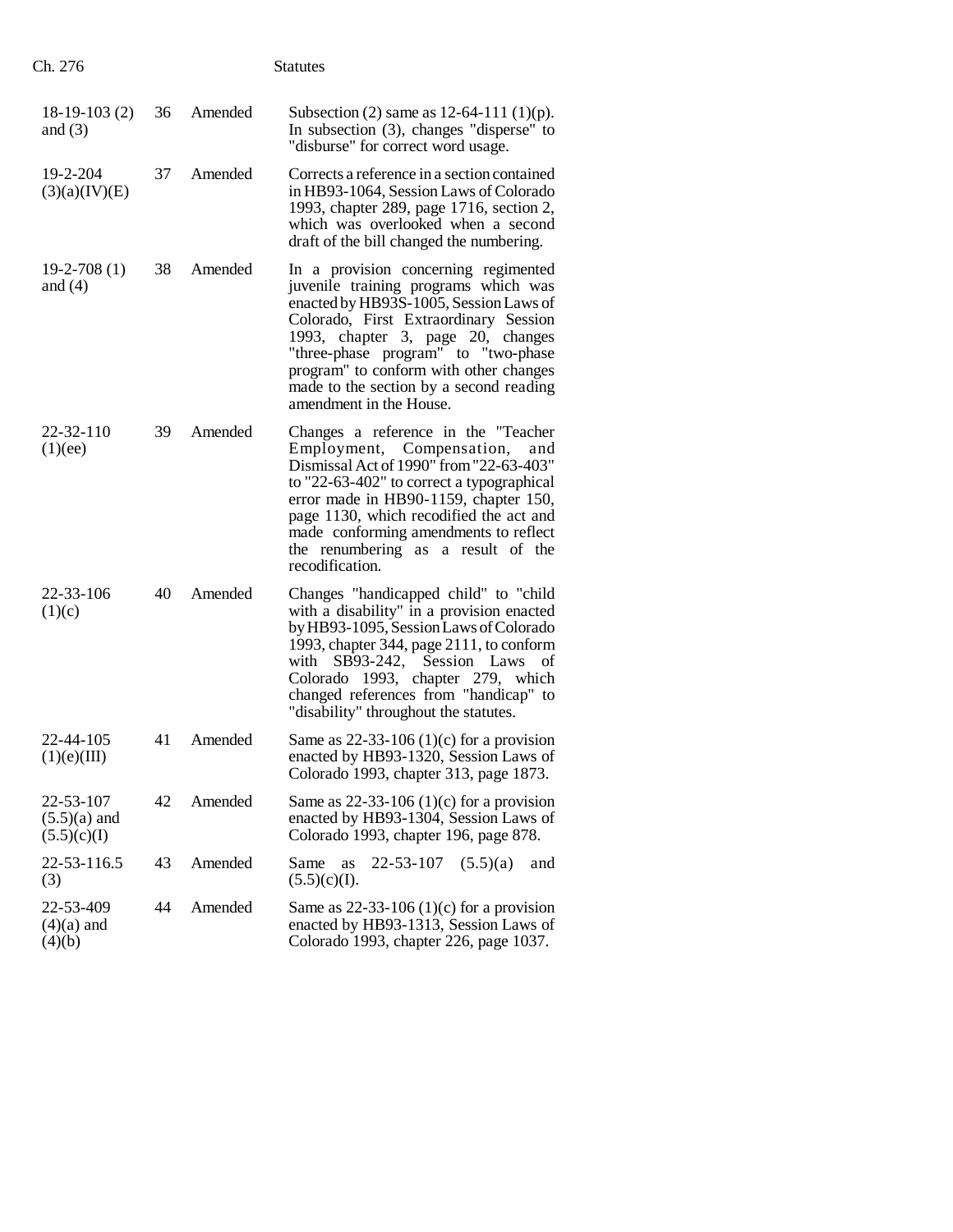| | | | |
|---|---|---|---|
| 18-19-103 (2) and (3) | 36 | Amended | Subsection (2) same as 12-64-111 (1)(p). In subsection (3), changes "disperse" to "disburse" for correct word usage. |
| 19-2-204 (3)(a)(IV)(E) | 37 | Amended | Corrects a reference in a section contained in HB93-1064, Session Laws of Colorado 1993, chapter 289, page 1716, section 2, which was overlooked when a second draft of the bill changed the numbering. |
| 19-2-708 (1) and (4) | 38 | Amended | In a provision concerning regimented juvenile training programs which was enacted by HB93S-1005, Session Laws of Colorado, First Extraordinary Session 1993, chapter 3, page 20, changes "three-phase program" to "two-phase program" to conform with other changes made to the section by a second reading amendment in the House. |
| 22-32-110 (1)(ee) | 39 | Amended | Changes a reference in the "Teacher Employment, Compensation, and Dismissal Act of 1990" from "22-63-403" to "22-63-402" to correct a typographical error made in HB90-1159, chapter 150, page 1130, which recodified the act and made conforming amendments to reflect the renumbering as a result of the recodification. |
| 22-33-106 (1)(c) | 40 | Amended | Changes "handicapped child" to "child with a disability" in a provision enacted by HB93-1095, Session Laws of Colorado 1993, chapter 344, page 2111, to conform with SB93-242, Session Laws of Colorado 1993, chapter 279, which changed references from "handicap" to "disability" throughout the statutes. |
| 22-44-105 (1)(e)(III) | 41 | Amended | Same as 22-33-106 (1)(c) for a provision enacted by HB93-1320, Session Laws of Colorado 1993, chapter 313, page 1873. |
| 22-53-107 (5.5)(a) and (5.5)(c)(I) | 42 | Amended | Same as 22-33-106 (1)(c) for a provision enacted by HB93-1304, Session Laws of Colorado 1993, chapter 196, page 878. |
| 22-53-116.5 (3) | 43 | Amended | Same as 22-53-107 (5.5)(a) and (5.5)(c)(I). |
| 22-53-409 (4)(a) and (4)(b) | 44 | Amended | Same as 22-33-106 (1)(c) for a provision enacted by HB93-1313, Session Laws of Colorado 1993, chapter 226, page 1037. |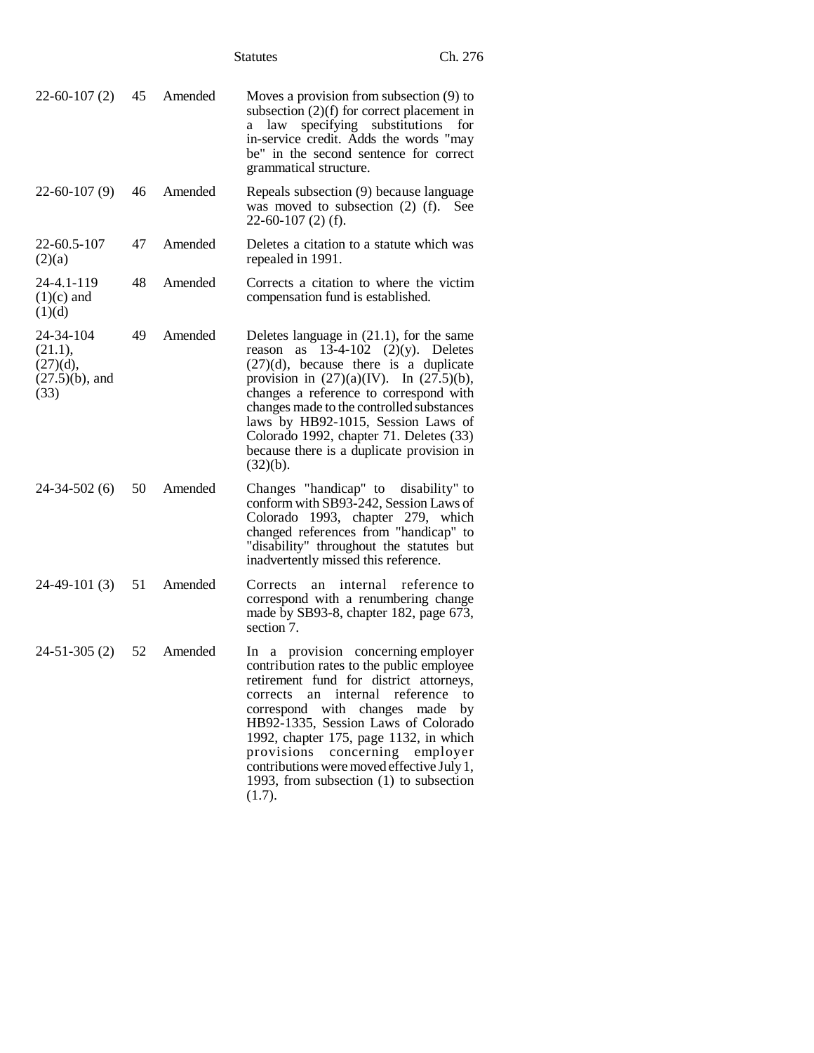| | | | |
|---|---|---|---|
| 22-60-107 (2) | 45 | Amended | Moves a provision from subsection (9) to subsection (2)(f) for correct placement in a law specifying substitutions for in-service credit. Adds the words "may be" in the second sentence for correct grammatical structure. |
| 22-60-107 (9) | 46 | Amended | Repeals subsection (9) because language was moved to subsection (2) (f). See 22-60-107 (2) (f). |
| 22-60.5-107 (2)(a) | 47 | Amended | Deletes a citation to a statute which was repealed in 1991. |
| 24-4.1-119 (1)(c) and (1)(d) | 48 | Amended | Corrects a citation to where the victim compensation fund is established. |
| 24-34-104 (21.1), (27)(d), (27.5)(b), and (33) | 49 | Amended | Deletes language in (21.1), for the same reason as 13-4-102 (2)(y). Deletes (27)(d), because there is a duplicate provision in (27)(a)(IV). In (27.5)(b), changes a reference to correspond with changes made to the controlled substances laws by HB92-1015, Session Laws of Colorado 1992, chapter 71. Deletes (33) because there is a duplicate provision in (32)(b). |
| 24-34-502 (6) | 50 | Amended | Changes "handicap" to disability" to conform with SB93-242, Session Laws of Colorado 1993, chapter 279, which changed references from "handicap" to "disability" throughout the statutes but inadvertently missed this reference. |
| 24-49-101 (3) | 51 | Amended | Corrects an internal reference to correspond with a renumbering change made by SB93-8, chapter 182, page 673, section 7. |
| 24-51-305 (2) | 52 | Amended | In a provision concerning employer contribution rates to the public employee retirement fund for district attorneys, corrects an internal reference to correspond with changes made by HB92-1335, Session Laws of Colorado 1992, chapter 175, page 1132, in which provisions concerning employer contributions were moved effective July 1, 1993, from subsection (1) to subsection (1.7). |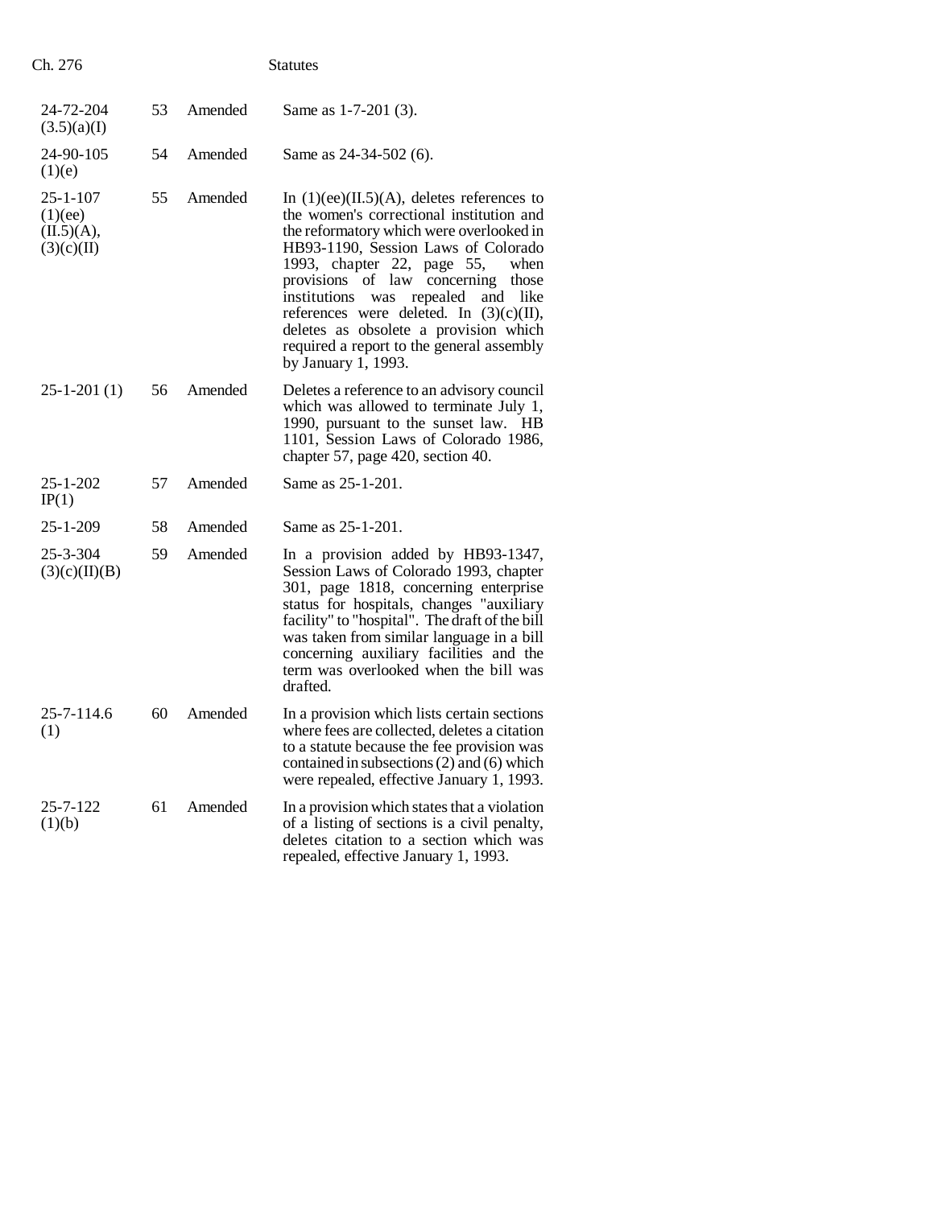| | | | |
|---|---|---|---|
| 24-72-204 (3.5)(a)(I) | 53 | Amended | Same as 1-7-201 (3). |
| 24-90-105 (1)(e) | 54 | Amended | Same as 24-34-502 (6). |
| 25-1-107 (1)(ee) (II.5)(A), (3)(c)(II) | 55 | Amended | In (1)(ee)(II.5)(A), deletes references to the women's correctional institution and the reformatory which were overlooked in HB93-1190, Session Laws of Colorado 1993, chapter 22, page 55, when provisions of law concerning those institutions was repealed and like references were deleted. In (3)(c)(II), deletes as obsolete a provision which required a report to the general assembly by January 1, 1993. |
| 25-1-201 (1) | 56 | Amended | Deletes a reference to an advisory council which was allowed to terminate July 1, 1990, pursuant to the sunset law. HB 1101, Session Laws of Colorado 1986, chapter 57, page 420, section 40. |
| 25-1-202 IP(1) | 57 | Amended | Same as 25-1-201. |
| 25-1-209 | 58 | Amended | Same as 25-1-201. |
| 25-3-304 (3)(c)(II)(B) | 59 | Amended | In a provision added by HB93-1347, Session Laws of Colorado 1993, chapter 301, page 1818, concerning enterprise status for hospitals, changes "auxiliary facility" to "hospital". The draft of the bill was taken from similar language in a bill concerning auxiliary facilities and the term was overlooked when the bill was drafted. |
| 25-7-114.6 (1) | 60 | Amended | In a provision which lists certain sections where fees are collected, deletes a citation to a statute because the fee provision was contained in subsections (2) and (6) which were repealed, effective January 1, 1993. |
| 25-7-122 (1)(b) | 61 | Amended | In a provision which states that a violation of a listing of sections is a civil penalty, deletes citation to a section which was repealed, effective January 1, 1993. |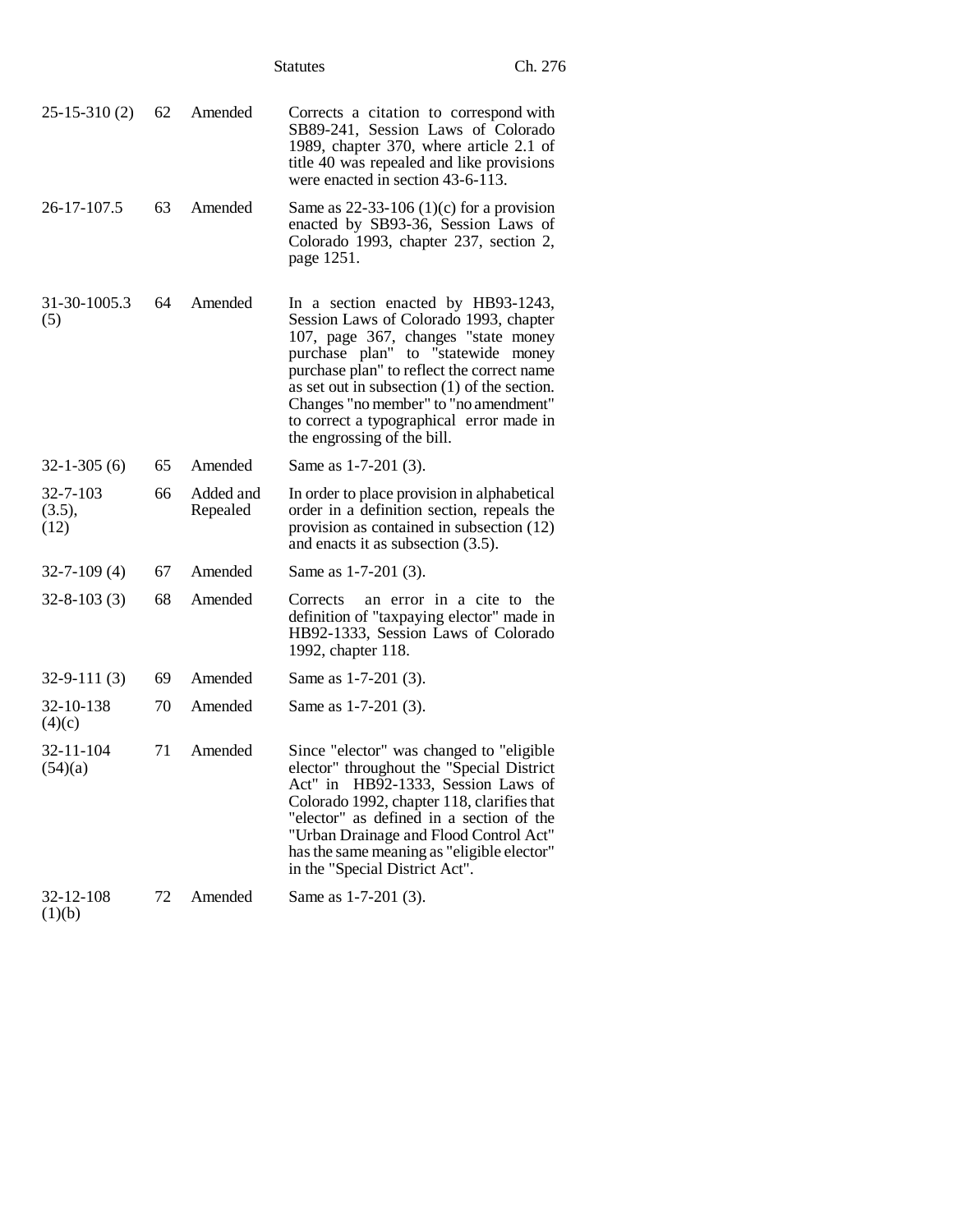| | | | |
|---|---|---|---|
| 25-15-310 (2) | 62 | Amended | Corrects a citation to correspond with SB89-241, Session Laws of Colorado 1989, chapter 370, where article 2.1 of title 40 was repealed and like provisions were enacted in section 43-6-113. |
| 26-17-107.5 | 63 | Amended | Same as 22-33-106 (1)(c) for a provision enacted by SB93-36, Session Laws of Colorado 1993, chapter 237, section 2, page 1251. |
| 31-30-1005.3 (5) | 64 | Amended | In a section enacted by HB93-1243, Session Laws of Colorado 1993, chapter 107, page 367, changes "state money purchase plan" to "statewide money purchase plan" to reflect the correct name as set out in subsection (1) of the section. Changes "no member" to "no amendment" to correct a typographical error made in the engrossing of the bill. |
| 32-1-305 (6) | 65 | Amended | Same as 1-7-201 (3). |
| 32-7-103 (3.5), (12) | 66 | Added and Repealed | In order to place provision in alphabetical order in a definition section, repeals the provision as contained in subsection (12) and enacts it as subsection (3.5). |
| 32-7-109 (4) | 67 | Amended | Same as 1-7-201 (3). |
| 32-8-103 (3) | 68 | Amended | Corrects an error in a cite to the definition of "taxpaying elector" made in HB92-1333, Session Laws of Colorado 1992, chapter 118. |
| 32-9-111 (3) | 69 | Amended | Same as 1-7-201 (3). |
| 32-10-138 (4)(c) | 70 | Amended | Same as 1-7-201 (3). |
| 32-11-104 (54)(a) | 71 | Amended | Since "elector" was changed to "eligible elector" throughout the "Special District Act" in HB92-1333, Session Laws of Colorado 1992, chapter 118, clarifies that "elector" as defined in a section of the "Urban Drainage and Flood Control Act" has the same meaning as "eligible elector" in the "Special District Act". |
| 32-12-108 (1)(b) | 72 | Amended | Same as 1-7-201 (3). |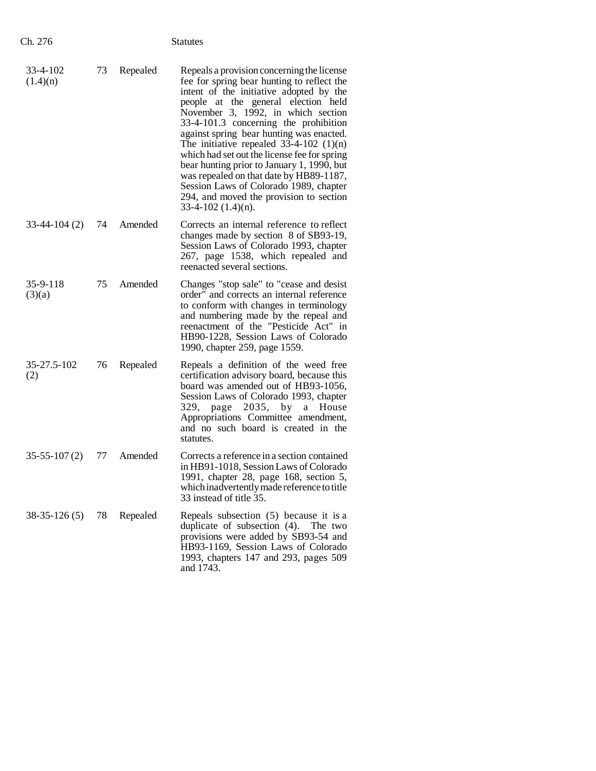| | | | |
|---|---|---|---|
| 33-4-102 (1.4)(n) | 73 | Repealed | Repeals a provision concerning the license fee for spring bear hunting to reflect the intent of the initiative adopted by the people at the general election held November 3, 1992, in which section 33-4-101.3 concerning the prohibition against spring bear hunting was enacted. The initiative repealed 33-4-102 (1)(n) which had set out the license fee for spring bear hunting prior to January 1, 1990, but was repealed on that date by HB89-1187, Session Laws of Colorado 1989, chapter 294, and moved the provision to section 33-4-102 (1.4)(n). |
| 33-44-104 (2) | 74 | Amended | Corrects an internal reference to reflect changes made by section 8 of SB93-19, Session Laws of Colorado 1993, chapter 267, page 1538, which repealed and reenacted several sections. |
| 35-9-118 (3)(a) | 75 | Amended | Changes "stop sale" to "cease and desist order" and corrects an internal reference to conform with changes in terminology and numbering made by the repeal and reenactment of the "Pesticide Act" in HB90-1228, Session Laws of Colorado 1990, chapter 259, page 1559. |
| 35-27.5-102 (2) | 76 | Repealed | Repeals a definition of the weed free certification advisory board, because this board was amended out of HB93-1056, Session Laws of Colorado 1993, chapter 329, page 2035, by a House Appropriations Committee amendment, and no such board is created in the statutes. |
| 35-55-107 (2) | 77 | Amended | Corrects a reference in a section contained in HB91-1018, Session Laws of Colorado 1991, chapter 28, page 168, section 5, which inadvertently made reference to title 33 instead of title 35. |
| 38-35-126 (5) | 78 | Repealed | Repeals subsection (5) because it is a duplicate of subsection (4). The two provisions were added by SB93-54 and HB93-1169, Session Laws of Colorado 1993, chapters 147 and 293, pages 509 and 1743. |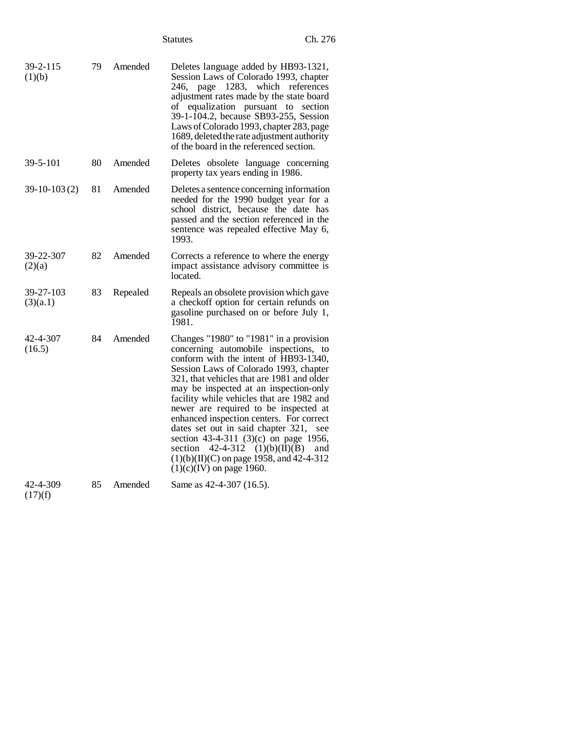| | | | |
|---|---|---|---|
| 39-2-115 (1)(b) | 79 | Amended | Deletes language added by HB93-1321, Session Laws of Colorado 1993, chapter 246, page 1283, which references adjustment rates made by the state board of equalization pursuant to section 39-1-104.2, because SB93-255, Session Laws of Colorado 1993, chapter 283, page 1689, deleted the rate adjustment authority of the board in the referenced section. |
| 39-5-101 | 80 | Amended | Deletes obsolete language concerning property tax years ending in 1986. |
| 39-10-103 (2) | 81 | Amended | Deletes a sentence concerning information needed for the 1990 budget year for a school district, because the date has passed and the section referenced in the sentence was repealed effective May 6, 1993. |
| 39-22-307 (2)(a) | 82 | Amended | Corrects a reference to where the energy impact assistance advisory committee is located. |
| 39-27-103 (3)(a.1) | 83 | Repealed | Repeals an obsolete provision which gave a checkoff option for certain refunds on gasoline purchased on or before July 1, 1981. |
| 42-4-307 (16.5) | 84 | Amended | Changes "1980" to "1981" in a provision concerning automobile inspections, to conform with the intent of HB93-1340, Session Laws of Colorado 1993, chapter 321, that vehicles that are 1981 and older may be inspected at an inspection-only facility while vehicles that are 1982 and newer are required to be inspected at enhanced inspection centers. For correct dates set out in said chapter 321, see section 43-4-311 (3)(c) on page 1956, section 42-4-312 (1)(b)(II)(B) and (1)(b)(II)(C) on page 1958, and 42-4-312 (1)(c)(IV) on page 1960. |
| 42-4-309 (17)(f) | 85 | Amended | Same as 42-4-307 (16.5). |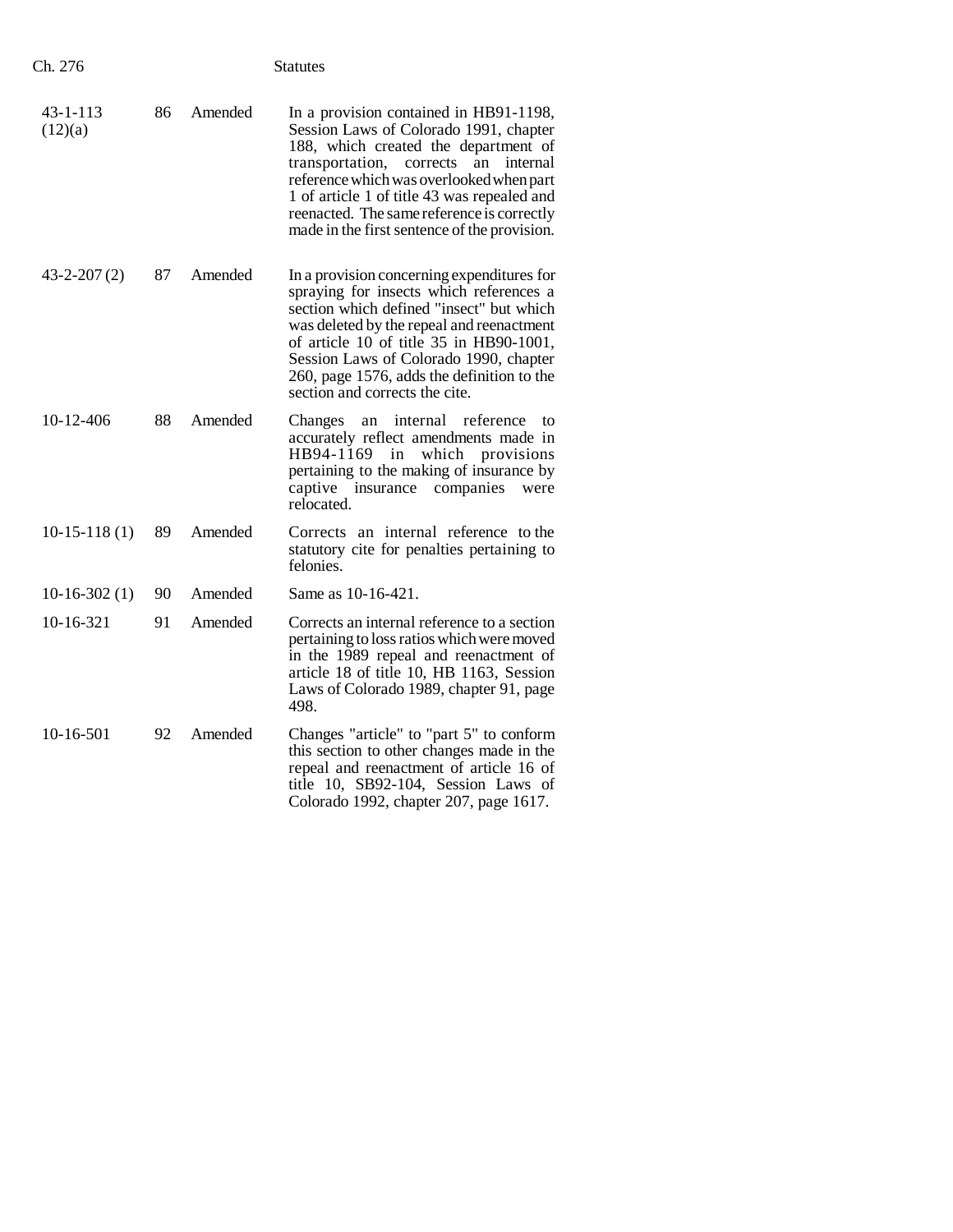| | | | |
|---|---|---|---|
| 43-1-113 (12)(a) | 86 | Amended | In a provision contained in HB91-1198, Session Laws of Colorado 1991, chapter 188, which created the department of transportation, corrects an internal reference which was overlooked when part 1 of article 1 of title 43 was repealed and reenacted. The same reference is correctly made in the first sentence of the provision. |
| 43-2-207 (2) | 87 | Amended | In a provision concerning expenditures for spraying for insects which references a section which defined "insect" but which was deleted by the repeal and reenactment of article 10 of title 35 in HB90-1001, Session Laws of Colorado 1990, chapter 260, page 1576, adds the definition to the section and corrects the cite. |
| 10-12-406 | 88 | Amended | Changes an internal reference to accurately reflect amendments made in HB94-1169 in which provisions pertaining to the making of insurance by captive insurance companies were relocated. |
| 10-15-118 (1) | 89 | Amended | Corrects an internal reference to the statutory cite for penalties pertaining to felonies. |
| 10-16-302 (1) | 90 | Amended | Same as 10-16-421. |
| 10-16-321 | 91 | Amended | Corrects an internal reference to a section pertaining to loss ratios which were moved in the 1989 repeal and reenactment of article 18 of title 10, HB 1163, Session Laws of Colorado 1989, chapter 91, page 498. |
| 10-16-501 | 92 | Amended | Changes "article" to "part 5" to conform this section to other changes made in the repeal and reenactment of article 16 of title 10, SB92-104, Session Laws of Colorado 1992, chapter 207, page 1617. |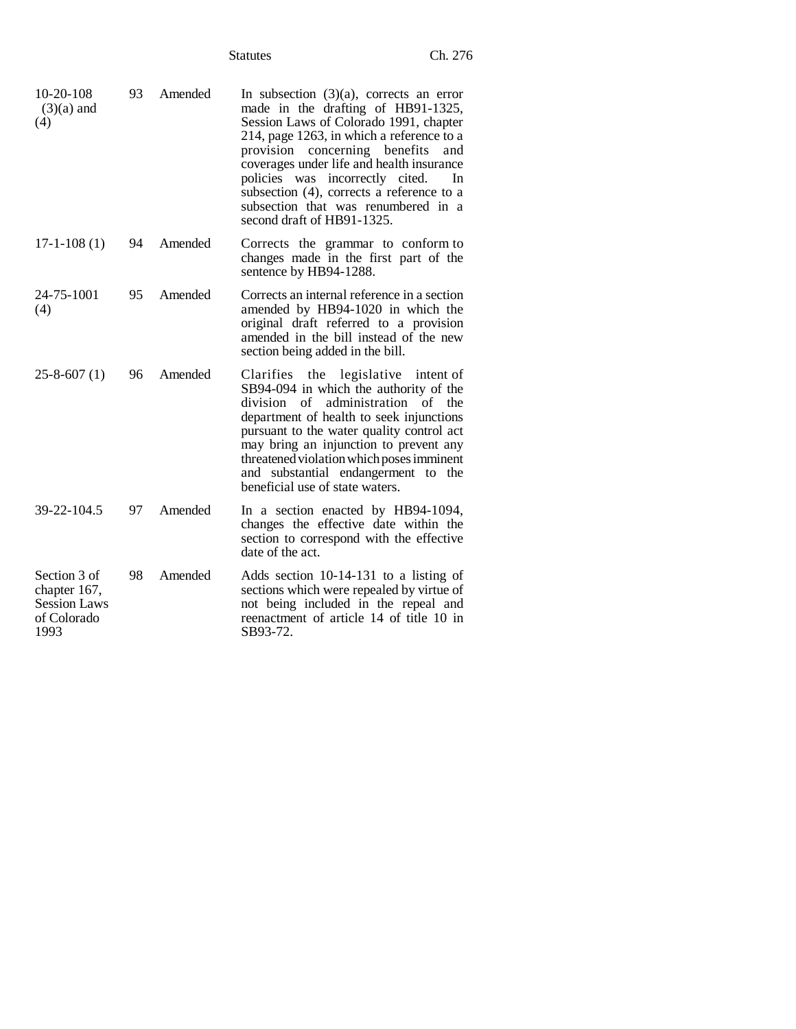| | | | |
|---|---|---|---|
| 10-20-108 (3)(a) and (4) | 93 | Amended | In subsection (3)(a), corrects an error made in the drafting of HB91-1325, Session Laws of Colorado 1991, chapter 214, page 1263, in which a reference to a provision concerning benefits and coverages under life and health insurance policies was incorrectly cited. In subsection (4), corrects a reference to a subsection that was renumbered in a second draft of HB91-1325. |
| 17-1-108 (1) | 94 | Amended | Corrects the grammar to conform to changes made in the first part of the sentence by HB94-1288. |
| 24-75-1001 (4) | 95 | Amended | Corrects an internal reference in a section amended by HB94-1020 in which the original draft referred to a provision amended in the bill instead of the new section being added in the bill. |
| 25-8-607 (1) | 96 | Amended | Clarifies the legislative intent of SB94-094 in which the authority of the division of administration of the department of health to seek injunctions pursuant to the water quality control act may bring an injunction to prevent any threatened violation which poses imminent and substantial endangerment to the beneficial use of state waters. |
| 39-22-104.5 | 97 | Amended | In a section enacted by HB94-1094, changes the effective date within the section to correspond with the effective date of the act. |
| Section 3 of chapter 167, Session Laws of Colorado 1993 | 98 | Amended | Adds section 10-14-131 to a listing of sections which were repealed by virtue of not being included in the repeal and reenactment of article 14 of title 10 in SB93-72. |